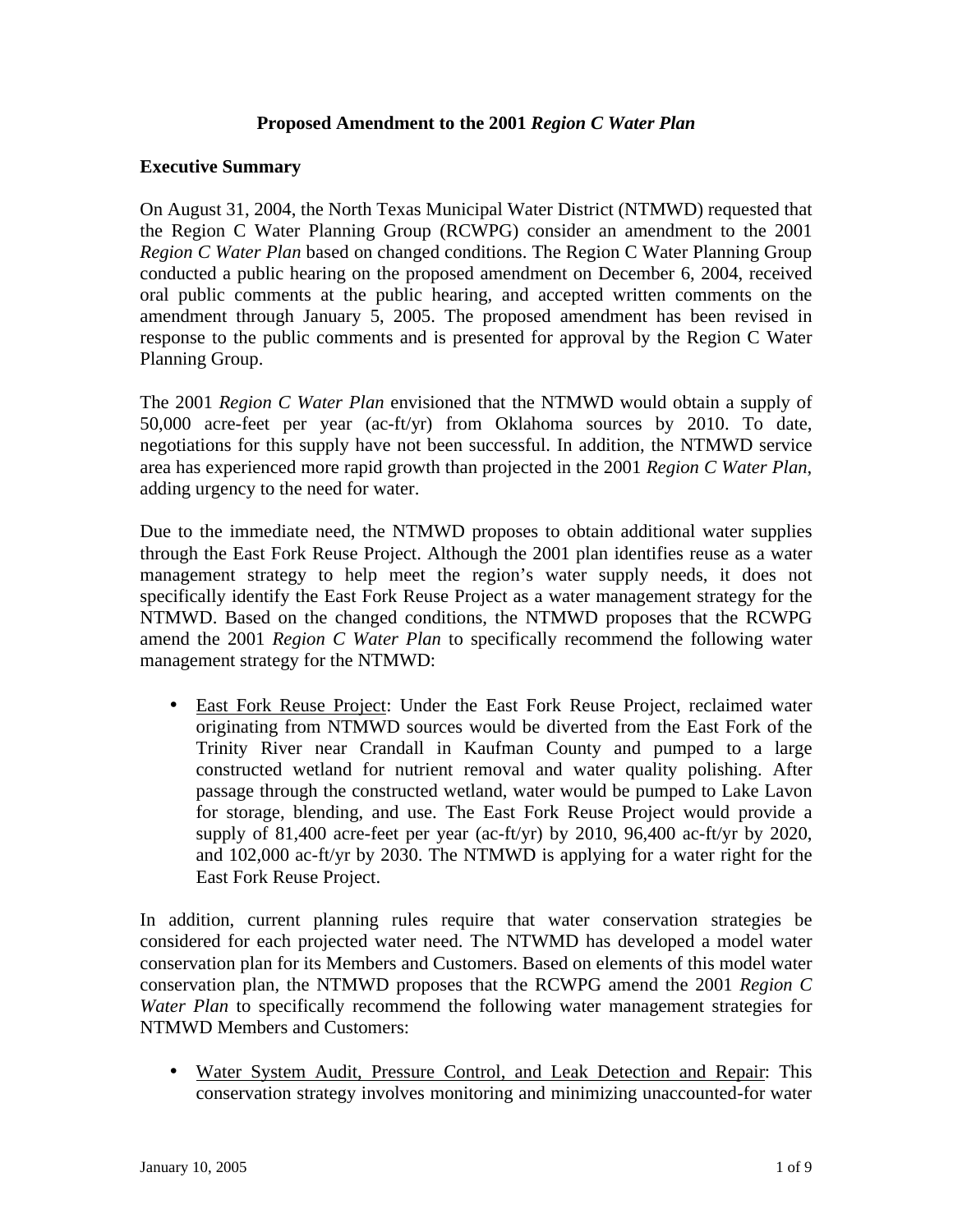# Proposed Amendment to the 2001 *Region C Water Plan*

## Executive Summary

On August 31, 2004, the North Texas Municipal Water District (NTMWD) requested that the Region C Water Planning Group (RCWPG) consider an amendment to the 2001 *Region C Water Plan* based on changed conditions. The Region C Water Planning Group conducted a public hearing on the proposed amendment on December 6, 2004, received oral public comments at the public hearing, and accepted written comments on the amendment through January 5, 2005. The proposed amendment has been revised in response to the public comments and is presented for approval by the Region C Water Planning Group.

The 2001 *Region C Water Plan* envisioned that the NTMWD would obtain a supply of 50,000 acre-feet per year (ac-ft/yr) from Oklahoma sources by 2010. To date, negotiations for this supply have not been successful. In addition, the NTMWD service area has experienced more rapid growth than projected in the 2001 *Region C Water Plan*, adding urgency to the need for water.

Due to the immediate need, the NTMWD proposes to obtain additional water supplies through the East Fork Reuse Project. Although the 2001 plan identifies reuse as a water management strategy to help meet the region's water supply needs, it does not specifically identify the East Fork Reuse Project as a water management strategy for the NTMWD. Based on the changed conditions, the NTMWD proposes that the RCWPG amend the 2001 *Region C Water Plan* to specifically recommend the following water management strategy for the NTMWD:

- <u>East Fork Reuse Project</u>: Under the East Fork Reuse Project, reclaimed water originating from NTMWD sources would be diverted from the East Fork of the Trinity River near Crandall in Kaufman County and pumped to a large constructed wetland for nutrient removal and water quality polishing. After passage through the constructed wetland, water would be pumped to Lake Lavon for storage, blending, and use. The East Fork Reuse Project would provide a supply of 81,400 acre-feet per year (ac-ft/yr) by 2010, 96,400 ac-ft/yr by 2020, and 102,000 ac-ft/yr by 2030. The NTMWD is applying for a water right for the East Fork Reuse Project.

In addition, current planning rules require that water conservation strategies be considered for each projected water need. The NTWMD has developed a model water conservation plan for its Members and Customers. Based on elements of this model water conservation plan, the NTMWD proposes that the RCWPG amend the 2001 *Region C Water Plan* to specifically recommend the following water management strategies for NTMWD Members and Customers:

- <u>Water System Audit, Pressure Control, and Leak Detection and Repair</u>: This conservation strategy involves monitoring and minimizing unaccounted-for water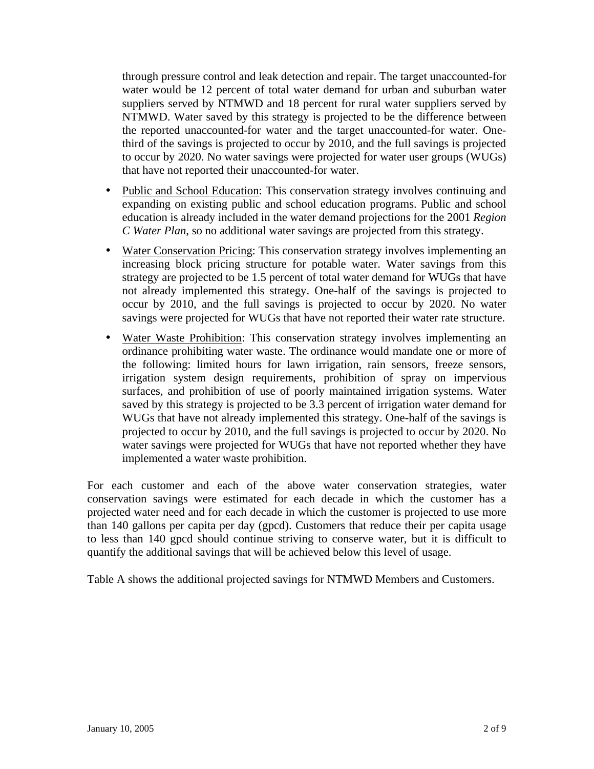through pressure control and leak detection and repair. The target unaccounted-for water would be 12 percent of total water demand for urban and suburban water suppliers served by NTMWD and 18 percent for rural water suppliers served by NTMWD. Water saved by this strategy is projected to be the difference between the reported unaccounted-for water and the target unaccounted-for water. One-third of the savings is projected to occur by 2010, and the full savings is projected to occur by 2020. No water savings were projected for water user groups (WUGs) that have not reported their unaccounted-for water.

- Public and School Education: This conservation strategy involves continuing and expanding on existing public and school education programs. Public and school education is already included in the water demand projections for the 2001 *Region C Water Plan*, so no additional water savings are projected from this strategy.
- Water Conservation Pricing: This conservation strategy involves implementing an increasing block pricing structure for potable water. Water savings from this strategy are projected to be 1.5 percent of total water demand for WUGs that have not already implemented this strategy. One-half of the savings is projected to occur by 2010, and the full savings is projected to occur by 2020. No water savings were projected for WUGs that have not reported their water rate structure.
- Water Waste Prohibition: This conservation strategy involves implementing an ordinance prohibiting water waste. The ordinance would mandate one or more of the following: limited hours for lawn irrigation, rain sensors, freeze sensors, irrigation system design requirements, prohibition of spray on impervious surfaces, and prohibition of use of poorly maintained irrigation systems. Water saved by this strategy is projected to be 3.3 percent of irrigation water demand for WUGs that have not already implemented this strategy. One-half of the savings is projected to occur by 2010, and the full savings is projected to occur by 2020. No water savings were projected for WUGs that have not reported whether they have implemented a water waste prohibition.

For each customer and each of the above water conservation strategies, water conservation savings were estimated for each decade in which the customer has a projected water need and for each decade in which the customer is projected to use more than 140 gallons per capita per day (gpcd). Customers that reduce their per capita usage to less than 140 gpcd should continue striving to conserve water, but it is difficult to quantify the additional savings that will be achieved below this level of usage.

Table A shows the additional projected savings for NTMWD Members and Customers.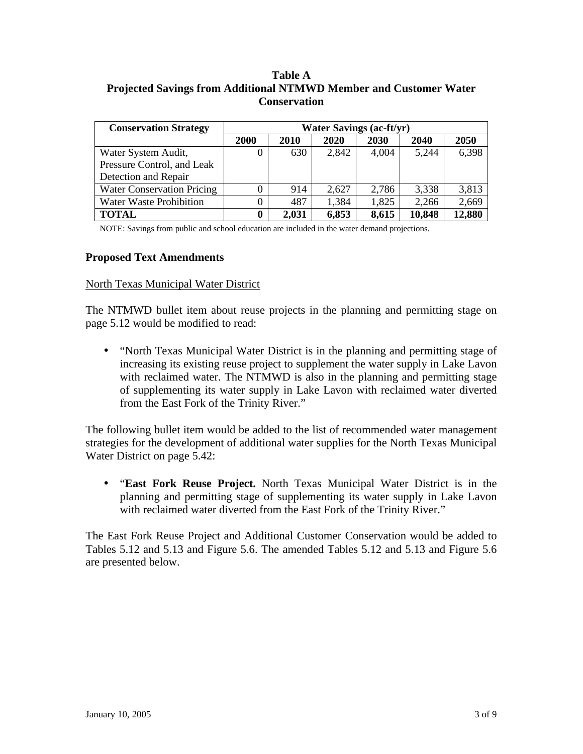**Table A**
**Projected Savings from Additional NTMWD Member and Customer Water Conservation**

| Conservation Strategy | Water Savings (ac-ft/yr) | | | | | |
|---|---|---|---|---|---|---|
| | 2000 | 2010 | 2020 | 2030 | 2040 | 2050 |
| Water System Audit, Pressure Control, and Leak Detection and Repair | 0 | 630 | 2,842 | 4,004 | 5,244 | 6,398 |
| Water Conservation Pricing | 0 | 914 | 2,627 | 2,786 | 3,338 | 3,813 |
| Water Waste Prohibition | 0 | 487 | 1,384 | 1,825 | 2,266 | 2,669 |
| **TOTAL** | **0** | **2,031** | **6,853** | **8,615** | **10,848** | **12,880** |

NOTE: Savings from public and school education are included in the water demand projections.

### Proposed Text Amendments

North Texas Municipal Water District

The NTMWD bullet item about reuse projects in the planning and permitting stage on page 5.12 would be modified to read:

- "North Texas Municipal Water District is in the planning and permitting stage of increasing its existing reuse project to supplement the water supply in Lake Lavon with reclaimed water. The NTMWD is also in the planning and permitting stage of supplementing its water supply in Lake Lavon with reclaimed water diverted from the East Fork of the Trinity River."

The following bullet item would be added to the list of recommended water management strategies for the development of additional water supplies for the North Texas Municipal Water District on page 5.42:

- "**East Fork Reuse Project.** North Texas Municipal Water District is in the planning and permitting stage of supplementing its water supply in Lake Lavon with reclaimed water diverted from the East Fork of the Trinity River."

The East Fork Reuse Project and Additional Customer Conservation would be added to Tables 5.12 and 5.13 and Figure 5.6. The amended Tables 5.12 and 5.13 and Figure 5.6 are presented below.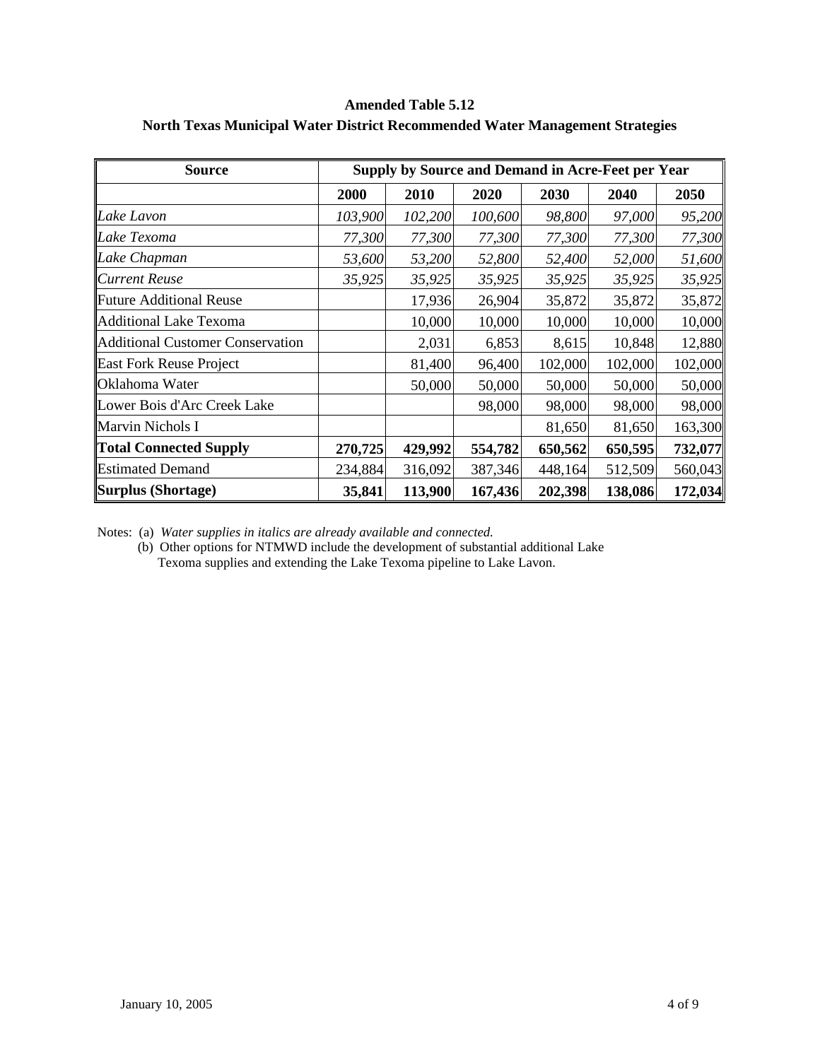**Amended Table 5.12**

**North Texas Municipal Water District Recommended Water Management Strategies**

| **Source** | **Supply by Source and Demand in Acre-Feet per Year** | | | | | |
|---|---|---|---|---|---|---|
| | **2000** | **2010** | **2020** | **2030** | **2040** | **2050** |
| *Lake Lavon* | *103,900* | *102,200* | *100,600* | *98,800* | *97,000* | *95,200* |
| *Lake Texoma* | *77,300* | *77,300* | *77,300* | *77,300* | *77,300* | *77,300* |
| *Lake Chapman* | *53,600* | *53,200* | *52,800* | *52,400* | *52,000* | *51,600* |
| *Current Reuse* | *35,925* | *35,925* | *35,925* | *35,925* | *35,925* | *35,925* |
| Future Additional Reuse | | 17,936 | 26,904 | 35,872 | 35,872 | 35,872 |
| Additional Lake Texoma | | 10,000 | 10,000 | 10,000 | 10,000 | 10,000 |
| Additional Customer Conservation | | 2,031 | 6,853 | 8,615 | 10,848 | 12,880 |
| East Fork Reuse Project | | 81,400 | 96,400 | 102,000 | 102,000 | 102,000 |
| Oklahoma Water | | 50,000 | 50,000 | 50,000 | 50,000 | 50,000 |
| Lower Bois d'Arc Creek Lake | | | 98,000 | 98,000 | 98,000 | 98,000 |
| Marvin Nichols I | | | | 81,650 | 81,650 | 163,300 |
| **Total Connected Supply** | **270,725** | **429,992** | **554,782** | **650,562** | **650,595** | **732,077** |
| Estimated Demand | 234,884 | 316,092 | 387,346 | 448,164 | 512,509 | 560,043 |
| **Surplus (Shortage)** | **35,841** | **113,900** | **167,436** | **202,398** | **138,086** | **172,034** |

Notes: (a) *Water supplies in italics are already available and connected.*

(b) Other options for NTMWD include the development of substantial additional Lake Texoma supplies and extending the Lake Texoma pipeline to Lake Lavon.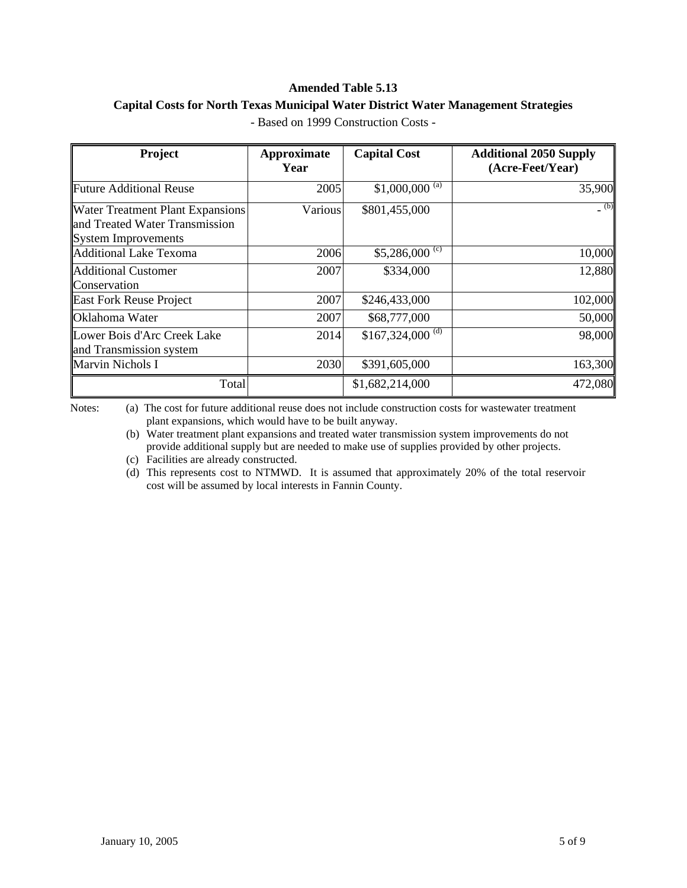**Amended Table 5.13**

**Capital Costs for North Texas Municipal Water District Water Management Strategies**

- Based on 1999 Construction Costs -

| Project | Approximate Year | Capital Cost | Additional 2050 Supply (Acre-Feet/Year) |
|---|---|---|---|
| Future Additional Reuse | 2005 | $1,000,000 [(a)] | 35,900 |
| Water Treatment Plant Expansions and Treated Water Transmission System Improvements | Various | $801,455,000 | - [(b)] |
| Additional Lake Texoma | 2006 | $5,286,000 [(c)] | 10,000 |
| Additional Customer Conservation | 2007 | $334,000 | 12,880 |
| East Fork Reuse Project | 2007 | $246,433,000 | 102,000 |
| Oklahoma Water | 2007 | $68,777,000 | 50,000 |
| Lower Bois d'Arc Creek Lake and Transmission system | 2014 | $167,324,000 [(d)] | 98,000 |
| Marvin Nichols I | 2030 | $391,605,000 | 163,300 |
| Total | | $1,682,214,000 | 472,080 |

Notes:
(a) The cost for future additional reuse does not include construction costs for wastewater treatment plant expansions, which would have to be built anyway.
(b) Water treatment plant expansions and treated water transmission system improvements do not provide additional supply but are needed to make use of supplies provided by other projects.
(c) Facilities are already constructed.
(d) This represents cost to NTMWD. It is assumed that approximately 20% of the total reservoir cost will be assumed by local interests in Fannin County.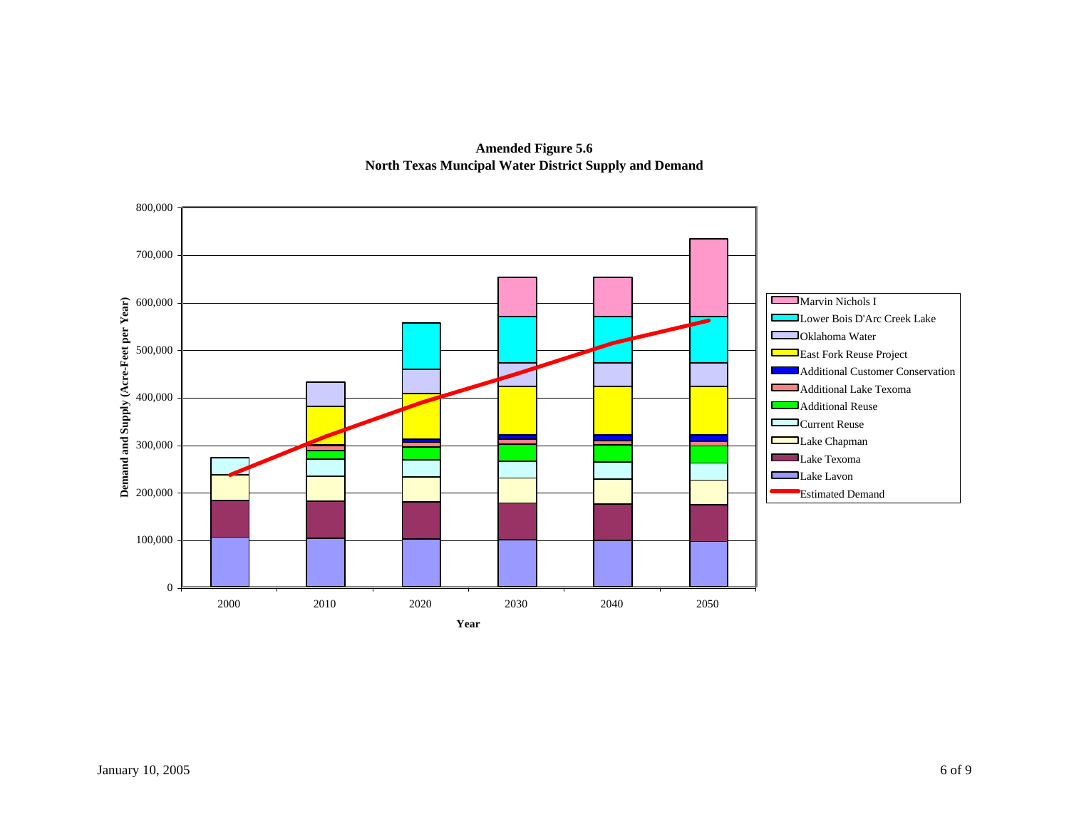**Amended Figure 5.6**
**North Texas Muncipal Water District Supply and Demand**

Demand and Supply (Acre-Feet per Year)

800,000
700,000
600,000
500,000
400,000
300,000
200,000
100,000
0

2000 2010 2020 2030 2040 2050

Year

- Marvin Nichols I
- Lower Bois D'Arc Creek Lake
- Oklahoma Water
- East Fork Reuse Project
- Additional Customer Conservation
- Additional Lake Texoma
- Additional Reuse
- Current Reuse
- Lake Chapman
- Lake Texoma
- Lake Lavon
- Estimated Demand

January 10, 2005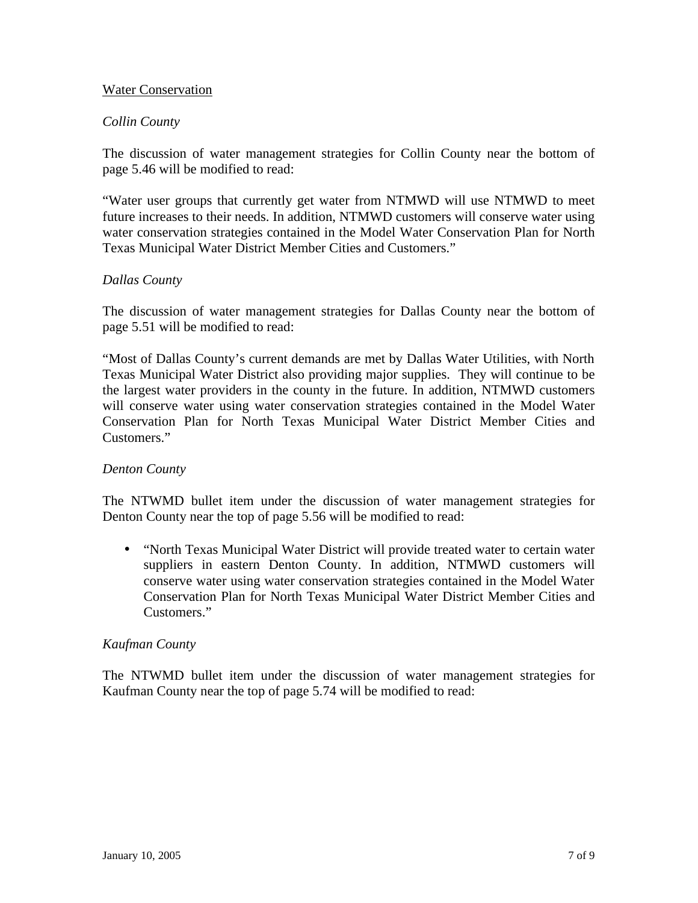<u>Water Conservation</u>

*Collin County*

The discussion of water management strategies for Collin County near the bottom of page 5.46 will be modified to read:

"Water user groups that currently get water from NTMWD will use NTMWD to meet future increases to their needs. In addition, NTMWD customers will conserve water using water conservation strategies contained in the Model Water Conservation Plan for North Texas Municipal Water District Member Cities and Customers."

*Dallas County*

The discussion of water management strategies for Dallas County near the bottom of page 5.51 will be modified to read:

"Most of Dallas County's current demands are met by Dallas Water Utilities, with North Texas Municipal Water District also providing major supplies. They will continue to be the largest water providers in the county in the future. In addition, NTMWD customers will conserve water using water conservation strategies contained in the Model Water Conservation Plan for North Texas Municipal Water District Member Cities and Customers."

*Denton County*

The NTWMD bullet item under the discussion of water management strategies for Denton County near the top of page 5.56 will be modified to read:

- "North Texas Municipal Water District will provide treated water to certain water suppliers in eastern Denton County. In addition, NTMWD customers will conserve water using water conservation strategies contained in the Model Water Conservation Plan for North Texas Municipal Water District Member Cities and Customers."

*Kaufman County*

The NTWMD bullet item under the discussion of water management strategies for Kaufman County near the top of page 5.74 will be modified to read: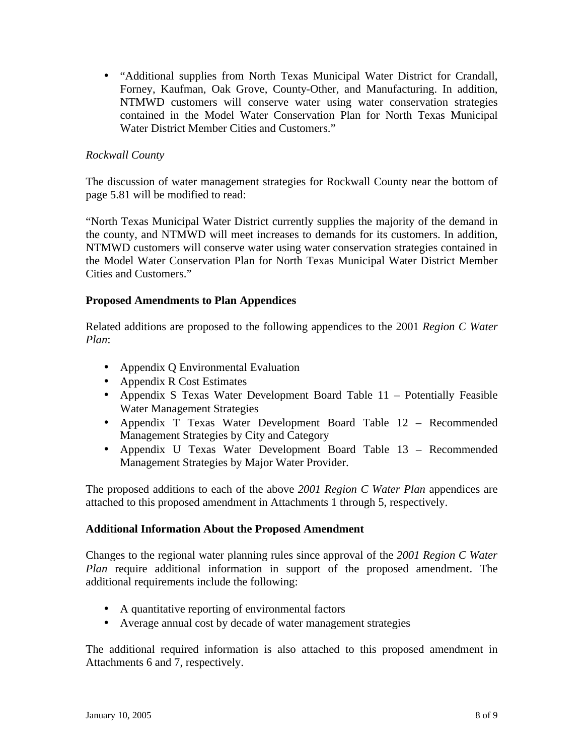- "Additional supplies from North Texas Municipal Water District for Crandall, Forney, Kaufman, Oak Grove, County-Other, and Manufacturing. In addition, NTMWD customers will conserve water using water conservation strategies contained in the Model Water Conservation Plan for North Texas Municipal Water District Member Cities and Customers."

*Rockwall County*

The discussion of water management strategies for Rockwall County near the bottom of page 5.81 will be modified to read:

"North Texas Municipal Water District currently supplies the majority of the demand in the county, and NTMWD will meet increases to demands for its customers. In addition, NTMWD customers will conserve water using water conservation strategies contained in the Model Water Conservation Plan for North Texas Municipal Water District Member Cities and Customers."

**Proposed Amendments to Plan Appendices**

Related additions are proposed to the following appendices to the 2001 *Region C Water Plan*:

- Appendix Q Environmental Evaluation
- Appendix R Cost Estimates
- Appendix S Texas Water Development Board Table 11 – Potentially Feasible Water Management Strategies
- Appendix T Texas Water Development Board Table 12 – Recommended Management Strategies by City and Category
- Appendix U Texas Water Development Board Table 13 – Recommended Management Strategies by Major Water Provider.

The proposed additions to each of the above *2001 Region C Water Plan* appendices are attached to this proposed amendment in Attachments 1 through 5, respectively.

**Additional Information About the Proposed Amendment**

Changes to the regional water planning rules since approval of the *2001 Region C Water Plan* require additional information in support of the proposed amendment. The additional requirements include the following:

- A quantitative reporting of environmental factors
- Average annual cost by decade of water management strategies

The additional required information is also attached to this proposed amendment in Attachments 6 and 7, respectively.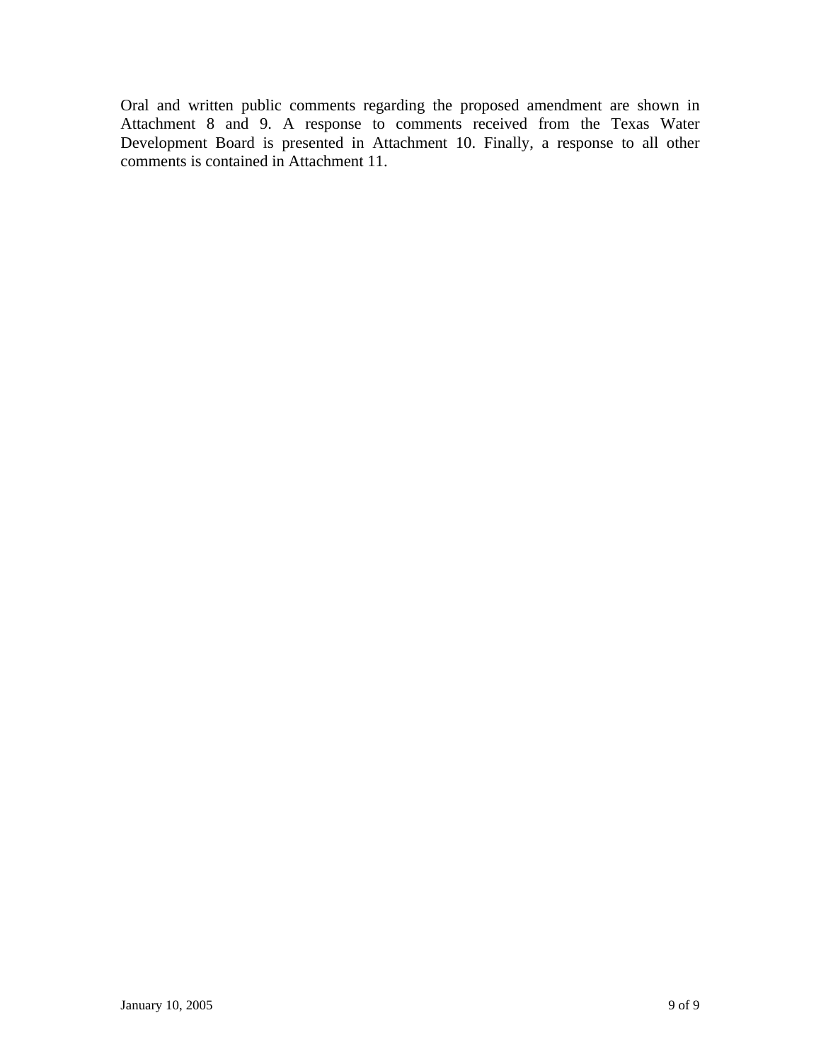Oral and written public comments regarding the proposed amendment are shown in Attachment 8 and 9. A response to comments received from the Texas Water Development Board is presented in Attachment 10. Finally, a response to all other comments is contained in Attachment 11.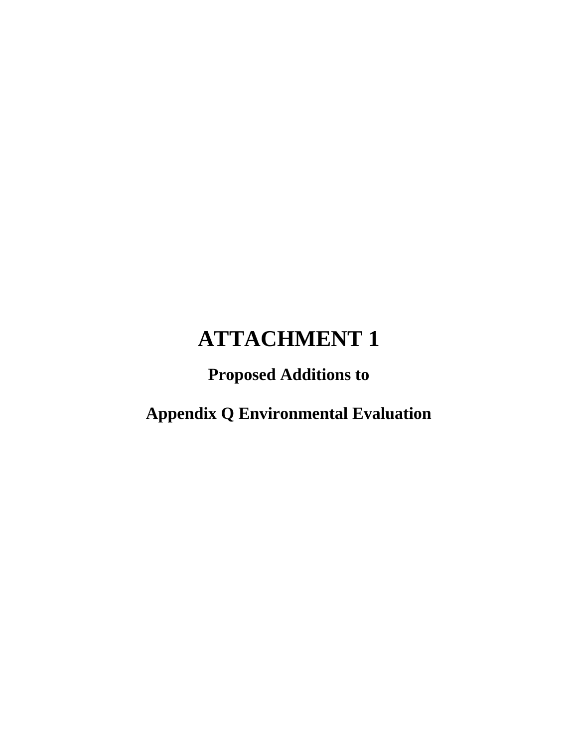# ATTACHMENT 1

## Proposed Additions to

## Appendix Q Environmental Evaluation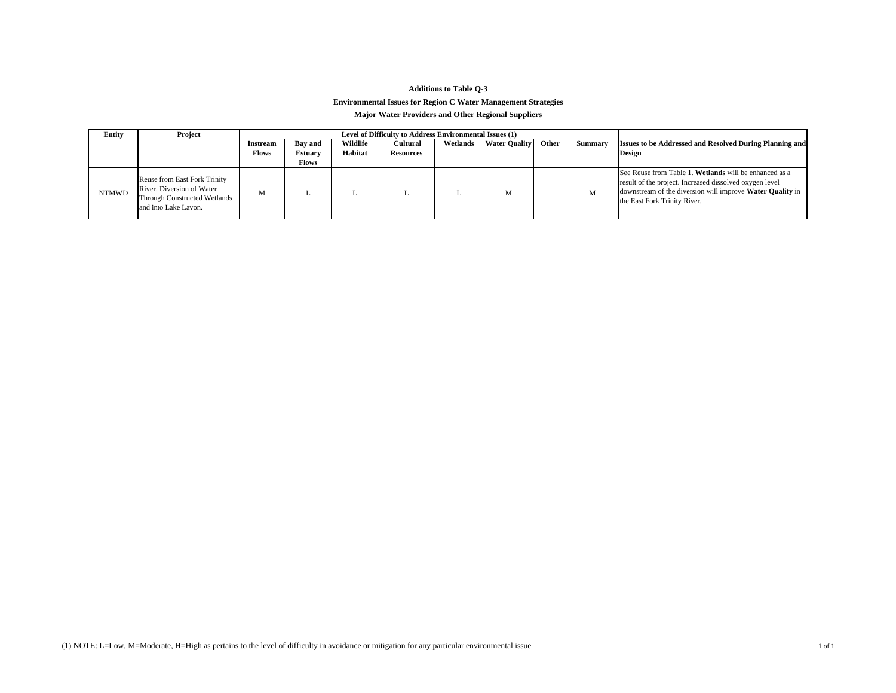**Additions to Table Q-3**

**Environmental Issues for Region C Water Management Strategies**

**Major Water Providers and Other Regional Suppliers**

| Entity | Project | Level of Difficulty to Address Environmental Issues (1) | | | | | | | | |
|---|---|---|---|---|---|---|---|---|---|---|
| | | Instream Flows | Bay and Estuary Flows | Wildlife Habitat | Cultural Resources | Wetlands | Water Quality | Other | Summary | Issues to be Addressed and Resolved During Planning and Design |
| NTMWD | Reuse from East Fork Trinity River. Diversion of Water Through Constructed Wetlands and into Lake Lavon. | M | L | L | L | L | M | | M | See Reuse from Table 1. **Wetlands** will be enhanced as a result of the project. Increased dissolved oxygen level downstream of the diversion will improve **Water Quality** in the East Fork Trinity River. |

(1) NOTE: L=Low, M=Moderate, H=High as pertains to the level of difficulty in avoidance or mitigation for any particular environmental issue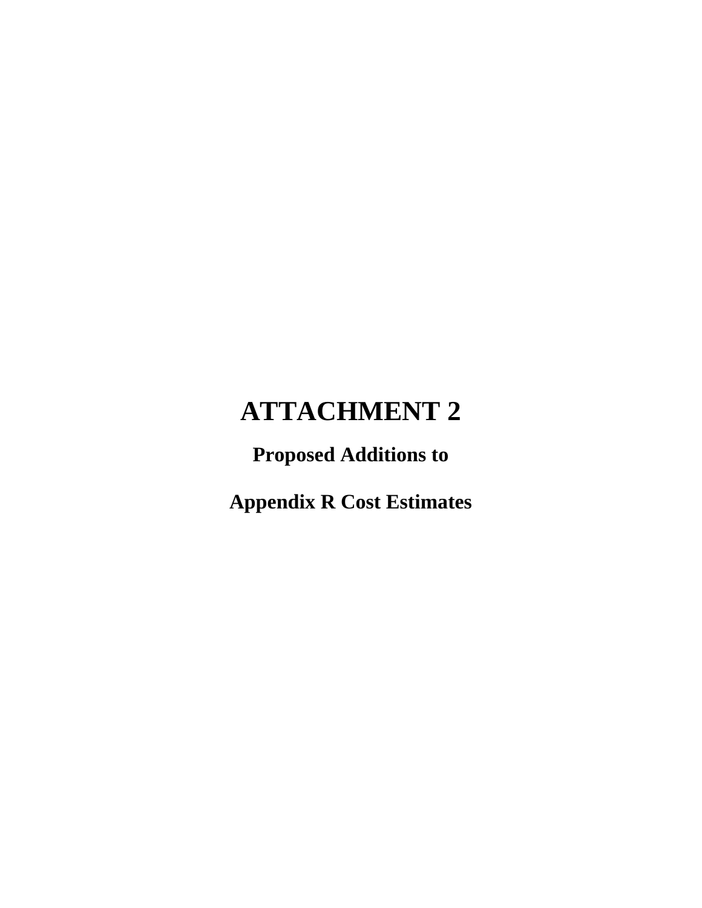# ATTACHMENT 2

## Proposed Additions to

## Appendix R Cost Estimates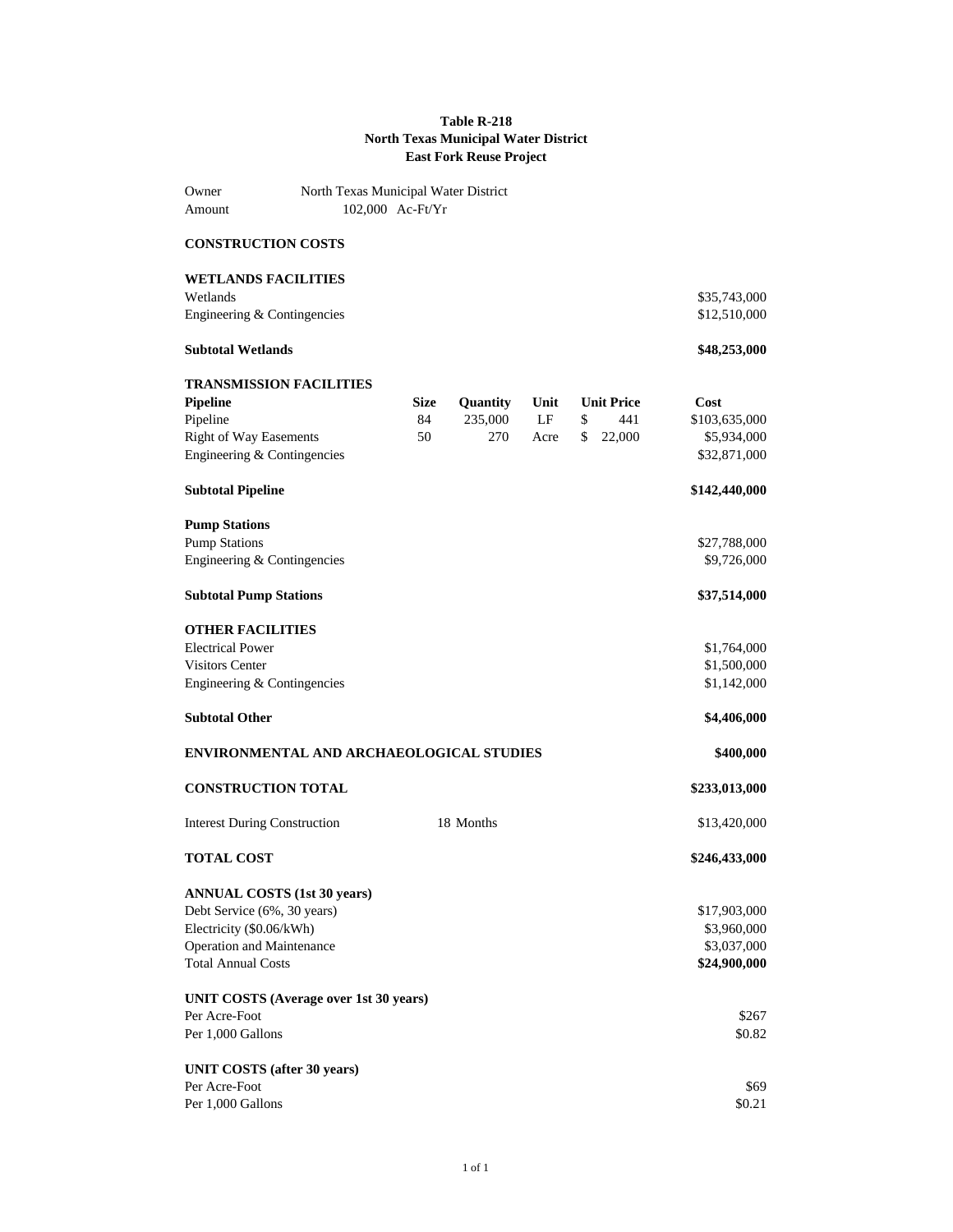# Table R-218
## North Texas Municipal Water District
## East Fork Reuse Project

Owner North Texas Municipal Water District
Amount 102,000 Ac-Ft/Yr

**CONSTRUCTION COSTS**

| | | | | | |
|---|---|---|---|---|---|
| **WETLANDS FACILITIES** | | | | | |
| Wetlands | | | | | $35,743,000 |
| Engineering & Contingencies | | | | | $12,510,000 |
| **Subtotal Wetlands** | | | | | **$48,253,000** |
| **TRANSMISSION FACILITIES** | | | | | |
| **Pipeline** | **Size** | **Quantity** | **Unit** | **Unit Price** | **Cost** |
| Pipeline | 84 | 235,000 | LF | $ 441 | $103,635,000 |
| Right of Way Easements | 50 | 270 | Acre | $ 22,000 | $5,934,000 |
| Engineering & Contingencies | | | | | $32,871,000 |
| **Subtotal Pipeline** | | | | | **$142,440,000** |
| **Pump Stations** | | | | | |
| Pump Stations | | | | | $27,788,000 |
| Engineering & Contingencies | | | | | $9,726,000 |
| **Subtotal Pump Stations** | | | | | **$37,514,000** |
| **OTHER FACILITIES** | | | | | |
| Electrical Power | | | | | $1,764,000 |
| Visitors Center | | | | | $1,500,000 |
| Engineering & Contingencies | | | | | $1,142,000 |
| **Subtotal Other** | | | | | **$4,406,000** |
| **ENVIRONMENTAL AND ARCHAEOLOGICAL STUDIES** | | | | | **$400,000** |
| **CONSTRUCTION TOTAL** | | | | | **$233,013,000** |
| Interest During Construction | | 18 Months | | | $13,420,000 |
| **TOTAL COST** | | | | | **$246,433,000** |
| **ANNUAL COSTS (1st 30 years)** | | | | | |
| Debt Service (6%, 30 years) | | | | | $17,903,000 |
| Electricity ($0.06/kWh) | | | | | $3,960,000 |
| Operation and Maintenance | | | | | $3,037,000 |
| Total Annual Costs | | | | | **$24,900,000** |
| **UNIT COSTS (Average over 1st 30 years)** | | | | | |
| Per Acre-Foot | | | | | $267 |
| Per 1,000 Gallons | | | | | $0.82 |
| **UNIT COSTS (after 30 years)** | | | | | |
| Per Acre-Foot | | | | | $69 |
| Per 1,000 Gallons | | | | | $0.21 |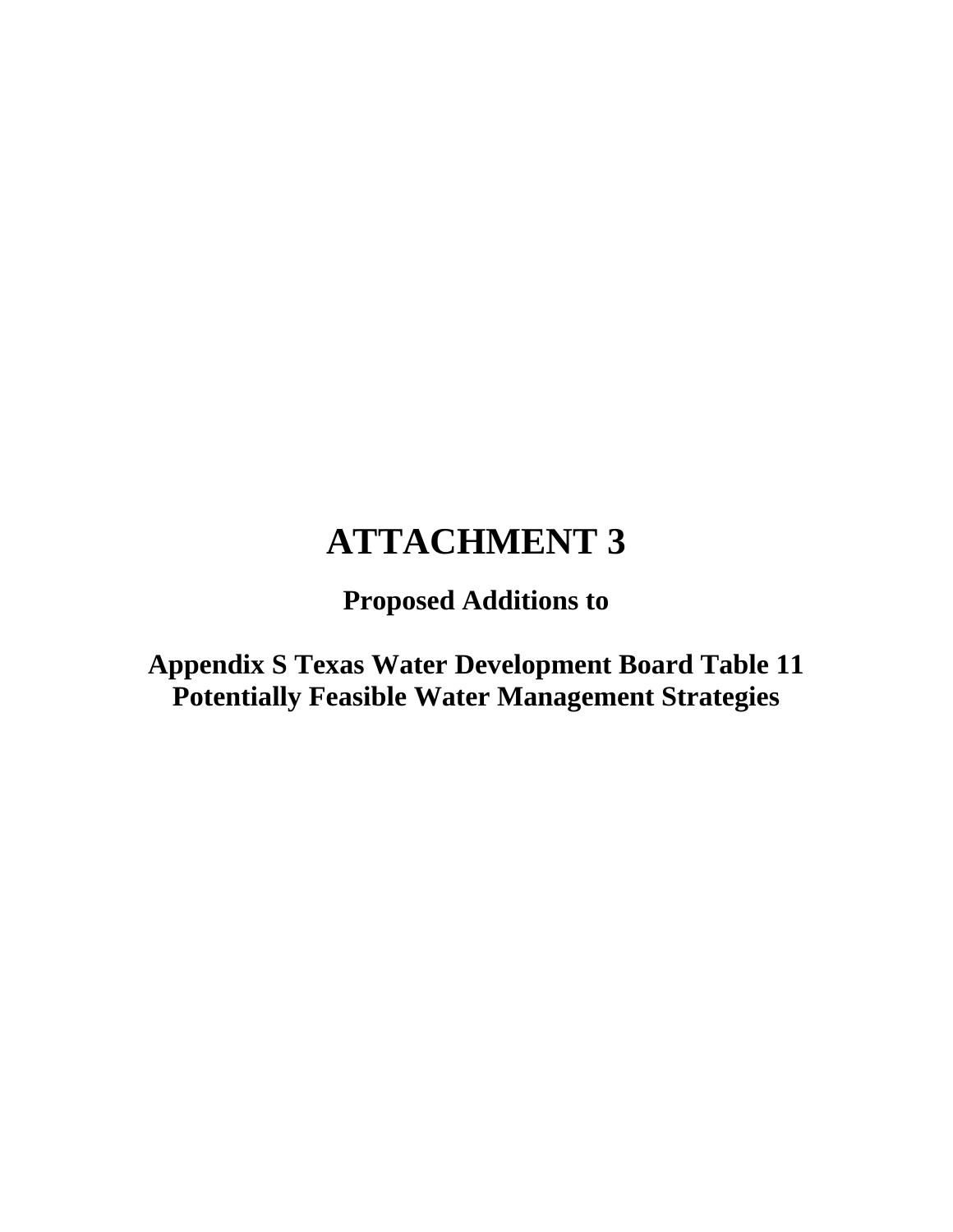# ATTACHMENT 3

**Proposed Additions to**

**Appendix S Texas Water Development Board Table 11 Potentially Feasible Water Management Strategies**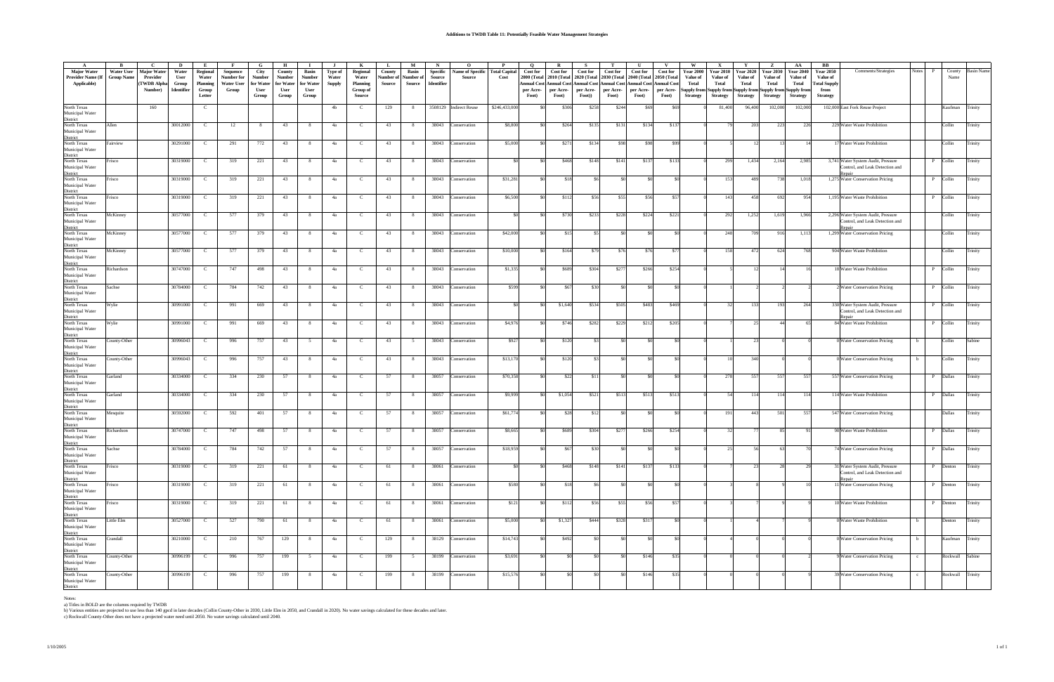# Additions to TWDB Table 11: Potentially Feasible Water Management Strategies

| A | B | C | D | E | F | G | H | I | J | K | L | M | N | O | P | Q | R | S | T | U | V | W | X | Y | Z | AA | BB | | | | | |
|---|---|---|---|---|---|---|---|---|---|---|---|---|---|---|---|---|---|---|---|---|---|---|---|---|---|---|---|---|---|---|---|---|
| **Major Water Provider Name (If Applicable)** | **Water User Group Name** | **Major Water Provider (TWDB Alpha Number)** | **Water User Group Identifier** | **Regional Water Planning Group Letter** | **Sequence Number for Water User Group** | **City Number for Water User Group** | **County Number for Water User Group** | **Basin Number for Water User Group** | **Type of Water Supply** | **Regional Water Planning Group of Source** | **County Number of Source** | **Basin Number of Source** | **Specific Source Identifier** | **Name of Specific Source** | **Total Capital Cost** | **Cost for 2000 (Total Annual Cost per Acre-Foot)** | **Cost for 2010 (Total Annual Cost per Acre-Foot)** | **Cost for 2020 (Total Annual Cost per Acre-Foot)** | **Cost for 2030 (Total Annual Cost per Acre-Foot)** | **Cost for 2040 (Total Annual Cost per Acre-Foot)** | **Cost for 2050 (Total Annual Cost per Acre-Foot)** | **Year 2000 Value of Total Supply from Strategy** | **Year 2010 Value of Total Supply from Strategy** | **Year 2020 Value of Total Supply from Strategy** | **Year 2030 Value of Total Supply from Strategy** | **Year 2040 Value of Total Supply from Strategy** | **Year 2050 Value of Total Supply from Strategy** | Comments/Strategies | Notes | P | County Name | Basin Name |
| North Texas Municipal Water District | | 160 | | C | | | | | 4b | C | 129 | 8 | 3508129 | Indirect Reuse | $246,433,000 | $0 | $306 | $258 | $244 | $69 | $69 | 0 | 81,400 | 96,400 | 102,000 | 102,000 | 102,000 | East Fork Reuse Project | | | Kaufman | Trinity |
| North Texas Municipal Water District | Allen | | 30012000 | C | 12 | 8 | 43 | 8 | 4a | C | 43 | 8 | 38043 | Conservation | $8,800 | $0 | $264 | $135 | $131 | $134 | $137 | 0 | 79 | 203 | 223 | 226 | 229 | Water Waste Prohibition | | | Collin | Trinity |
| North Texas Municipal Water District | Fairview | | 30291000 | C | 291 | 772 | 43 | 8 | 4a | C | 43 | 8 | 38043 | Conservation | $5,000 | $0 | $271 | $134 | $98 | $98 | $99 | 0 | 5 | 12 | 13 | 14 | 17 | Water Waste Prohibition | | | Collin | Trinity |
| North Texas Municipal Water District | Frisco | | 30319000 | C | 319 | 221 | 43 | 8 | 4a | C | 43 | 8 | 38043 | Conservation | $0 | $0 | $468 | $148 | $141 | $137 | $133 | 0 | 299 | 1,434 | 2,164 | 2,985 | 3,741 | Water System Audit, Pressure Control, and Leak Detection and Repair | | P | Collin | Trinity |
| North Texas Municipal Water District | Frisco | | 30319000 | C | 319 | 221 | 43 | 8 | 4a | C | 43 | 8 | 38043 | Conservation | $31,281 | $0 | $18 | $6 | $0 | $0 | $0 | 0 | 153 | 489 | 738 | 1,018 | 1,275 | Water Conservation Pricing | | P | Collin | Trinity |
| North Texas Municipal Water District | Frisco | | 30319000 | C | 319 | 221 | 43 | 8 | 4a | C | 43 | 8 | 38043 | Conservation | $6,500 | $0 | $112 | $56 | $55 | $56 | $57 | 0 | 143 | 458 | 692 | 954 | 1,195 | Water Waste Prohibition | | P | Collin | Trinity |
| North Texas Municipal Water District | McKinney | | 30577000 | C | 577 | 379 | 43 | 8 | 4a | C | 43 | 8 | 38043 | Conservation | $0 | $0 | $730 | $233 | $228 | $224 | $221 | 0 | 292 | 1,252 | 1,619 | 1,966 | 2,296 | Water System Audit, Pressure Control, and Leak Detection and Repair | | | Collin | Trinity |
| North Texas Municipal Water District | McKinney | | 30577000 | C | 577 | 379 | 43 | 8 | 4a | C | 43 | 8 | 38043 | Conservation | $42,000 | $0 | $15 | $5 | $0 | $0 | $0 | 0 | 248 | 709 | 916 | 1,113 | 1,299 | Water Conservation Pricing | | | Collin | Trinity |
| North Texas Municipal Water District | McKinney | | 30577000 | C | 577 | 379 | 43 | 8 | 4a | C | 43 | 8 | 38043 | Conservation | $10,000 | $0 | $164 | $79 | $76 | $76 | $77 | 0 | 158 | 472 | 624 | 768 | 904 | Water Waste Prohibition | | | Collin | Trinity |
| North Texas Municipal Water District | Richardson | | 30747000 | C | 747 | 498 | 43 | 8 | 4a | C | 43 | 8 | 38043 | Conservation | $1,335 | $0 | $689 | $304 | $277 | $266 | $254 | 0 | 5 | 12 | 14 | 16 | 18 | Water Waste Prohibition | | P | Collin | Trinity |
| North Texas Municipal Water District | Sachse | | 30784000 | C | 784 | 742 | 43 | 8 | 4a | C | 43 | 8 | 38043 | Conservation | $599 | $0 | $67 | $30 | $0 | $0 | $0 | 0 | 1 | 2 | 2 | 2 | 2 | Water Conservation Pricing | | P | Collin | Trinity |
| North Texas Municipal Water District | Wylie | | 30991000 | C | 991 | 669 | 43 | 8 | 4a | C | 43 | 8 | 38043 | Conservation | $0 | $0 | $1,640 | $534 | $505 | $483 | $469 | 0 | 32 | 133 | 193 | 264 | 330 | Water System Audit, Pressure Control, and Leak Detection and Repair | | P | Collin | Trinity |
| North Texas Municipal Water District | Wylie | | 30991000 | C | 991 | 669 | 43 | 8 | 4a | C | 43 | 8 | 38043 | Conservation | $4,976 | $0 | $746 | $282 | $229 | $212 | $205 | 0 | 7 | 25 | 44 | 65 | 84 | Water Waste Prohibition | | P | Collin | Trinity |
| North Texas Municipal Water District | County-Other | | 30996043 | C | 996 | 757 | 43 | 5 | 4a | C | 43 | 5 | 38043 | Conservation | $927 | $0 | $120 | $3 | $0 | $0 | $0 | 0 | 1 | 23 | 0 | 0 | 0 | Water Conservation Pricing | b | | Collin | Sabine |
| North Texas Municipal Water District | County-Other | | 30996043 | C | 996 | 757 | 43 | 8 | 4a | C | 43 | 8 | 38043 | Conservation | $13,170 | $0 | $120 | $3 | $0 | $0 | $0 | 0 | 10 | 340 | 0 | 0 | 0 | Water Conservation Pricing | b | | Collin | Trinity |
| North Texas Municipal Water District | Garland | | 30334000 | C | 334 | 230 | 57 | 8 | 4a | C | 57 | 8 | 38057 | Conservation | $70,358 | $0 | $22 | $11 | $0 | $0 | $0 | 0 | 278 | 557 | 557 | 557 | 557 | Water Conservation Pricing | | P | Dallas | Trinity |
| North Texas Municipal Water District | Garland | | 30334000 | C | 334 | 230 | 57 | 8 | 4a | C | 57 | 8 | 38057 | Conservation | $9,999 | $0 | $1,054 | $521 | $513 | $513 | $513 | 0 | 54 | 114 | 114 | 114 | 114 | Water Waste Prohibition | | P | Dallas | Trinity |
| North Texas Municipal Water District | Mesquite | | 30592000 | C | 592 | 401 | 57 | 8 | 4a | C | 57 | 8 | 38057 | Conservation | $61,774 | $0 | $28 | $12 | $0 | $0 | $0 | 0 | 191 | 443 | 501 | 557 | 547 | Water Conservation Pricing | | | Dallas | Trinity |
| North Texas Municipal Water District | Richardson | | 30747000 | C | 747 | 498 | 57 | 8 | 4a | C | 57 | 8 | 38057 | Conservation | $8,665 | $0 | $689 | $304 | $277 | $266 | $254 | 0 | 32 | 77 | 85 | 91 | 98 | Water Waste Prohibition | | P | Dallas | Trinity |
| North Texas Municipal Water District | Sachse | | 30784000 | C | 784 | 742 | 57 | 8 | 4a | C | 57 | 8 | 38057 | Conservation | $18,959 | $0 | $67 | $30 | $0 | $0 | $0 | 0 | 25 | 56 | 63 | 70 | 74 | Water Conservation Pricing | | P | Dallas | Trinity |
| North Texas Municipal Water District | Frisco | | 30319000 | C | 319 | 221 | 61 | 8 | 4a | C | 61 | 8 | 38061 | Conservation | $0 | $0 | $468 | $148 | $141 | $137 | $133 | 0 | 7 | 23 | 28 | 29 | 31 | Water System Audit, Pressure Control, and Leak Detection and Repair | | P | Denton | Trinity |
| North Texas Municipal Water District | Frisco | | 30319000 | C | 319 | 221 | 61 | 8 | 4a | C | 61 | 8 | 38061 | Conservation | $580 | $0 | $18 | $6 | $0 | $0 | $0 | 0 | 3 | 8 | 9 | 10 | 11 | Water Conservation Pricing | | P | Denton | Trinity |
| North Texas Municipal Water District | Frisco | | 30319000 | C | 319 | 221 | 61 | 8 | 4a | C | 61 | 8 | 38061 | Conservation | $121 | $0 | $112 | $56 | $55 | $56 | $57 | 0 | 3 | 7 | 9 | 9 | 10 | Water Waste Prohibition | | P | Denton | Trinity |
| North Texas Municipal Water District | Little Elm | | 30527000 | C | 527 | 790 | 61 | 8 | 4a | C | 61 | 8 | 38061 | Conservation | $5,000 | $0 | $1,327 | $444 | $328 | $317 | $0 | 0 | 1 | 4 | 7 | 9 | 0 | Water Waste Prohibition | b | | Denton | Trinity |
| North Texas Municipal Water District | Crandall | | 30210000 | C | 210 | 767 | 129 | 8 | 4a | C | 129 | 8 | 38129 | Conservation | $14,743 | $0 | $492 | $0 | $0 | $0 | $0 | 0 | 4 | 0 | 0 | 0 | 0 | Water Conservation Pricing | b | | Kaufman | Trinity |
| North Texas Municipal Water District | County-Other | | 30996199 | C | 996 | 757 | 199 | 5 | 4a | C | 199 | 5 | 38199 | Conservation | $3,691 | $0 | $0 | $0 | $0 | $146 | $35 | 0 | 0 | 0 | 0 | 2 | 9 | Water Conservation Pricing | c | | Rockwall | Sabine |
| North Texas Municipal Water District | County-Other | | 30996199 | C | 996 | 757 | 199 | 8 | 4a | C | 199 | 8 | 38199 | Conservation | $15,576 | $0 | $0 | $0 | $0 | $146 | $35 | 0 | 0 | 0 | 0 | 9 | 39 | Water Conservation Pricing | c | | Rockwall | Trinity |

Notes:

a) Titles in BOLD are the columns required by TWDB

b) Various entities are projected to use less than 140 gpcd in later decades (Collin County-Other in 2030, Little Elm in 2050, and Crandall in 2020). No water savings calculated for these decades and later.

c) Rockwall County-Other does not have a projected water need until 2050. No water savings calculated until 2040.

1/10/2005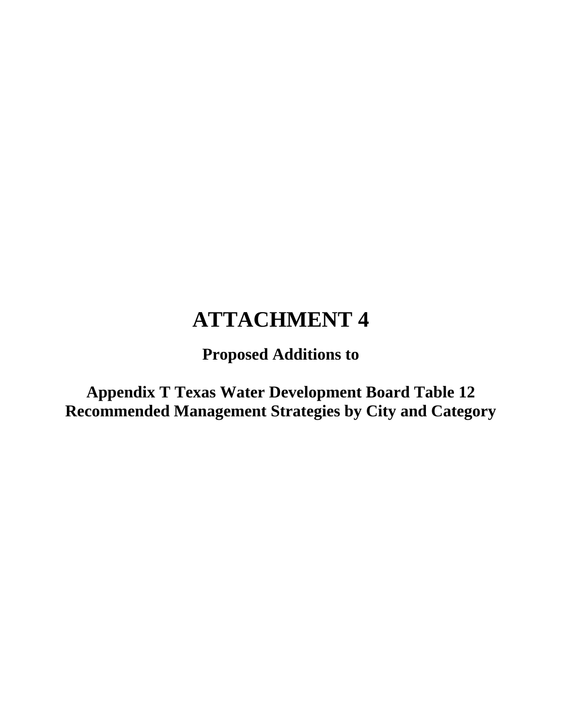# ATTACHMENT 4

**Proposed Additions to**

**Appendix T Texas Water Development Board Table 12 Recommended Management Strategies by City and Category**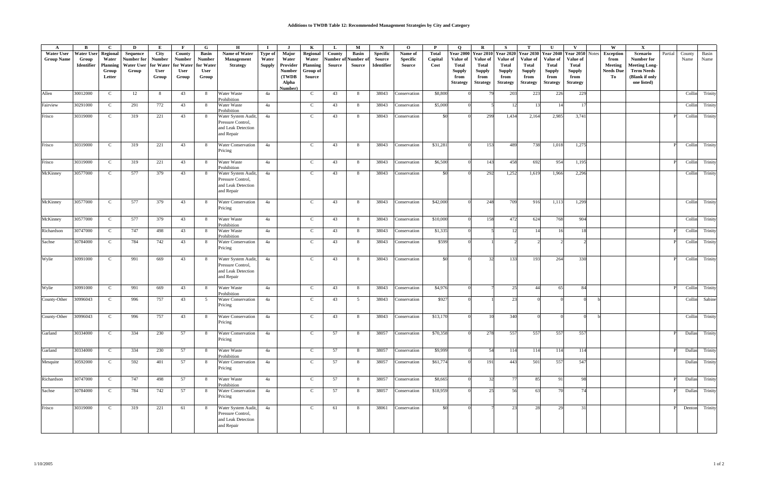### Additions to TWDB Table 12: Recommended Management Strategies by City and Category

| A | B | C | D | E | F | G | H | I | J | K | L | M | N | O | P | Q | R | S | T | U | V | | W | X | | | |
|---|---|---|---|---|---|---|---|---|---|---|---|---|---|---|---|---|---|---|---|---|---|---|---|---|---|---|---|
| Water User Group Name | Water User Group Identifier | Regional Water Planning Group Letter | Sequence Number for Water User Group | City Number for Water User Group | County Number for Water User Group | Basin Number for Water User Group | Name of Water Management Strategy | Type of Water Supply | Major Water Provider Number (TWDB Alpha Number) | Regional Water Planning Group of Source | County Number of Source | Basin Number of Source | Specific Source Identifier | Name of Specific Source | Total Capital Cost | Year 2000 Value of Total Supply from Strategy | Year 2010 Value of Total Supply from Strategy | Year 2020 Value of Total Supply from Strategy | Year 2030 Value of Total Supply from Strategy | Year 2040 Value of Total Supply from Strategy | Year 2050 Value of Total Supply from Strategy | Notes | Exception from Meeting Needs Due To | Scenario Number for Meeting Long-Term Needs (Blank if only one listed) | Partial | County Name | Basin Name |
| Allen | 30012000 | C | 12 | 8 | 43 | 8 | Water Waste Prohibition | 4a | | C | 43 | 8 | 38043 | Conservation | $8,800 | 0 | 79 | 203 | 223 | 226 | 229 | | | | | Collin | Trinity |
| Fairview | 30291000 | C | 291 | 772 | 43 | 8 | Water Waste Prohibition | 4a | | C | 43 | 8 | 38043 | Conservation | $5,000 | 0 | 5 | 12 | 13 | 14 | 17 | | | | | Collin | Trinity |
| Frisco | 30319000 | C | 319 | 221 | 43 | 8 | Water System Audit, Pressure Control, and Leak Detection and Repair | 4a | | C | 43 | 8 | 38043 | Conservation | $0 | 0 | 299 | 1,434 | 2,164 | 2,985 | 3,741 | | | | P | Collin | Trinity |
| Frisco | 30319000 | C | 319 | 221 | 43 | 8 | Water Conservation Pricing | 4a | | C | 43 | 8 | 38043 | Conservation | $31,281 | 0 | 153 | 489 | 738 | 1,018 | 1,275 | | | | P | Collin | Trinity |
| Frisco | 30319000 | C | 319 | 221 | 43 | 8 | Water Waste Prohibition | 4a | | C | 43 | 8 | 38043 | Conservation | $6,500 | 0 | 143 | 458 | 692 | 954 | 1,195 | | | | P | Collin | Trinity |
| McKinney | 30577000 | C | 577 | 379 | 43 | 8 | Water System Audit, Pressure Control, and Leak Detection and Repair | 4a | | C | 43 | 8 | 38043 | Conservation | $0 | 0 | 292 | 1,252 | 1,619 | 1,966 | 2,296 | | | | | Collin | Trinity |
| McKinney | 30577000 | C | 577 | 379 | 43 | 8 | Water Conservation Pricing | 4a | | C | 43 | 8 | 38043 | Conservation | $42,000 | 0 | 248 | 709 | 916 | 1,113 | 1,299 | | | | | Collin | Trinity |
| McKinney | 30577000 | C | 577 | 379 | 43 | 8 | Water Waste Prohibition | 4a | | C | 43 | 8 | 38043 | Conservation | $10,000 | 0 | 158 | 472 | 624 | 768 | 904 | | | | | Collin | Trinity |
| Richardson | 30747000 | C | 747 | 498 | 43 | 8 | Water Waste Prohibition | 4a | | C | 43 | 8 | 38043 | Conservation | $1,335 | 0 | 5 | 12 | 14 | 16 | 18 | | | | P | Collin | Trinity |
| Sachse | 30784000 | C | 784 | 742 | 43 | 8 | Water Conservation Pricing | 4a | | C | 43 | 8 | 38043 | Conservation | $599 | 0 | 1 | 2 | 2 | 2 | 2 | | | | P | Collin | Trinity |
| Wylie | 30991000 | C | 991 | 669 | 43 | 8 | Water System Audit, Pressure Control, and Leak Detection and Repair | 4a | | C | 43 | 8 | 38043 | Conservation | $0 | 0 | 32 | 133 | 193 | 264 | 330 | | | | P | Collin | Trinity |
| Wylie | 30991000 | C | 991 | 669 | 43 | 8 | Water Waste Prohibition | 4a | | C | 43 | 8 | 38043 | Conservation | $4,976 | 0 | 7 | 25 | 44 | 65 | 84 | | | | P | Collin | Trinity |
| County-Other | 30996043 | C | 996 | 757 | 43 | 5 | Water Conservation Pricing | 4a | | C | 43 | 5 | 38043 | Conservation | $927 | 0 | 1 | 23 | 0 | 0 | 0 | b | | | | Collin | Sabine |
| County-Other | 30996043 | C | 996 | 757 | 43 | 8 | Water Conservation Pricing | 4a | | C | 43 | 8 | 38043 | Conservation | $13,170 | 0 | 10 | 340 | 0 | 0 | 0 | b | | | | Collin | Trinity |
| Garland | 30334000 | C | 334 | 230 | 57 | 8 | Water Conservation Pricing | 4a | | C | 57 | 8 | 38057 | Conservation | $70,358 | 0 | 278 | 557 | 557 | 557 | 557 | | | | P | Dallas | Trinity |
| Garland | 30334000 | C | 334 | 230 | 57 | 8 | Water Waste Prohibition | 4a | | C | 57 | 8 | 38057 | Conservation | $9,999 | 0 | 54 | 114 | 114 | 114 | 114 | | | | P | Dallas | Trinity |
| Mesquite | 30592000 | C | 592 | 401 | 57 | 8 | Water Conservation Pricing | 4a | | C | 57 | 8 | 38057 | Conservation | $61,774 | 0 | 191 | 443 | 501 | 557 | 547 | | | | | Dallas | Trinity |
| Richardson | 30747000 | C | 747 | 498 | 57 | 8 | Water Waste Prohibition | 4a | | C | 57 | 8 | 38057 | Conservation | $8,665 | 0 | 32 | 77 | 85 | 91 | 98 | | | | P | Dallas | Trinity |
| Sachse | 30784000 | C | 784 | 742 | 57 | 8 | Water Conservation Pricing | 4a | | C | 57 | 8 | 38057 | Conservation | $18,959 | 0 | 25 | 56 | 63 | 70 | 74 | | | | P | Dallas | Trinity |
| Frisco | 30319000 | C | 319 | 221 | 61 | 8 | Water System Audit, Pressure Control, and Leak Detection and Repair | 4a | | C | 61 | 8 | 38061 | Conservation | $0 | 0 | 7 | 23 | 28 | 29 | 31 | | | | P | Denton | Trinity |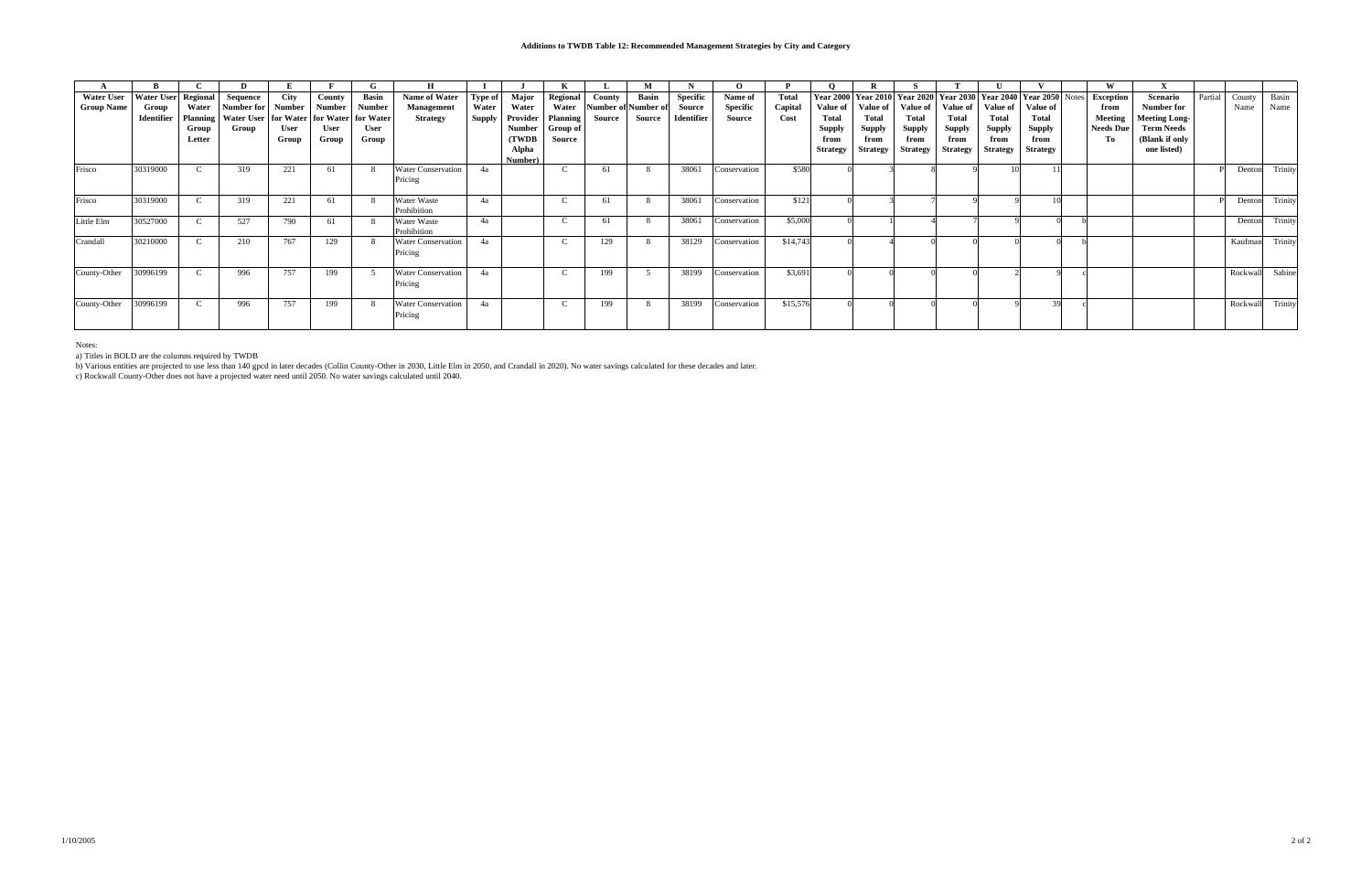## Additions to TWDB Table 12: Recommended Management Strategies by City and Category

| A | B | C | D | E | F | G | H | I | J | K | L | M | N | O | P | Q | R | S | T | U | V | | W | X | | | |
|---|---|---|---|---|---|---|---|---|---|---|---|---|---|---|---|---|---|---|---|---|---|---|---|---|---|---|---|
| **Water User Group Name** | **Water User Group Identifier** | **Regional Water Planning Group Letter** | **Sequence Number for Water User Group** | **City Number for Water User Group** | **County Number for Water User Group** | **Basin Number for Water User Group** | **Name of Water Management Strategy** | **Type of Water Supply** | **Major Water Provider Number (TWDB Alpha Number)** | **Regional Water Planning Group of Source** | **County Number of Source** | **Basin Number of Source** | **Specific Source Identifier** | **Name of Specific Source** | **Total Capital Cost** | **Year 2000 Value of Total Supply from Strategy** | **Year 2010 Value of Total Supply from Strategy** | **Year 2020 Value of Total Supply from Strategy** | **Year 2030 Value of Total Supply from Strategy** | **Year 2040 Value of Total Supply from Strategy** | **Year 2050 Value of Total Supply from Strategy** | Notes | **Exception from Meeting Needs Due To** | **Scenario Number for Meeting Long-Term Needs (Blank if only one listed)** | Partial | County Name | Basin Name |
| Frisco | 30319000 | C | 319 | 221 | 61 | 8 | Water Conservation Pricing | 4a | | C | 61 | 8 | 38061 | Conservation | $580 | 0 | 3 | 8 | 9 | 10 | 11 | | | | P | Denton | Trinity |
| Frisco | 30319000 | C | 319 | 221 | 61 | 8 | Water Waste Prohibition | 4a | | C | 61 | 8 | 38061 | Conservation | $121 | 0 | 3 | 7 | 9 | 9 | 10 | | | | P | Denton | Trinity |
| Little Elm | 30527000 | C | 527 | 790 | 61 | 8 | Water Waste Prohibition | 4a | | C | 61 | 8 | 38061 | Conservation | $5,000 | 0 | 1 | 4 | 7 | 9 | 0 | b | | | | Denton | Trinity |
| Crandall | 30210000 | C | 210 | 767 | 129 | 8 | Water Conservation Pricing | 4a | | C | 129 | 8 | 38129 | Conservation | $14,743 | 0 | 4 | 0 | 0 | 0 | 0 | b | | | | Kaufman | Trinity |
| County-Other | 30996199 | C | 996 | 757 | 199 | 5 | Water Conservation Pricing | 4a | | C | 199 | 5 | 38199 | Conservation | $3,691 | 0 | 0 | 0 | 0 | 2 | 9 | c | | | | Rockwall | Sabine |
| County-Other | 30996199 | C | 996 | 757 | 199 | 8 | Water Conservation Pricing | 4a | | C | 199 | 8 | 38199 | Conservation | $15,576 | 0 | 0 | 0 | 0 | 9 | 39 | c | | | | Rockwall | Trinity |

Notes:

a) Titles in BOLD are the columns required by TWDB

b) Various entities are projected to use less than 140 gpcd in later decades (Collin County-Other in 2030, Little Elm in 2050, and Crandall in 2020). No water savings calculated for these decades and later.

c) Rockwall County-Other does not have a projected water need until 2050. No water savings calculated until 2040.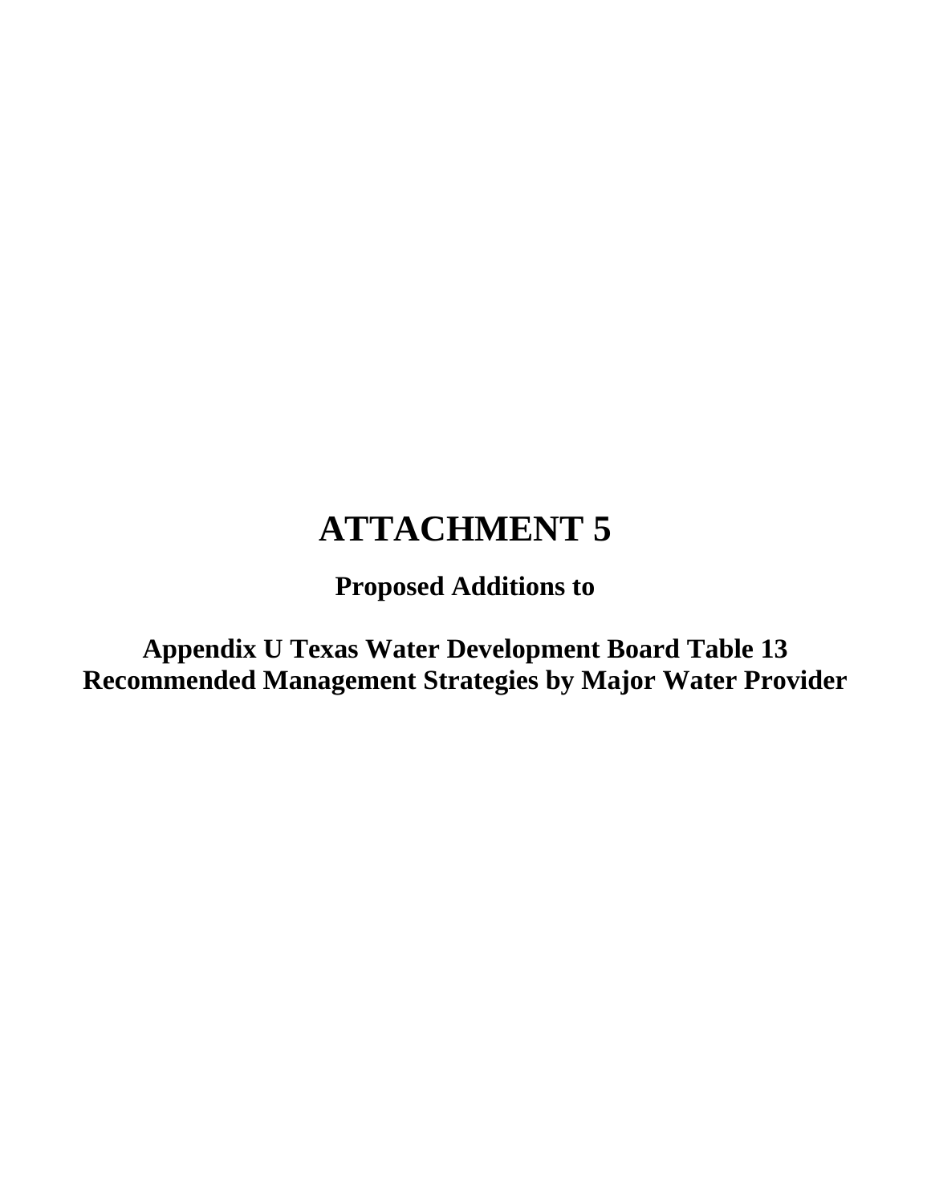# ATTACHMENT 5

**Proposed Additions to**

**Appendix U Texas Water Development Board Table 13**
**Recommended Management Strategies by Major Water Provider**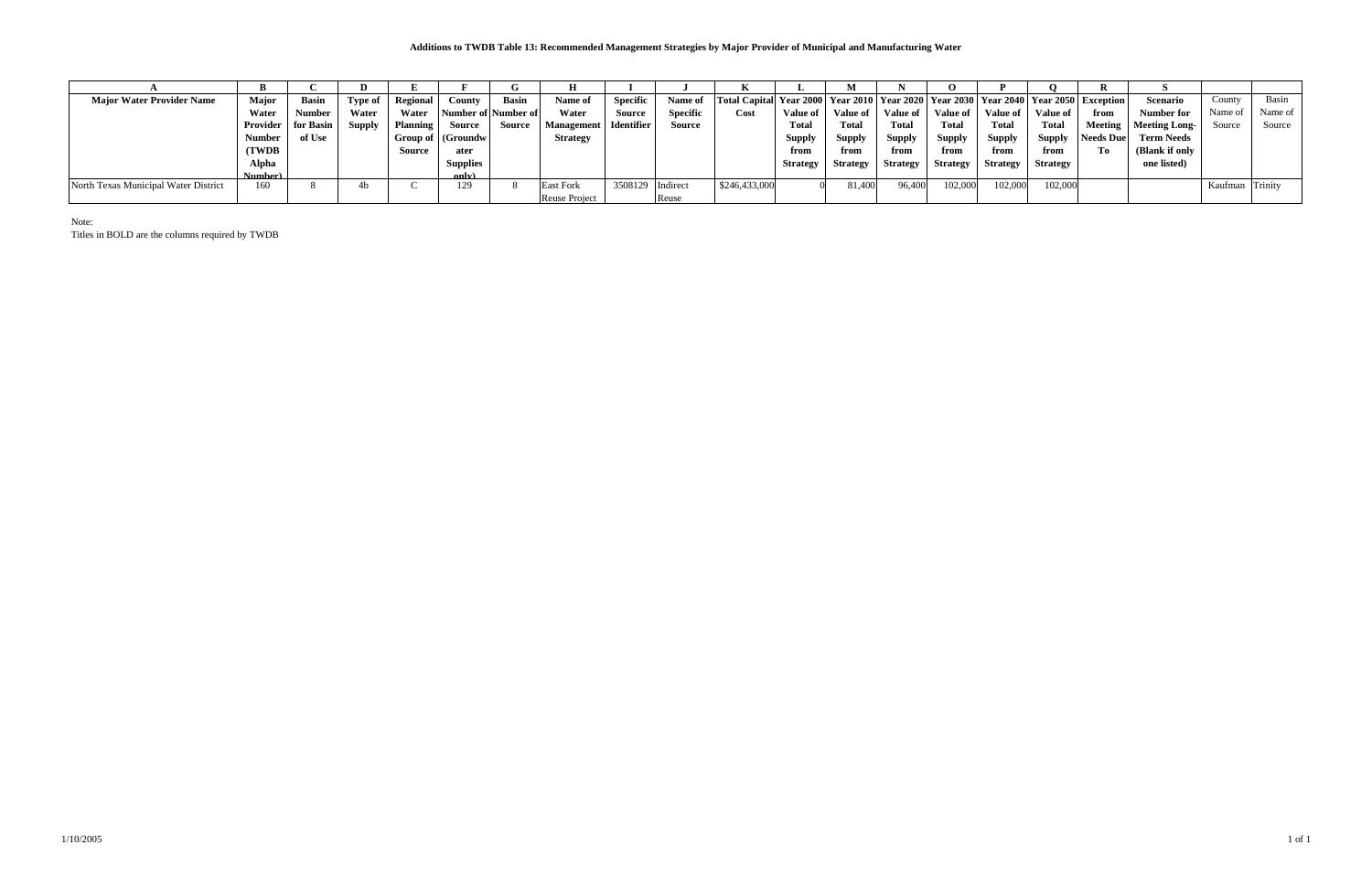**Additions to TWDB Table 13: Recommended Management Strategies by Major Provider of Municipal and Manufacturing Water**

| A | B | C | D | E | F | G | H | I | J | K | L | M | N | O | P | Q | R | S | | |
|---|---|---|---|---|---|---|---|---|---|---|---|---|---|---|---|---|---|---|---|---|
| **Major Water Provider Name** | **Major Water Provider Number (TWDB Alpha Number)** | **Basin Number for Basin of Use** | **Type of Water Supply** | **Regional Water Planning Group of Source** | **County Number of Source (Groundwater Supplies only)** | **Basin Number of Source** | **Name of Water Management Strategy** | **Specific Source Identifier** | **Name of Specific Source** | **Total Capital Cost** | **Year 2000 Value of Total Supply from Strategy** | **Year 2010 Value of Total Supply from Strategy** | **Year 2020 Value of Total Supply from Strategy** | **Year 2030 Value of Total Supply from Strategy** | **Year 2040 Value of Total Supply from Strategy** | **Year 2050 Value of Total Supply from Strategy** | **Exception from Meeting Needs Due To** | **Scenario Number for Meeting Long-Term Needs (Blank if only one listed)** | County Name of Source | Basin Name of Source |
| North Texas Municipal Water District | 160 | 8 | 4b | C | 129 | 8 | East Fork Reuse Project | 3508129 | Indirect Reuse | $246,433,000 | 0 | 81,400 | 96,400 | 102,000 | 102,000 | 102,000 | | | Kaufman | Trinity |

Note:
Titles in BOLD are the columns required by TWDB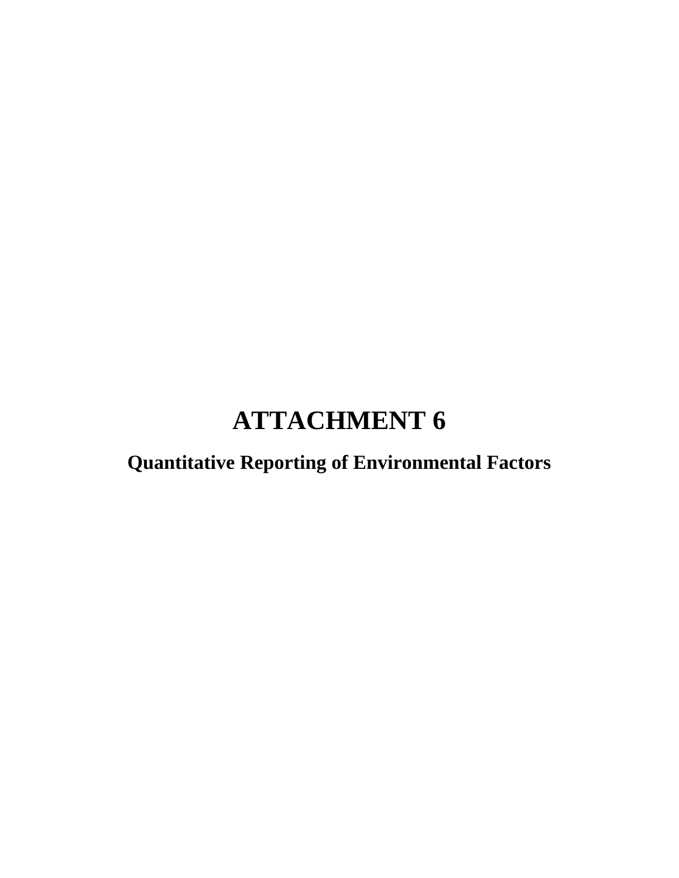# ATTACHMENT 6

## Quantitative Reporting of Environmental Factors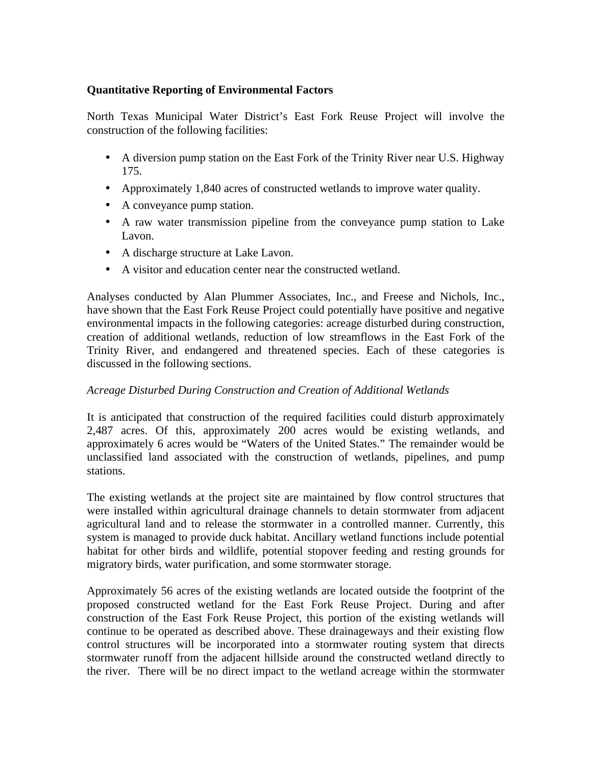**Quantitative Reporting of Environmental Factors**

North Texas Municipal Water District's East Fork Reuse Project will involve the construction of the following facilities:

- A diversion pump station on the East Fork of the Trinity River near U.S. Highway 175.
- Approximately 1,840 acres of constructed wetlands to improve water quality.
- A conveyance pump station.
- A raw water transmission pipeline from the conveyance pump station to Lake Lavon.
- A discharge structure at Lake Lavon.
- A visitor and education center near the constructed wetland.

Analyses conducted by Alan Plummer Associates, Inc., and Freese and Nichols, Inc., have shown that the East Fork Reuse Project could potentially have positive and negative environmental impacts in the following categories: acreage disturbed during construction, creation of additional wetlands, reduction of low streamflows in the East Fork of the Trinity River, and endangered and threatened species. Each of these categories is discussed in the following sections.

*Acreage Disturbed During Construction and Creation of Additional Wetlands*

It is anticipated that construction of the required facilities could disturb approximately 2,487 acres. Of this, approximately 200 acres would be existing wetlands, and approximately 6 acres would be "Waters of the United States." The remainder would be unclassified land associated with the construction of wetlands, pipelines, and pump stations.

The existing wetlands at the project site are maintained by flow control structures that were installed within agricultural drainage channels to detain stormwater from adjacent agricultural land and to release the stormwater in a controlled manner. Currently, this system is managed to provide duck habitat. Ancillary wetland functions include potential habitat for other birds and wildlife, potential stopover feeding and resting grounds for migratory birds, water purification, and some stormwater storage.

Approximately 56 acres of the existing wetlands are located outside the footprint of the proposed constructed wetland for the East Fork Reuse Project. During and after construction of the East Fork Reuse Project, this portion of the existing wetlands will continue to be operated as described above. These drainageways and their existing flow control structures will be incorporated into a stormwater routing system that directs stormwater runoff from the adjacent hillside around the constructed wetland directly to the river. There will be no direct impact to the wetland acreage within the stormwater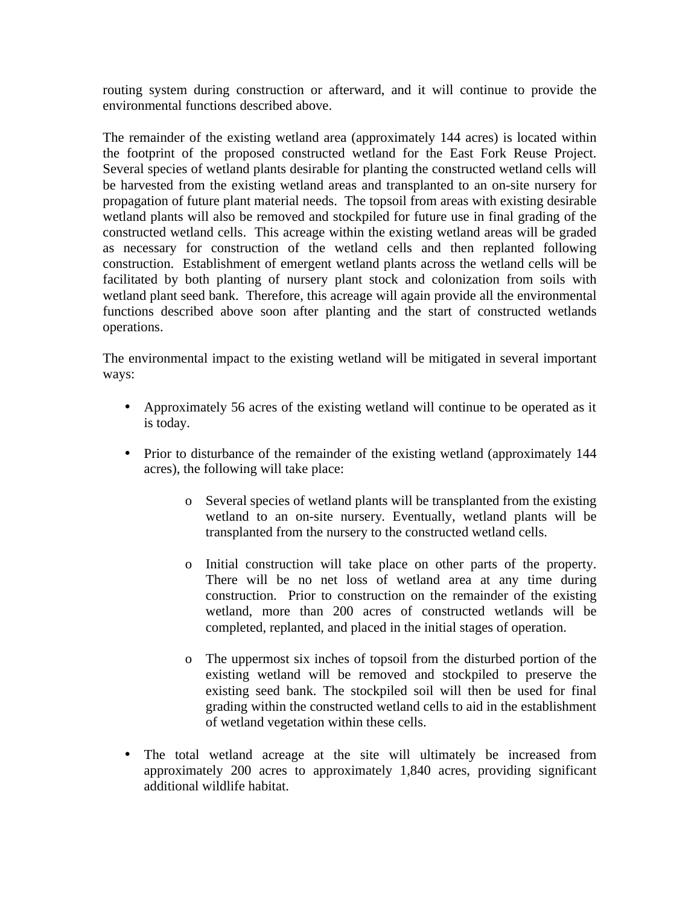routing system during construction or afterward, and it will continue to provide the environmental functions described above.

The remainder of the existing wetland area (approximately 144 acres) is located within the footprint of the proposed constructed wetland for the East Fork Reuse Project. Several species of wetland plants desirable for planting the constructed wetland cells will be harvested from the existing wetland areas and transplanted to an on-site nursery for propagation of future plant material needs. The topsoil from areas with existing desirable wetland plants will also be removed and stockpiled for future use in final grading of the constructed wetland cells. This acreage within the existing wetland areas will be graded as necessary for construction of the wetland cells and then replanted following construction. Establishment of emergent wetland plants across the wetland cells will be facilitated by both planting of nursery plant stock and colonization from soils with wetland plant seed bank. Therefore, this acreage will again provide all the environmental functions described above soon after planting and the start of constructed wetlands operations.

The environmental impact to the existing wetland will be mitigated in several important ways:

- Approximately 56 acres of the existing wetland will continue to be operated as it is today.
- Prior to disturbance of the remainder of the existing wetland (approximately 144 acres), the following will take place:
  - Several species of wetland plants will be transplanted from the existing wetland to an on-site nursery. Eventually, wetland plants will be transplanted from the nursery to the constructed wetland cells.
  - Initial construction will take place on other parts of the property. There will be no net loss of wetland area at any time during construction. Prior to construction on the remainder of the existing wetland, more than 200 acres of constructed wetlands will be completed, replanted, and placed in the initial stages of operation.
  - The uppermost six inches of topsoil from the disturbed portion of the existing wetland will be removed and stockpiled to preserve the existing seed bank. The stockpiled soil will then be used for final grading within the constructed wetland cells to aid in the establishment of wetland vegetation within these cells.
- The total wetland acreage at the site will ultimately be increased from approximately 200 acres to approximately 1,840 acres, providing significant additional wildlife habitat.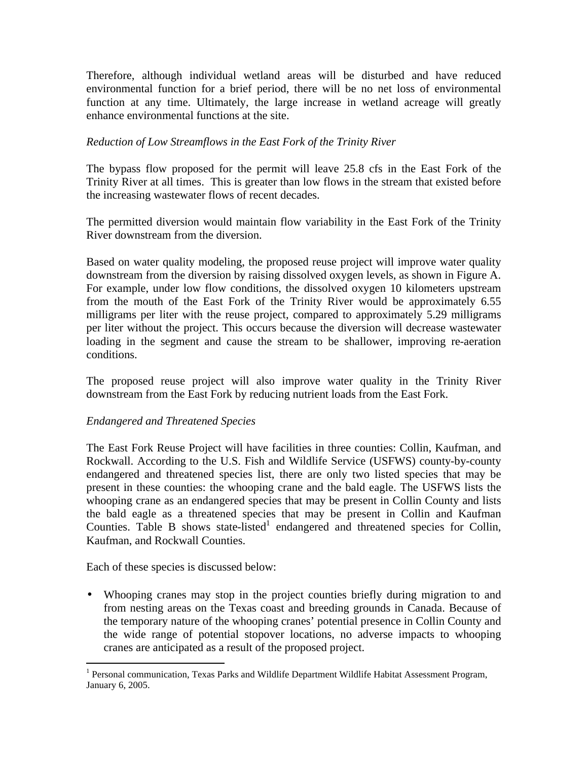Therefore, although individual wetland areas will be disturbed and have reduced environmental function for a brief period, there will be no net loss of environmental function at any time. Ultimately, the large increase in wetland acreage will greatly enhance environmental functions at the site.

*Reduction of Low Streamflows in the East Fork of the Trinity River*

The bypass flow proposed for the permit will leave 25.8 cfs in the East Fork of the Trinity River at all times. This is greater than low flows in the stream that existed before the increasing wastewater flows of recent decades.

The permitted diversion would maintain flow variability in the East Fork of the Trinity River downstream from the diversion.

Based on water quality modeling, the proposed reuse project will improve water quality downstream from the diversion by raising dissolved oxygen levels, as shown in Figure A. For example, under low flow conditions, the dissolved oxygen 10 kilometers upstream from the mouth of the East Fork of the Trinity River would be approximately 6.55 milligrams per liter with the reuse project, compared to approximately 5.29 milligrams per liter without the project. This occurs because the diversion will decrease wastewater loading in the segment and cause the stream to be shallower, improving re-aeration conditions.

The proposed reuse project will also improve water quality in the Trinity River downstream from the East Fork by reducing nutrient loads from the East Fork.

*Endangered and Threatened Species*

The East Fork Reuse Project will have facilities in three counties: Collin, Kaufman, and Rockwall. According to the U.S. Fish and Wildlife Service (USFWS) county-by-county endangered and threatened species list, there are only two listed species that may be present in these counties: the whooping crane and the bald eagle. The USFWS lists the whooping crane as an endangered species that may be present in Collin County and lists the bald eagle as a threatened species that may be present in Collin and Kaufman Counties. Table B shows state-listed[1] endangered and threatened species for Collin, Kaufman, and Rockwall Counties.

Each of these species is discussed below:

- Whooping cranes may stop in the project counties briefly during migration to and from nesting areas on the Texas coast and breeding grounds in Canada. Because of the temporary nature of the whooping cranes' potential presence in Collin County and the wide range of potential stopover locations, no adverse impacts to whooping cranes are anticipated as a result of the proposed project.

[1] Personal communication, Texas Parks and Wildlife Department Wildlife Habitat Assessment Program, January 6, 2005.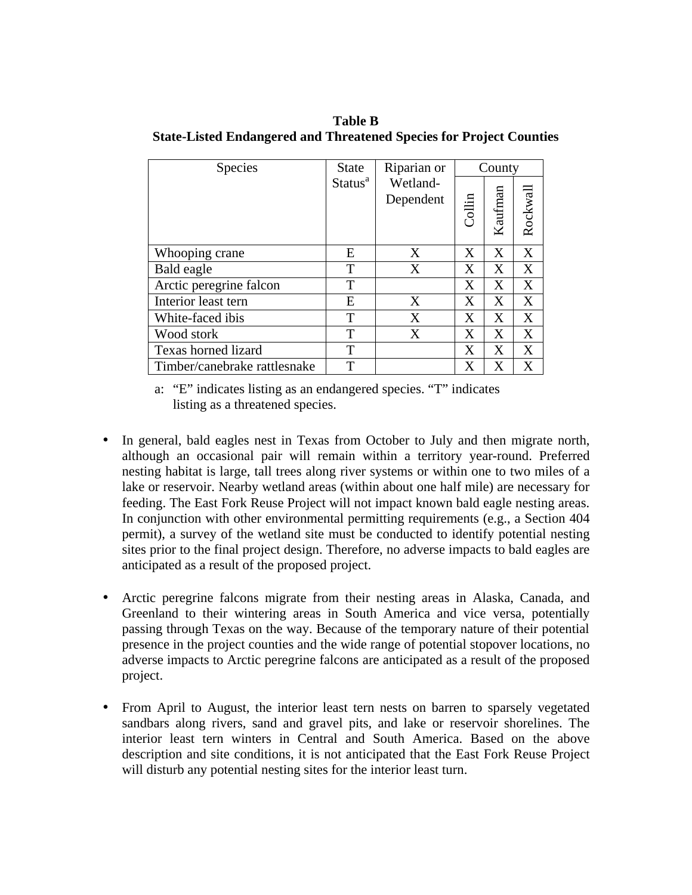**Table B**
**State-Listed Endangered and Threatened Species for Project Counties**

| Species | State Status[a] | Riparian or Wetland-Dependent | County | | |
|---|---|---|---|---|---|
| | | | Collin | Kaufman | Rockwall |
| Whooping crane | E | X | X | X | X |
| Bald eagle | T | X | X | X | X |
| Arctic peregrine falcon | T | | X | X | X |
| Interior least tern | E | X | X | X | X |
| White-faced ibis | T | X | X | X | X |
| Wood stork | T | X | X | X | X |
| Texas horned lizard | T | | X | X | X |
| Timber/canebrake rattlesnake | T | | X | X | X |

a: "E" indicates listing as an endangered species. "T" indicates listing as a threatened species.

- In general, bald eagles nest in Texas from October to July and then migrate north, although an occasional pair will remain within a territory year-round. Preferred nesting habitat is large, tall trees along river systems or within one to two miles of a lake or reservoir. Nearby wetland areas (within about one half mile) are necessary for feeding. The East Fork Reuse Project will not impact known bald eagle nesting areas. In conjunction with other environmental permitting requirements (e.g., a Section 404 permit), a survey of the wetland site must be conducted to identify potential nesting sites prior to the final project design. Therefore, no adverse impacts to bald eagles are anticipated as a result of the proposed project.

- Arctic peregrine falcons migrate from their nesting areas in Alaska, Canada, and Greenland to their wintering areas in South America and vice versa, potentially passing through Texas on the way. Because of the temporary nature of their potential presence in the project counties and the wide range of potential stopover locations, no adverse impacts to Arctic peregrine falcons are anticipated as a result of the proposed project.

- From April to August, the interior least tern nests on barren to sparsely vegetated sandbars along rivers, sand and gravel pits, and lake or reservoir shorelines. The interior least tern winters in Central and South America. Based on the above description and site conditions, it is not anticipated that the East Fork Reuse Project will disturb any potential nesting sites for the interior least turn.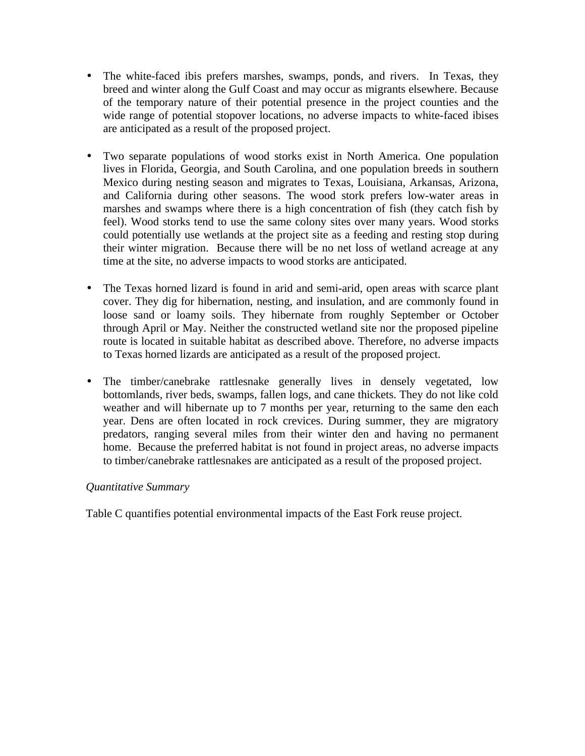- The white-faced ibis prefers marshes, swamps, ponds, and rivers. In Texas, they breed and winter along the Gulf Coast and may occur as migrants elsewhere. Because of the temporary nature of their potential presence in the project counties and the wide range of potential stopover locations, no adverse impacts to white-faced ibises are anticipated as a result of the proposed project.

- Two separate populations of wood storks exist in North America. One population lives in Florida, Georgia, and South Carolina, and one population breeds in southern Mexico during nesting season and migrates to Texas, Louisiana, Arkansas, Arizona, and California during other seasons. The wood stork prefers low-water areas in marshes and swamps where there is a high concentration of fish (they catch fish by feel). Wood storks tend to use the same colony sites over many years. Wood storks could potentially use wetlands at the project site as a feeding and resting stop during their winter migration. Because there will be no net loss of wetland acreage at any time at the site, no adverse impacts to wood storks are anticipated.

- The Texas horned lizard is found in arid and semi-arid, open areas with scarce plant cover. They dig for hibernation, nesting, and insulation, and are commonly found in loose sand or loamy soils. They hibernate from roughly September or October through April or May. Neither the constructed wetland site nor the proposed pipeline route is located in suitable habitat as described above. Therefore, no adverse impacts to Texas horned lizards are anticipated as a result of the proposed project.

- The timber/canebrake rattlesnake generally lives in densely vegetated, low bottomlands, river beds, swamps, fallen logs, and cane thickets. They do not like cold weather and will hibernate up to 7 months per year, returning to the same den each year. Dens are often located in rock crevices. During summer, they are migratory predators, ranging several miles from their winter den and having no permanent home. Because the preferred habitat is not found in project areas, no adverse impacts to timber/canebrake rattlesnakes are anticipated as a result of the proposed project.

*Quantitative Summary*

Table C quantifies potential environmental impacts of the East Fork reuse project.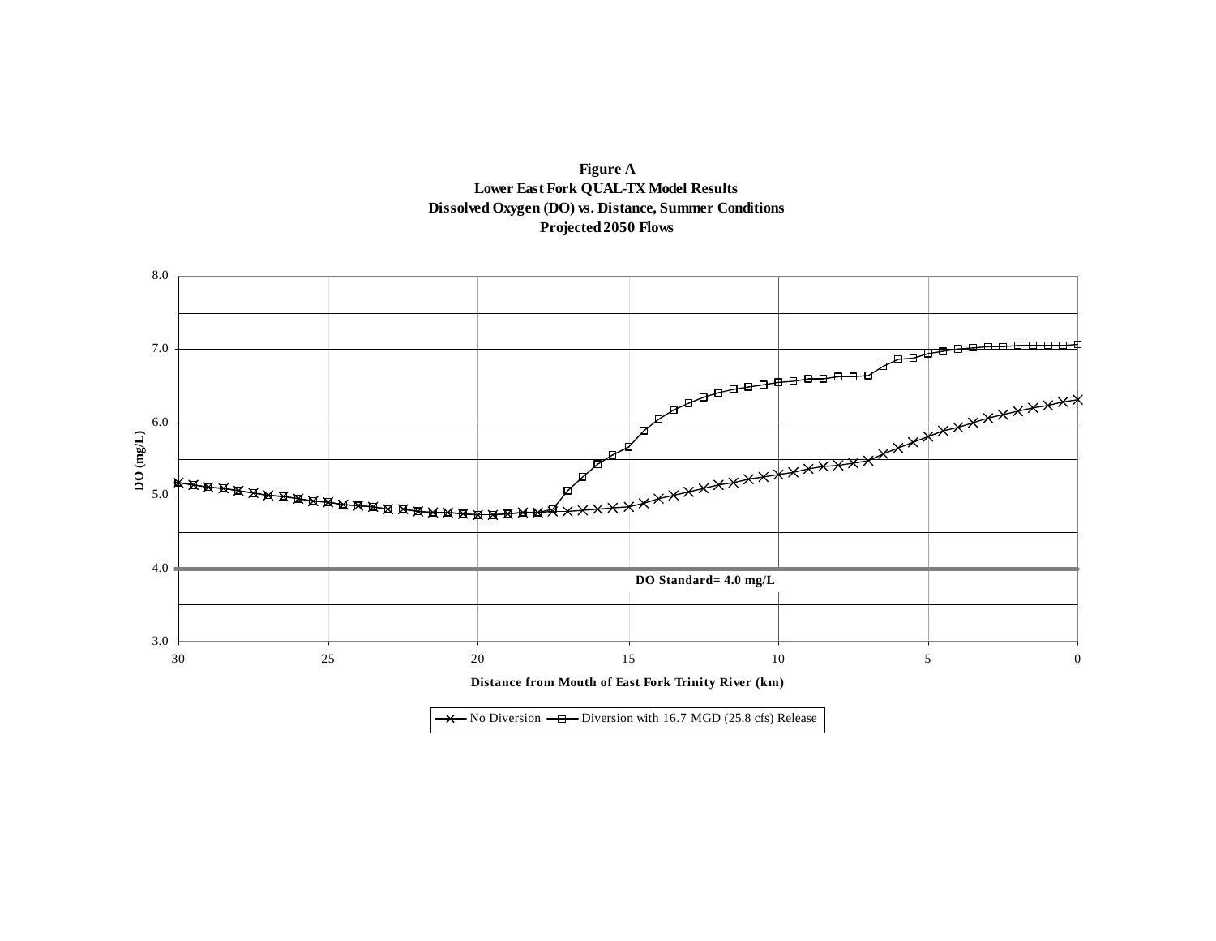**Figure A**
**Lower East Fork QUAL-TX Model Results**
**Dissolved Oxygen (DO) vs. Distance, Summer Conditions**
**Projected 2050 Flows**

8.0
7.0
6.0
5.0
4.0
3.0

**DO (mg/L)**

**DO Standard= 4.0 mg/L**

30 25 20 15 10 5 0

**Distance from Mouth of East Fork Trinity River (km)**

No Diversion — Diversion with 16.7 MGD (25.8 cfs) Release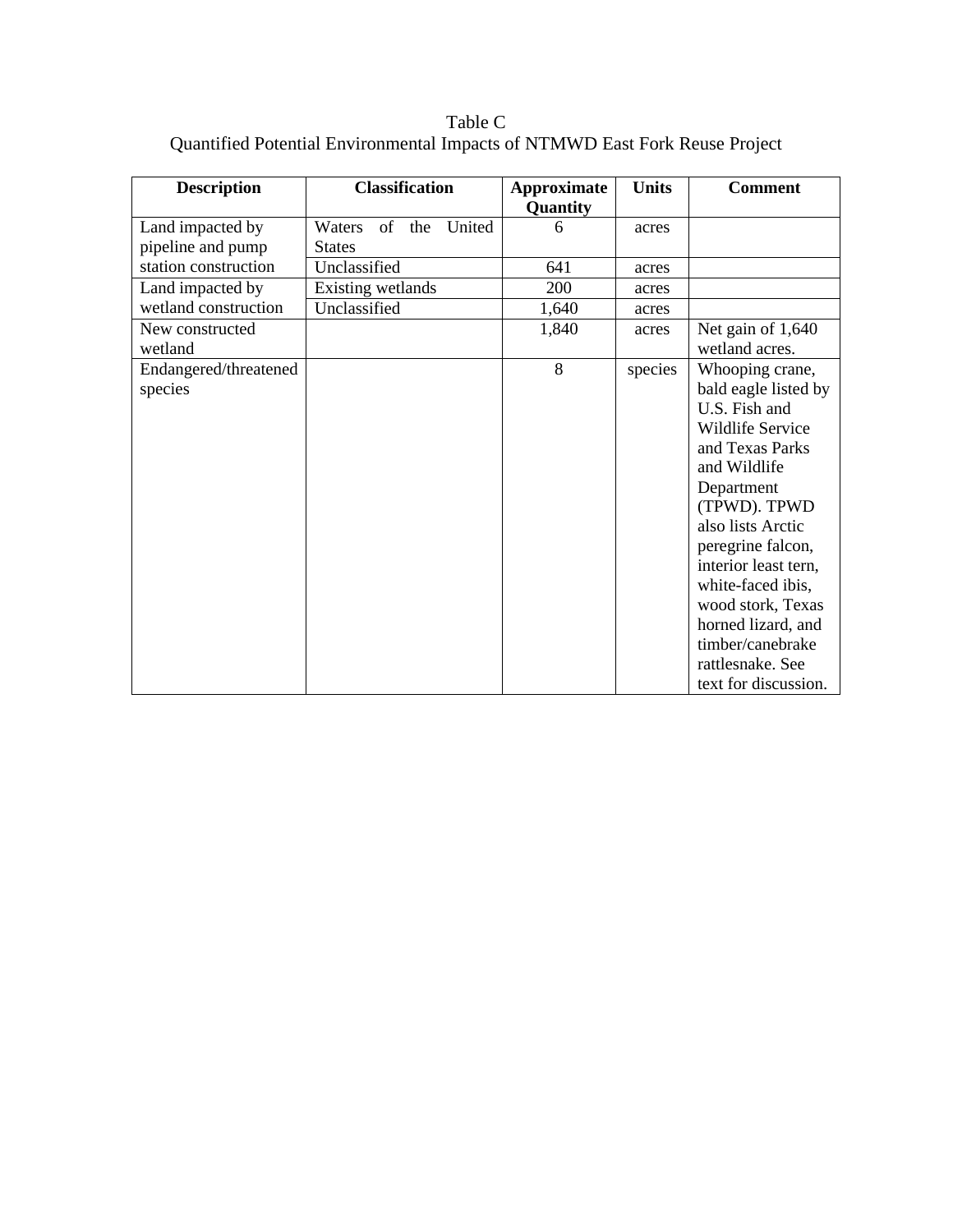Table C
Quantified Potential Environmental Impacts of NTMWD East Fork Reuse Project

| Description | Classification | Approximate Quantity | Units | Comment |
|---|---|---|---|---|
| Land impacted by pipeline and pump station construction | Waters of the United States | 6 | acres | |
| | Unclassified | 641 | acres | |
| Land impacted by wetland construction | Existing wetlands | 200 | acres | |
| | Unclassified | 1,640 | acres | |
| New constructed wetland | | 1,840 | acres | Net gain of 1,640 wetland acres. |
| Endangered/threatened species | | 8 | species | Whooping crane, bald eagle listed by U.S. Fish and Wildlife Service and Texas Parks and Wildlife Department (TPWD). TPWD also lists Arctic peregrine falcon, interior least tern, white-faced ibis, wood stork, Texas horned lizard, and timber/canebrake rattlesnake. See text for discussion. |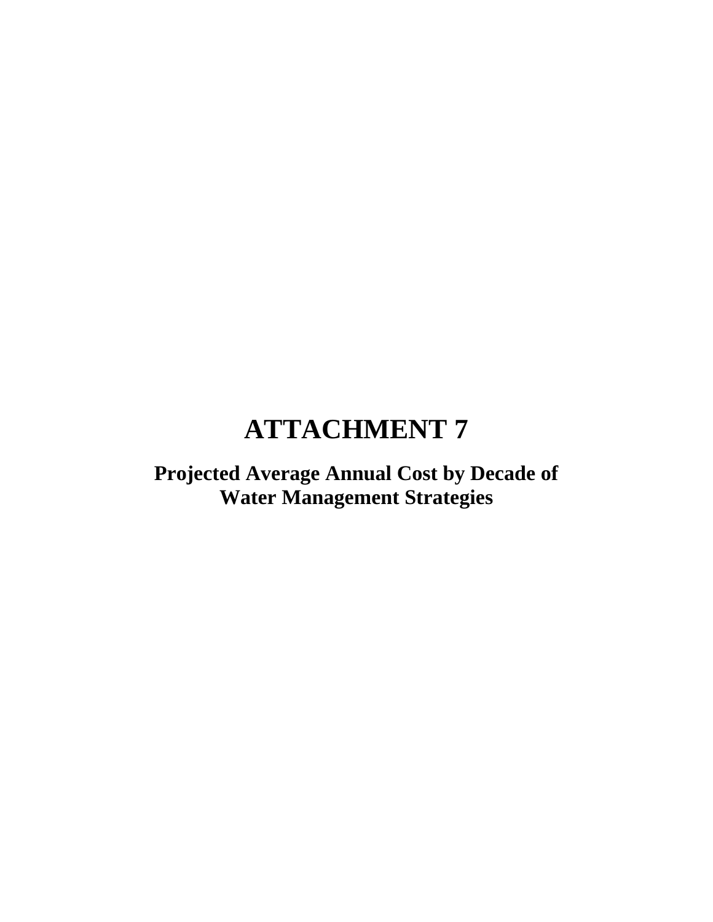# ATTACHMENT 7

## Projected Average Annual Cost by Decade of Water Management Strategies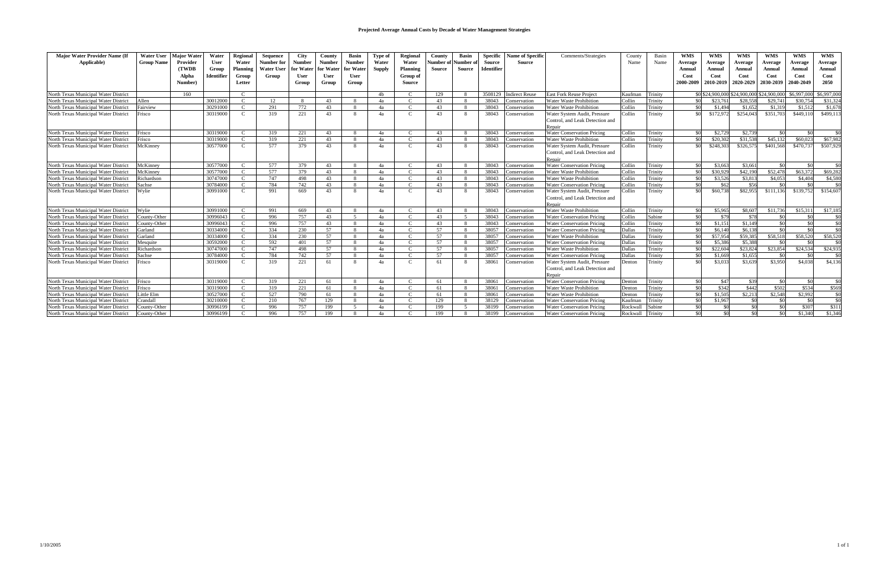# Projected Average Annual Costs by Decade of Water Management Strategies

| Major Water Provider Name (If Applicable) | Water User Group Name | Major Water Provider (TWDB Alpha Number) | Water User Identifier | Regional Water Planning Group Letter | Sequence Number for Water User Group | City Number for Water User Group | County Number for Water User Group | Basin Number for Water User Group | Type of Water Supply | Regional Water Planning Group of Source | County Number of Source | Basin Number of Source | Specific Source Identifier | Name of Specific Source | Comments/Strategies | County Name | Basin Name | WMS Average Annual Cost 2000-2009 | WMS Average Annual Cost 2010-2019 | WMS Average Annual Cost 2020-2029 | WMS Average Annual Cost 2030-2039 | WMS Average Annual Cost 2040-2049 | WMS Average Annual Cost 2050 |
|---|---|---|---|---|---|---|---|---|---|---|---|---|---|---|---|---|---|---|---|---|---|---|---|
| North Texas Municipal Water District | | 160 | | C | | | | | 4b | C | 129 | 8 | 3508129 | Indirect Reuse | East Fork Reuse Project | Kaufman | Trinity | $0 | $24,900,000 | $24,900,000 | $24,900,000 | $6,997,000 | $6,997,000 |
| North Texas Municipal Water District | Allen | | 30012000 | C | 12 | 8 | 43 | 8 | 4a | C | 43 | 8 | 38043 | Conservation | Water Waste Prohibition | Collin | Trinity | $0 | $23,761 | $28,558 | $29,741 | $30,754 | $31,324 |
| North Texas Municipal Water District | Fairview | | 30291000 | C | 291 | 772 | 43 | 8 | 4a | C | 43 | 8 | 38043 | Conservation | Water Waste Prohibition | Collin | Trinity | $0 | $1,494 | $1,652 | $1,319 | $1,512 | $1,678 |
| North Texas Municipal Water District | Frisco | | 30319000 | C | 319 | 221 | 43 | 8 | 4a | C | 43 | 8 | 38043 | Conservation | Water System Audit, Pressure Control, and Leak Detection and Repair | Collin | Trinity | $0 | $172,972 | $254,043 | $351,703 | $449,110 | $499,113 |
| North Texas Municipal Water District | Frisco | | 30319000 | C | 319 | 221 | 43 | 8 | 4a | C | 43 | 8 | 38043 | Conservation | Water Conservation Pricing | Collin | Trinity | $0 | $2,729 | $2,739 | $0 | $0 | $0 |
| North Texas Municipal Water District | Frisco | | 30319000 | C | 319 | 221 | 43 | 8 | 4a | C | 43 | 8 | 38043 | Conservation | Water Waste Prohibition | Collin | Trinity | $0 | $20,302 | $31,538 | $45,132 | $60,023 | $67,982 |
| North Texas Municipal Water District | McKinney | | 30577000 | C | 577 | 379 | 43 | 8 | 4a | C | 43 | 8 | 38043 | Conservation | Water System Audit, Pressure Control, and Leak Detection and Repair | Collin | Trinity | $0 | $248,303 | $326,575 | $401,568 | $470,737 | $507,929 |
| North Texas Municipal Water District | McKinney | | 30577000 | C | 577 | 379 | 43 | 8 | 4a | C | 43 | 8 | 38043 | Conservation | Water Conservation Pricing | Collin | Trinity | $0 | $3,663 | $3,661 | $0 | $0 | $0 |
| North Texas Municipal Water District | McKinney | | 30577000 | C | 577 | 379 | 43 | 8 | 4a | C | 43 | 8 | 38043 | Conservation | Water Waste Prohibition | Collin | Trinity | $0 | $30,929 | $42,190 | $52,478 | $63,372 | $69,282 |
| North Texas Municipal Water District | Richardson | | 30747000 | C | 747 | 498 | 43 | 8 | 4a | C | 43 | 8 | 38043 | Conservation | Water Waste Prohibition | Collin | Trinity | $0 | $3,526 | $3,813 | $4,053 | $4,404 | $4,580 |
| North Texas Municipal Water District | Sachse | | 30784000 | C | 784 | 742 | 43 | 8 | 4a | C | 43 | 8 | 38043 | Conservation | Water Conservation Pricing | Collin | Trinity | $0 | $62 | $56 | $0 | $0 | $0 |
| North Texas Municipal Water District | Wylie | | 30991000 | C | 991 | 669 | 43 | 8 | 4a | C | 43 | 8 | 38043 | Conservation | Water System Audit, Pressure Control, and Leak Detection and Repair | Collin | Trinity | $0 | $60,738 | $82,955 | $111,136 | $139,752 | $154,607 |
| North Texas Municipal Water District | Wylie | | 30991000 | C | 991 | 669 | 43 | 8 | 4a | C | 43 | 8 | 38043 | Conservation | Water Waste Prohibition | Collin | Trinity | $0 | $5,965 | $8,607 | $11,736 | $15,311 | $17,185 |
| North Texas Municipal Water District | County-Other | | 30996043 | C | 996 | 757 | 43 | 5 | 4a | C | 43 | 5 | 38043 | Conservation | Water Conservation Pricing | Collin | Sabine | $0 | $79 | $78 | $0 | $0 | $0 |
| North Texas Municipal Water District | County-Other | | 30996043 | C | 996 | 757 | 43 | 8 | 4a | C | 43 | 8 | 38043 | Conservation | Water Conservation Pricing | Collin | Trinity | $0 | $1,151 | $1,149 | $0 | $0 | $0 |
| North Texas Municipal Water District | Garland | | 30334000 | C | 334 | 230 | 57 | 8 | 4a | C | 57 | 8 | 38057 | Conservation | Water Conservation Pricing | Dallas | Trinity | $0 | $6,140 | $6,138 | $0 | $0 | $0 |
| North Texas Municipal Water District | Garland | | 30334000 | C | 334 | 230 | 57 | 8 | 4a | C | 57 | 8 | 38057 | Conservation | Water Waste Prohibition | Dallas | Trinity | $0 | $57,954 | $59,385 | $58,518 | $58,520 | $58,520 |
| North Texas Municipal Water District | Mesquite | | 30592000 | C | 592 | 401 | 57 | 8 | 4a | C | 57 | 8 | 38057 | Conservation | Water Conservation Pricing | Dallas | Trinity | $0 | $5,386 | $5,388 | $0 | $0 | $0 |
| North Texas Municipal Water District | Richardson | | 30747000 | C | 747 | 498 | 57 | 8 | 4a | C | 57 | 8 | 38057 | Conservation | Water Waste Prohibition | Dallas | Trinity | $0 | $22,604 | $23,824 | $23,854 | $24,534 | $24,935 |
| North Texas Municipal Water District | Sachse | | 30784000 | C | 784 | 742 | 57 | 8 | 4a | C | 57 | 8 | 38057 | Conservation | Water Conservation Pricing | Dallas | Trinity | $0 | $1,669 | $1,655 | $0 | $0 | $0 |
| North Texas Municipal Water District | Frisco | | 30319000 | C | 319 | 221 | 61 | 8 | 4a | C | 61 | 8 | 38061 | Conservation | Water System Audit, Pressure Control, and Leak Detection and Repair | Denton | Trinity | $0 | $3,033 | $3,639 | $3,950 | $4,038 | $4,136 |
| North Texas Municipal Water District | Frisco | | 30319000 | C | 319 | 221 | 61 | 8 | 4a | C | 61 | 8 | 38061 | Conservation | Water Conservation Pricing | Denton | Trinity | $0 | $47 | $39 | $0 | $0 | $0 |
| North Texas Municipal Water District | Frisco | | 30319000 | C | 319 | 221 | 61 | 8 | 4a | C | 61 | 8 | 38061 | Conservation | Water Waste Prohibition | Denton | Trinity | $0 | $342 | $442 | $502 | $534 | $569 |
| North Texas Municipal Water District | Little Elm | | 30527000 | C | 527 | 790 | 61 | 8 | 4a | C | 61 | 8 | 38061 | Conservation | Water Waste Prohibition | Denton | Trinity | $0 | $1,505 | $2,213 | $2,548 | $2,992 | $0 |
| North Texas Municipal Water District | Crandall | | 30210000 | C | 210 | 767 | 129 | 8 | 4a | C | 129 | 8 | 38129 | Conservation | Water Conservation Pricing | Kaufman | Trinity | $0 | $1,967 | $0 | $0 | $0 | $0 |
| North Texas Municipal Water District | County-Other | | 30996199 | C | 996 | 757 | 199 | 5 | 4a | C | 199 | 5 | 38199 | Conservation | Water Conservation Pricing | Rockwall | Sabine | $0 | $0 | $0 | $0 | $307 | $311 |
| North Texas Municipal Water District | County-Other | | 30996199 | C | 996 | 757 | 199 | 8 | 4a | C | 199 | 8 | 38199 | Conservation | Water Conservation Pricing | Rockwall | Trinity | $0 | $0 | $0 | $0 | $1,340 | $1,346 |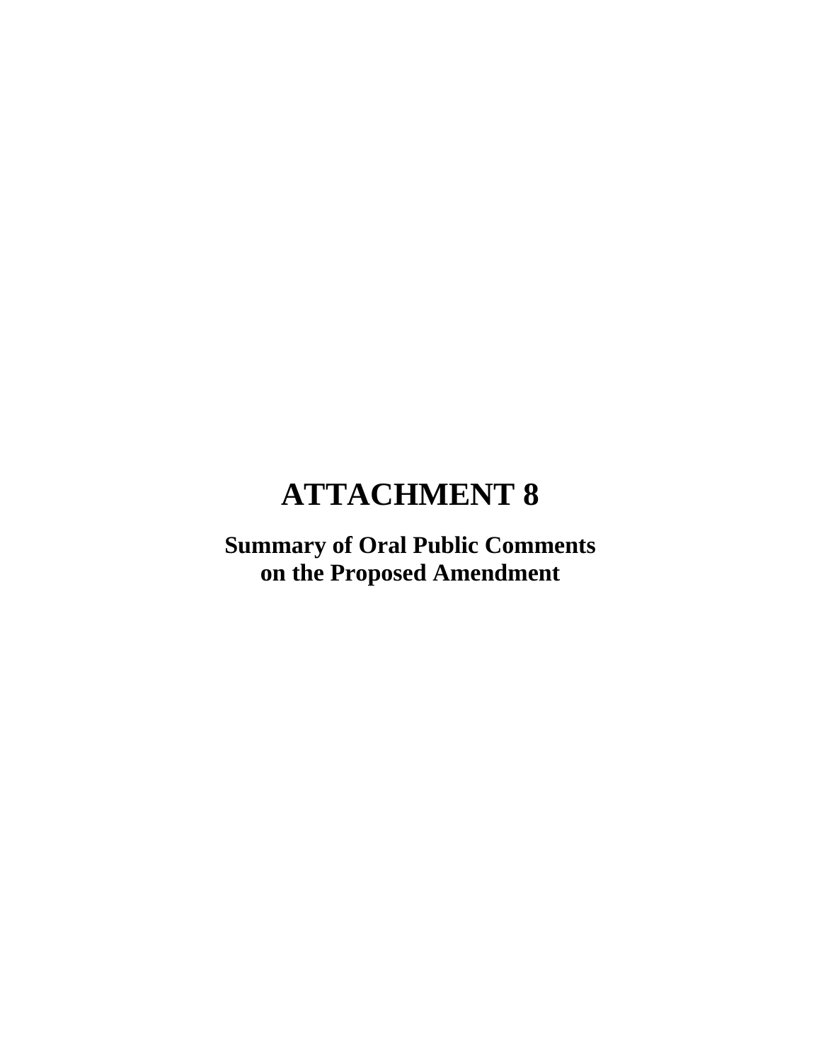# ATTACHMENT 8

## Summary of Oral Public Comments on the Proposed Amendment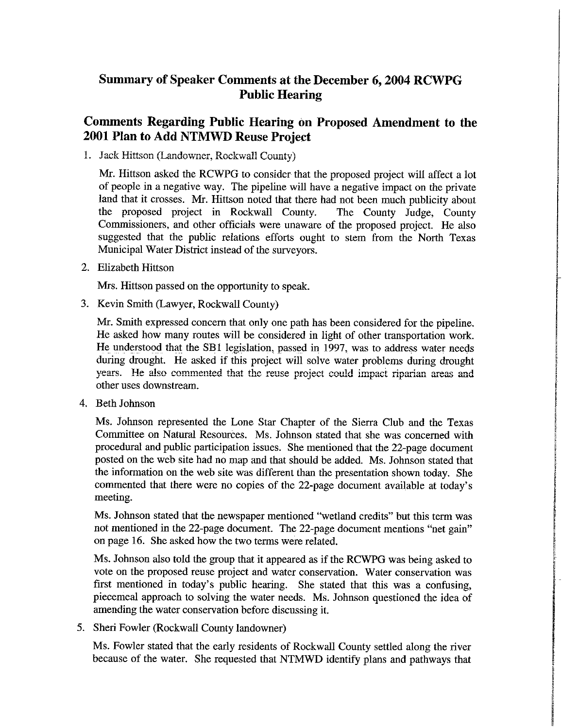# Summary of Speaker Comments at the December 6, 2004 RCWPG Public Hearing

## Comments Regarding Public Hearing on Proposed Amendment to the 2001 Plan to Add NTMWD Reuse Project

1. Jack Hittson (Landowner, Rockwall County)

   Mr. Hittson asked the RCWPG to consider that the proposed project will affect a lot of people in a negative way. The pipeline will have a negative impact on the private land that it crosses. Mr. Hittson noted that there had not been much publicity about the proposed project in Rockwall County. The County Judge, County Commissioners, and other officials were unaware of the proposed project. He also suggested that the public relations efforts ought to stem from the North Texas Municipal Water District instead of the surveyors.

2. Elizabeth Hittson

   Mrs. Hittson passed on the opportunity to speak.

3. Kevin Smith (Lawyer, Rockwall County)

   Mr. Smith expressed concern that only one path has been considered for the pipeline. He asked how many routes will be considered in light of other transportation work. He understood that the SB1 legislation, passed in 1997, was to address water needs during drought. He asked if this project will solve water problems during drought years. He also commented that the reuse project could impact riparian areas and other uses downstream.

4. Beth Johnson

   Ms. Johnson represented the Lone Star Chapter of the Sierra Club and the Texas Committee on Natural Resources. Ms. Johnson stated that she was concerned with procedural and public participation issues. She mentioned that the 22-page document posted on the web site had no map and that should be added. Ms. Johnson stated that the information on the web site was different than the presentation shown today. She commented that there were no copies of the 22-page document available at today's meeting.

   Ms. Johnson stated that the newspaper mentioned "wetland credits" but this term was not mentioned in the 22-page document. The 22-page document mentions "net gain" on page 16. She asked how the two terms were related.

   Ms. Johnson also told the group that it appeared as if the RCWPG was being asked to vote on the proposed reuse project and water conservation. Water conservation was first mentioned in today's public hearing. She stated that this was a confusing, piecemeal approach to solving the water needs. Ms. Johnson questioned the idea of amending the water conservation before discussing it.

5. Sheri Fowler (Rockwall County landowner)

   Ms. Fowler stated that the early residents of Rockwall County settled along the river because of the water. She requested that NTMWD identify plans and pathways that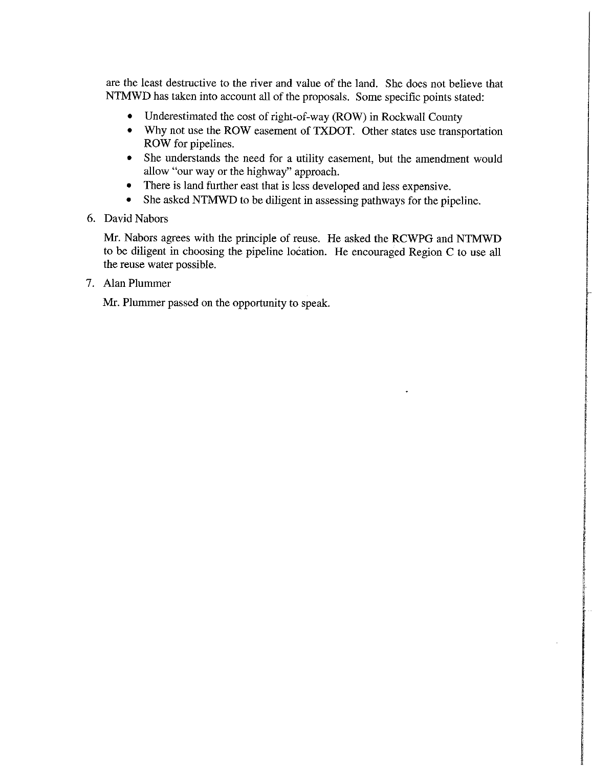are the least destructive to the river and value of the land. She does not believe that NTMWD has taken into account all of the proposals. Some specific points stated:

- Underestimated the cost of right-of-way (ROW) in Rockwall County
- Why not use the ROW easement of TXDOT. Other states use transportation ROW for pipelines.
- She understands the need for a utility easement, but the amendment would allow "our way or the highway" approach.
- There is land further east that is less developed and less expensive.
- She asked NTMWD to be diligent in assessing pathways for the pipeline.

6. David Nabors

   Mr. Nabors agrees with the principle of reuse. He asked the RCWPG and NTMWD to be diligent in choosing the pipeline location. He encouraged Region C to use all the reuse water possible.

7. Alan Plummer

   Mr. Plummer passed on the opportunity to speak.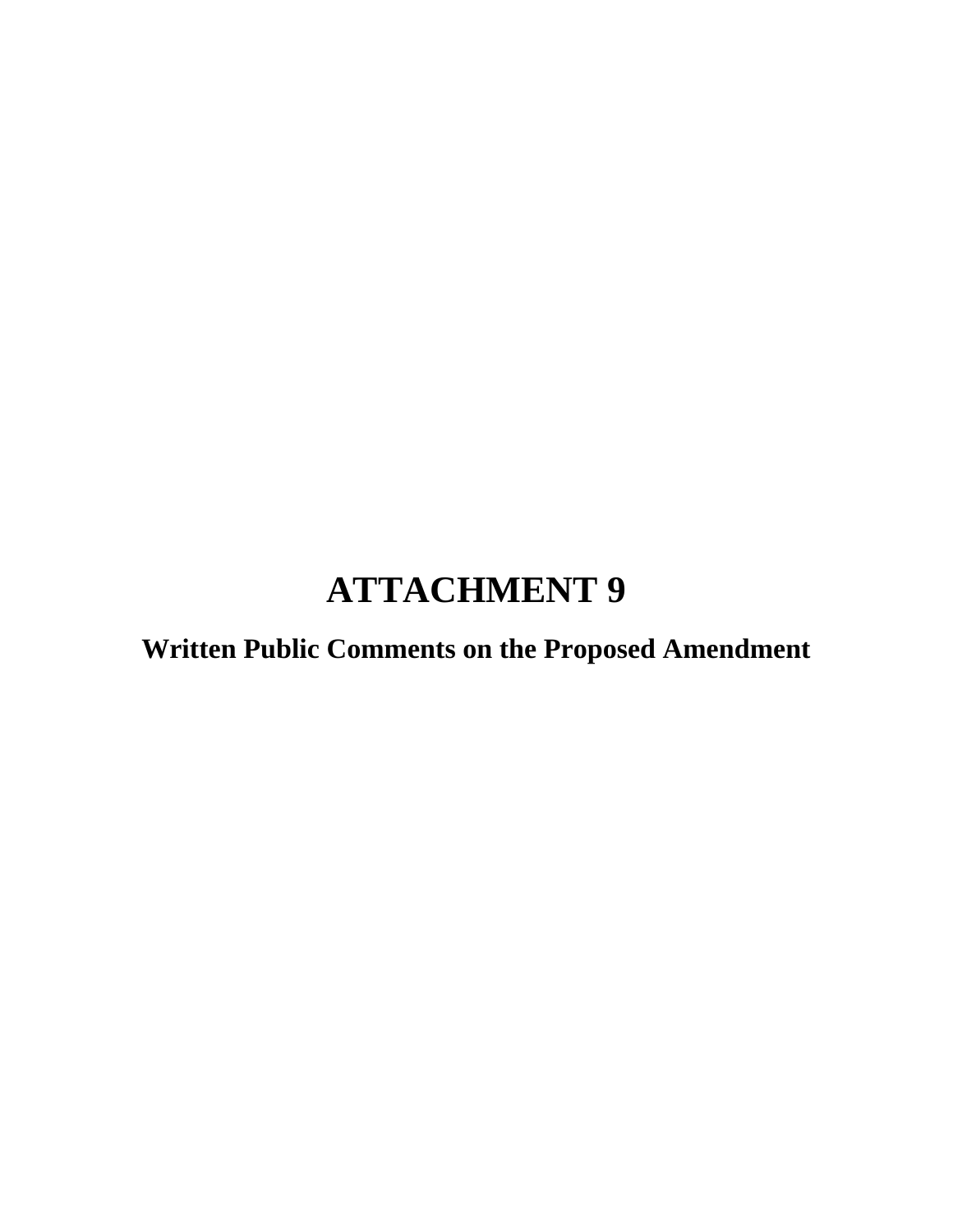# ATTACHMENT 9

## Written Public Comments on the Proposed Amendment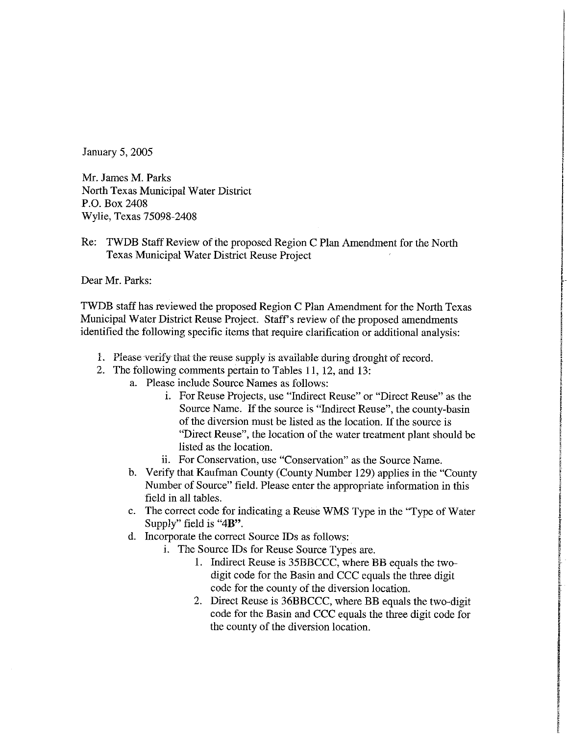January 5, 2005

Mr. James M. Parks
North Texas Municipal Water District
P.O. Box 2408
Wylie, Texas 75098-2408

Re: TWDB Staff Review of the proposed Region C Plan Amendment for the North Texas Municipal Water District Reuse Project

Dear Mr. Parks:

TWDB staff has reviewed the proposed Region C Plan Amendment for the North Texas Municipal Water District Reuse Project. Staff's review of the proposed amendments identified the following specific items that require clarification or additional analysis:

1. Please verify that the reuse supply is available during drought of record.
2. The following comments pertain to Tables 11, 12, and 13:
   a. Please include Source Names as follows:
      i. For Reuse Projects, use "Indirect Reuse" or "Direct Reuse" as the Source Name. If the source is "Indirect Reuse", the county-basin of the diversion must be listed as the location. If the source is "Direct Reuse", the location of the water treatment plant should be listed as the location.
      ii. For Conservation, use "Conservation" as the Source Name.
   b. Verify that Kaufman County (County Number 129) applies in the "County Number of Source" field. Please enter the appropriate information in this field in all tables.
   c. The correct code for indicating a Reuse WMS Type in the "Type of Water Supply" field is "**4B**".
   d. Incorporate the correct Source IDs as follows:
      i. The Source IDs for Reuse Source Types are.
         1. Indirect Reuse is 35BBCCC, where BB equals the two-digit code for the Basin and CCC equals the three digit code for the county of the diversion location.
         2. Direct Reuse is 36BBCCC, where BB equals the two-digit code for the Basin and CCC equals the three digit code for the county of the diversion location.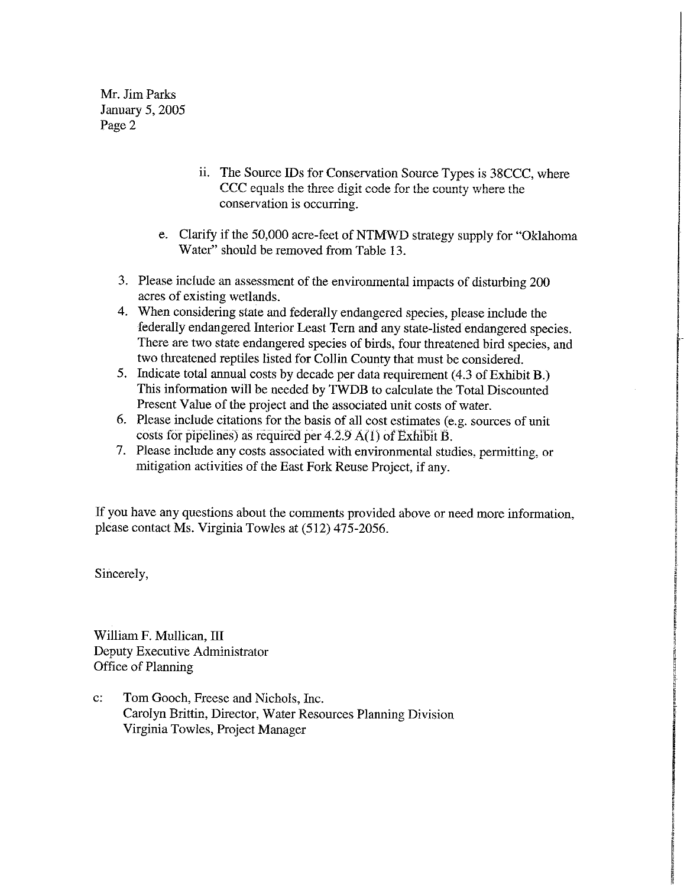Mr. Jim Parks
January 5, 2005
Page 2

ii. The Source IDs for Conservation Source Types is 38CCC, where CCC equals the three digit code for the county where the conservation is occurring.

e. Clarify if the 50,000 acre-feet of NTMWD strategy supply for "Oklahoma Water" should be removed from Table 13.

3. Please include an assessment of the environmental impacts of disturbing 200 acres of existing wetlands.
4. When considering state and federally endangered species, please include the federally endangered Interior Least Tern and any state-listed endangered species. There are two state endangered species of birds, four threatened bird species, and two threatened reptiles listed for Collin County that must be considered.
5. Indicate total annual costs by decade per data requirement (4.3 of Exhibit B.) This information will be needed by TWDB to calculate the Total Discounted Present Value of the project and the associated unit costs of water.
6. Please include citations for the basis of all cost estimates (e.g. sources of unit costs for pipelines) as required per 4.2.9 A(1) of Exhibit B.
7. Please include any costs associated with environmental studies, permitting, or mitigation activities of the East Fork Reuse Project, if any.

If you have any questions about the comments provided above or need more information, please contact Ms. Virginia Towles at (512) 475-2056.

Sincerely,

William F. Mullican, III
Deputy Executive Administrator
Office of Planning

c: Tom Gooch, Freese and Nichols, Inc.
Carolyn Brittin, Director, Water Resources Planning Division
Virginia Towles, Project Manager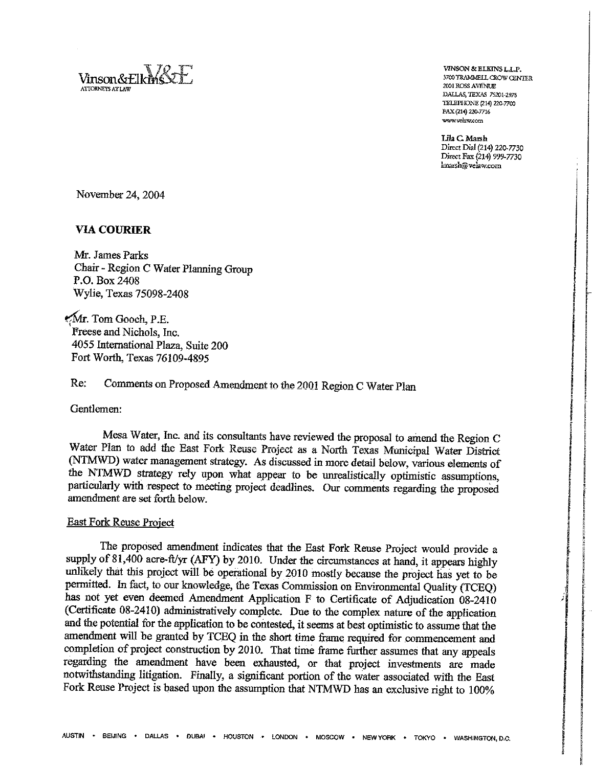Vinson&Elkins
ATTORNEYS AT LAW

VINSON & ELKINS L.L.P.
3700 TRAMMELL CROW CENTER
2001 ROSS AVENUE
DALLAS, TEXAS 75201-2975
TELEPHONE (214) 220-7700
FAX (214) 220-7716
www.velaw.com

Lila C. Marsh
Direct Dial (214) 220-7730
Direct Fax (214) 999-7730
lmarsh@velaw.com

November 24, 2004

**VIA COURIER**

Mr. James Parks
Chair - Region C Water Planning Group
P.O. Box 2408
Wylie, Texas 75098-2408

Mr. Tom Gooch, P.E.
Freese and Nichols, Inc.
4055 International Plaza, Suite 200
Fort Worth, Texas 76109-4895

Re: Comments on Proposed Amendment to the 2001 Region C Water Plan

Gentlemen:

Mesa Water, Inc. and its consultants have reviewed the proposal to amend the Region C Water Plan to add the East Fork Reuse Project as a North Texas Municipal Water District (NTMWD) water management strategy. As discussed in more detail below, various elements of the NTMWD strategy rely upon what appear to be unrealistically optimistic assumptions, particularly with respect to meeting project deadlines. Our comments regarding the proposed amendment are set forth below.

East Fork Reuse Project

The proposed amendment indicates that the East Fork Reuse Project would provide a supply of 81,400 acre-ft/yr (AFY) by 2010. Under the circumstances at hand, it appears highly unlikely that this project will be operational by 2010 mostly because the project has yet to be permitted. In fact, to our knowledge, the Texas Commission on Environmental Quality (TCEQ) has not yet even deemed Amendment Application F to Certificate of Adjudication 08-2410 (Certificate 08-2410) administratively complete. Due to the complex nature of the application and the potential for the application to be contested, it seems at best optimistic to assume that the amendment will be granted by TCEQ in the short time frame required for commencement and completion of project construction by 2010. That time frame further assumes that any appeals regarding the amendment have been exhausted, or that project investments are made notwithstanding litigation. Finally, a significant portion of the water associated with the East Fork Reuse Project is based upon the assumption that NTMWD has an exclusive right to 100%

AUSTIN • BEIJING • DALLAS • DUBAI • HOUSTON • LONDON • MOSCOW • NEW YORK • TOKYO • WASHINGTON, D.C.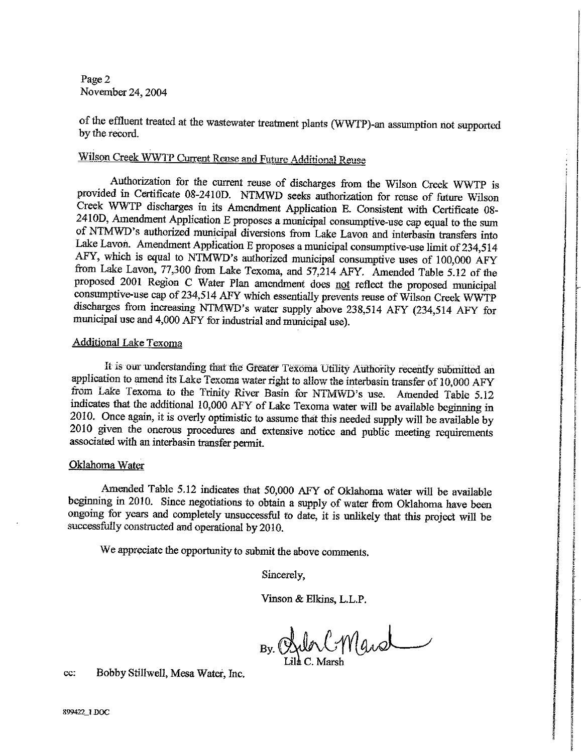Page 2
November 24, 2004

of the effluent treated at the wastewater treatment plants (WWTP)-an assumption not supported by the record.

Wilson Creek WWTP Current Reuse and Future Additional Reuse

Authorization for the current reuse of discharges from the Wilson Creek WWTP is provided in Certificate 08-2410D. NTMWD seeks authorization for reuse of future Wilson Creek WWTP discharges in its Amendment Application E. Consistent with Certificate 08-2410D, Amendment Application E proposes a municipal consumptive-use cap equal to the sum of NTMWD's authorized municipal diversions from Lake Lavon and interbasin transfers into Lake Lavon. Amendment Application E proposes a municipal consumptive-use limit of 234,514 AFY, which is equal to NTMWD's authorized municipal consumptive uses of 100,000 AFY from Lake Lavon, 77,300 from Lake Texoma, and 57,214 AFY. Amended Table 5.12 of the proposed 2001 Region C Water Plan amendment does not reflect the proposed municipal consumptive-use cap of 234,514 AFY which essentially prevents reuse of Wilson Creek WWTP discharges from increasing NTMWD's water supply above 238,514 AFY (234,514 AFY for municipal use and 4,000 AFY for industrial and municipal use).

Additional Lake Texoma

It is our understanding that the Greater Texoma Utility Authority recently submitted an application to amend its Lake Texoma water right to allow the interbasin transfer of 10,000 AFY from Lake Texoma to the Trinity River Basin for NTMWD's use. Amended Table 5.12 indicates that the additional 10,000 AFY of Lake Texoma water will be available beginning in 2010. Once again, it is overly optimistic to assume that this needed supply will be available by 2010 given the onerous procedures and extensive notice and public meeting requirements associated with an interbasin transfer permit.

Oklahoma Water

Amended Table 5.12 indicates that 50,000 AFY of Oklahoma water will be available beginning in 2010. Since negotiations to obtain a supply of water from Oklahoma have been ongoing for years and completely unsuccessful to date, it is unlikely that this project will be successfully constructed and operational by 2010.

We appreciate the opportunity to submit the above comments.

Sincerely,

Vinson & Elkins, L.L.P.

By. Lila C. Marsh

cc: Bobby Stillwell, Mesa Water, Inc.

899422_1.DOC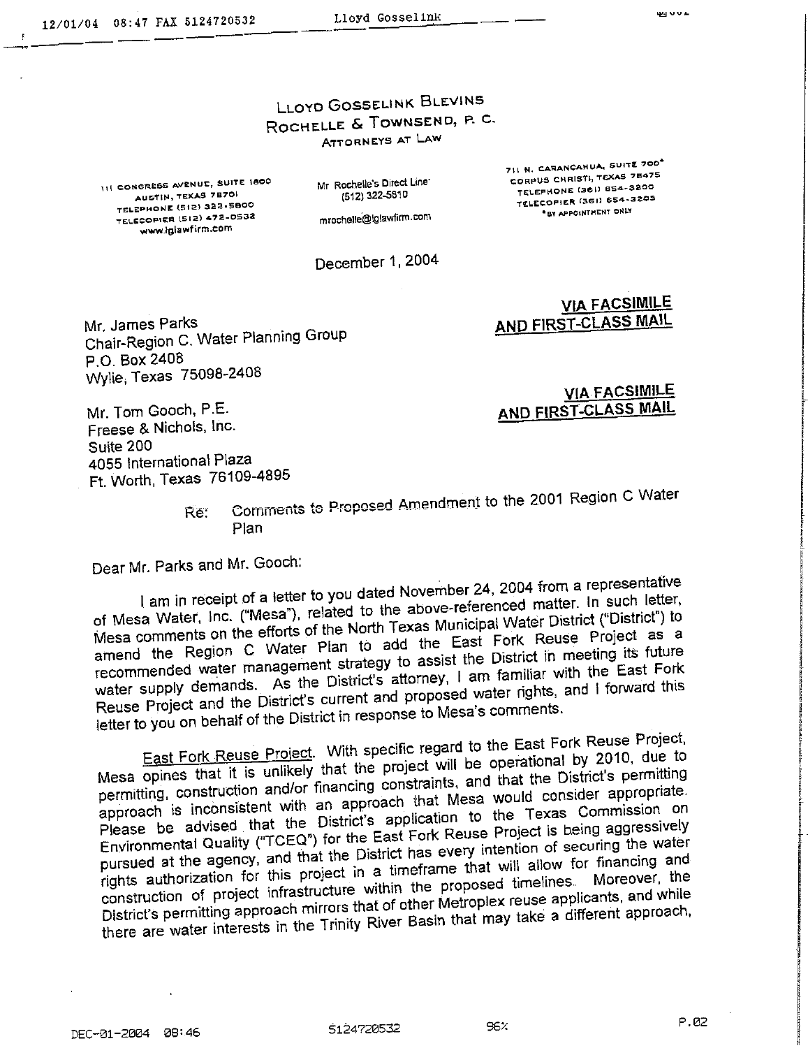# LLOYD GOSSELINK BLEVINS ROCHELLE & TOWNSEND, P. C.

ATTORNEYS AT LAW

111 CONGRESS AVENUE, SUITE 1800
AUSTIN, TEXAS 78701
TELEPHONE (512) 322-5800
TELECOPIER (512) 472-0532
www.lglawfirm.com

Mr Rochelle's Direct Line:
(512) 322-5810

mrochelle@lglawfirm.com

711 N. CARANCAHUA, SUITE 700*
CORPUS CHRISTI, TEXAS 78475
TELEPHONE (361) 654-3200
TELECOPIER (361) 654-3203
*BY APPOINTMENT ONLY

December 1, 2004

Mr. James Parks
Chair-Region C. Water Planning Group
P.O. Box 2408
Wylie, Texas 75098-2408

**VIA FACSIMILE AND FIRST-CLASS MAIL**

Mr. Tom Gooch, P.E.
Freese & Nichols, Inc.
Suite 200
4055 International Plaza
Ft. Worth, Texas 76109-4895

**VIA FACSIMILE AND FIRST-CLASS MAIL**

Re: Comments to Proposed Amendment to the 2001 Region C Water Plan

Dear Mr. Parks and Mr. Gooch:

I am in receipt of a letter to you dated November 24, 2004 from a representative of Mesa Water, Inc. ("Mesa"), related to the above-referenced matter. In such letter, Mesa comments on the efforts of the North Texas Municipal Water District ("District") to amend the Region C Water Plan to add the East Fork Reuse Project as a recommended water management strategy to assist the District in meeting its future water supply demands. As the District's attorney, I am familiar with the East Fork Reuse Project and the District's current and proposed water rights, and I forward this letter to you on behalf of the District in response to Mesa's comments.

East Fork Reuse Project. With specific regard to the East Fork Reuse Project, Mesa opines that it is unlikely that the project will be operational by 2010, due to permitting, construction and/or financing constraints, and that the District's permitting approach is inconsistent with an approach that Mesa would consider appropriate. Please be advised that the District's application to the Texas Commission on Environmental Quality ("TCEQ") for the East Fork Reuse Project is being aggressively pursued at the agency, and that the District has every intention of securing the water rights authorization for this project in a timeframe that will allow for financing and construction of project infrastructure within the proposed timelines. Moreover, the District's permitting approach mirrors that of other Metroplex reuse applicants, and while there are water interests in the Trinity River Basin that may take a different approach,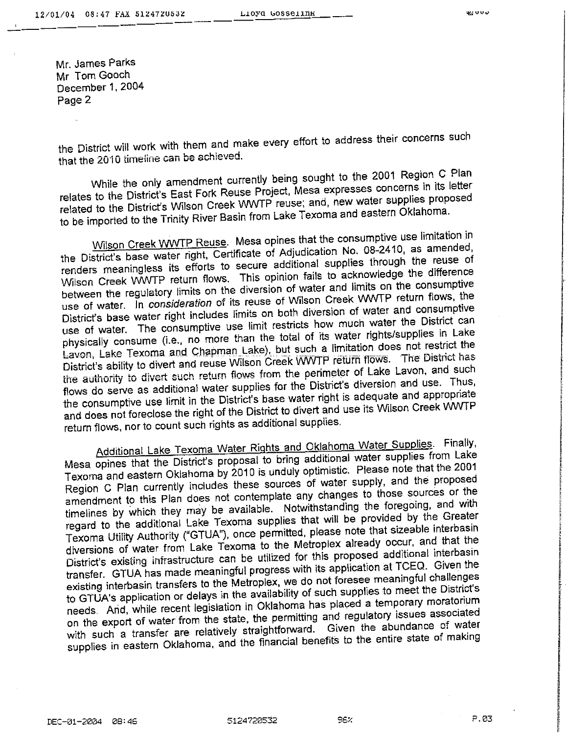Mr. James Parks
Mr Tom Gooch
December 1, 2004
Page 2

the District will work with them and make every effort to address their concerns such that the 2010 timeline can be achieved.

While the only amendment currently being sought to the 2001 Region C Plan relates to the District's East Fork Reuse Project, Mesa expresses concerns in its letter related to the District's Wilson Creek WWTP reuse; and, new water supplies proposed to be imported to the Trinity River Basin from Lake Texoma and eastern Oklahoma.

Wilson Creek WWTP Reuse. Mesa opines that the consumptive use limitation in the District's base water right, Certificate of Adjudication No. 08-2410, as amended, renders meaningless its efforts to secure additional supplies through the reuse of Wilson Creek WWTP return flows. This opinion fails to acknowledge the difference between the regulatory limits on the diversion of water and limits on the consumptive use of water. In *consideration* of its reuse of Wilson Creek WWTP return flows, the District's base water right includes limits on both diversion of water and consumptive use of water. The consumptive use limit restricts how much water the District can physically consume (i.e., no more than the total of its water rights/supplies in Lake Lavon, Lake Texoma and Chapman Lake), but such a limitation does not restrict the District's ability to divert and reuse Wilson Creek WWTP return flows. The District has the authority to divert such return flows from the perimeter of Lake Lavon, and such flows do serve as additional water supplies for the District's diversion and use. Thus, the consumptive use limit in the District's base water right is adequate and appropriate and does not foreclose the right of the District to divert and use its Wilson Creek WWTP return flows, nor to count such rights as additional supplies.

Additional Lake Texoma Water Rights and Oklahoma Water Supplies. Finally, Mesa opines that the District's proposal to bring additional water supplies from Lake Texoma and eastern Oklahoma by 2010 is unduly optimistic. Please note that the 2001 Region C Plan currently includes these sources of water supply, and the proposed amendment to this Plan does not contemplate any changes to those sources or the timelines by which they may be available. Notwithstanding the foregoing, and with regard to the additional Lake Texoma supplies that will be provided by the Greater Texoma Utility Authority ("GTUA"), once permitted, please note that sizeable interbasin diversions of water from Lake Texoma to the Metroplex already occur, and that the District's existing infrastructure can be utilized for this proposed additional interbasin transfer. GTUA has made meaningful progress with its application at TCEQ. Given the existing interbasin transfers to the Metroplex, we do not foresee meaningful challenges to GTUA's application or delays in the availability of such supplies to meet the District's needs. And, while recent legislation in Oklahoma has placed a temporary moratorium on the export of water from the state, the permitting and regulatory issues associated with such a transfer are relatively straightforward. Given the abundance of water supplies in eastern Oklahoma, and the financial benefits to the entire state of making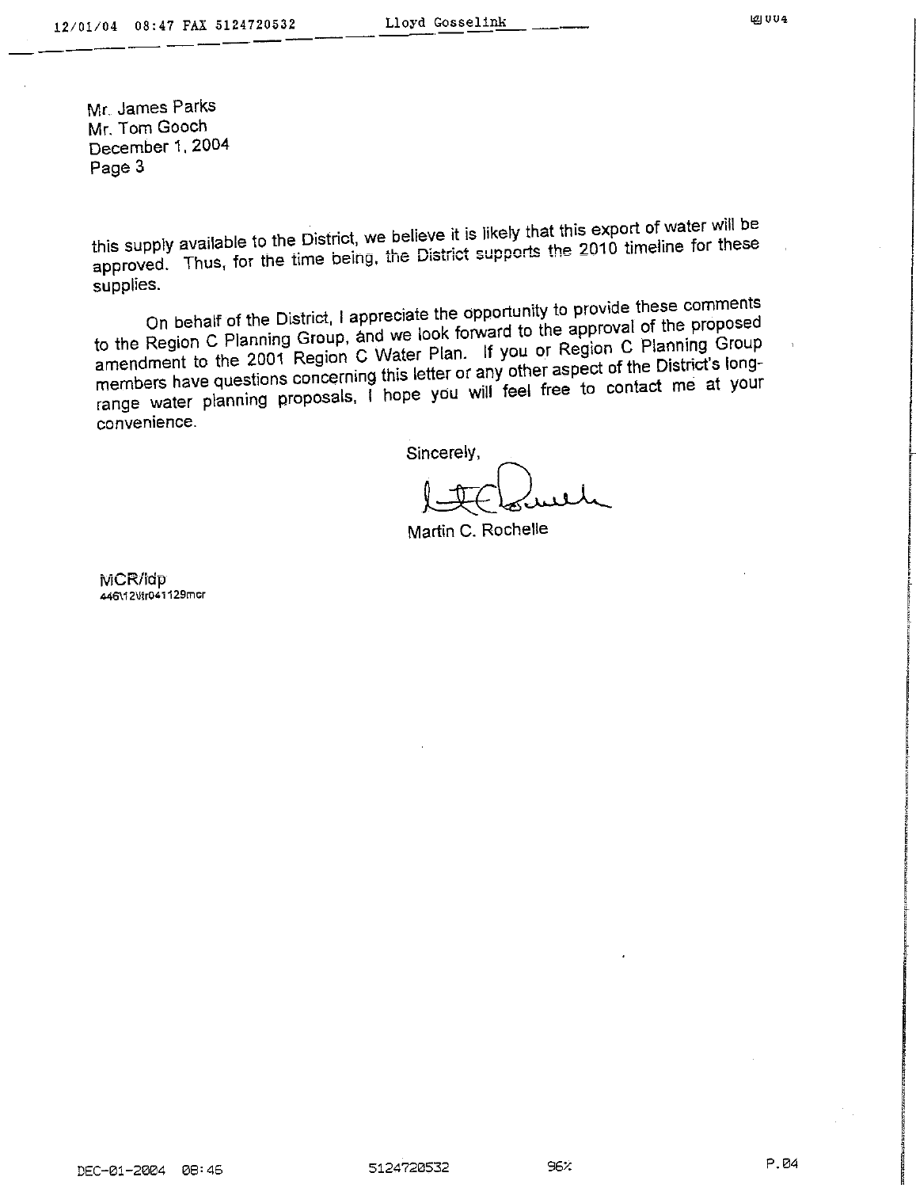Mr. James Parks
Mr. Tom Gooch
December 1, 2004
Page 3

this supply available to the District, we believe it is likely that this export of water will be approved. Thus, for the time being, the District supports the 2010 timeline for these supplies.

On behalf of the District, I appreciate the opportunity to provide these comments to the Region C Planning Group, and we look forward to the approval of the proposed amendment to the 2001 Region C Water Plan. If you or Region C Planning Group members have questions concerning this letter or any other aspect of the District's long-range water planning proposals, I hope you will feel free to contact me at your convenience.

Sincerely,

Martin C. Rochelle

MCR/ldp
446\12\ltr041129mcr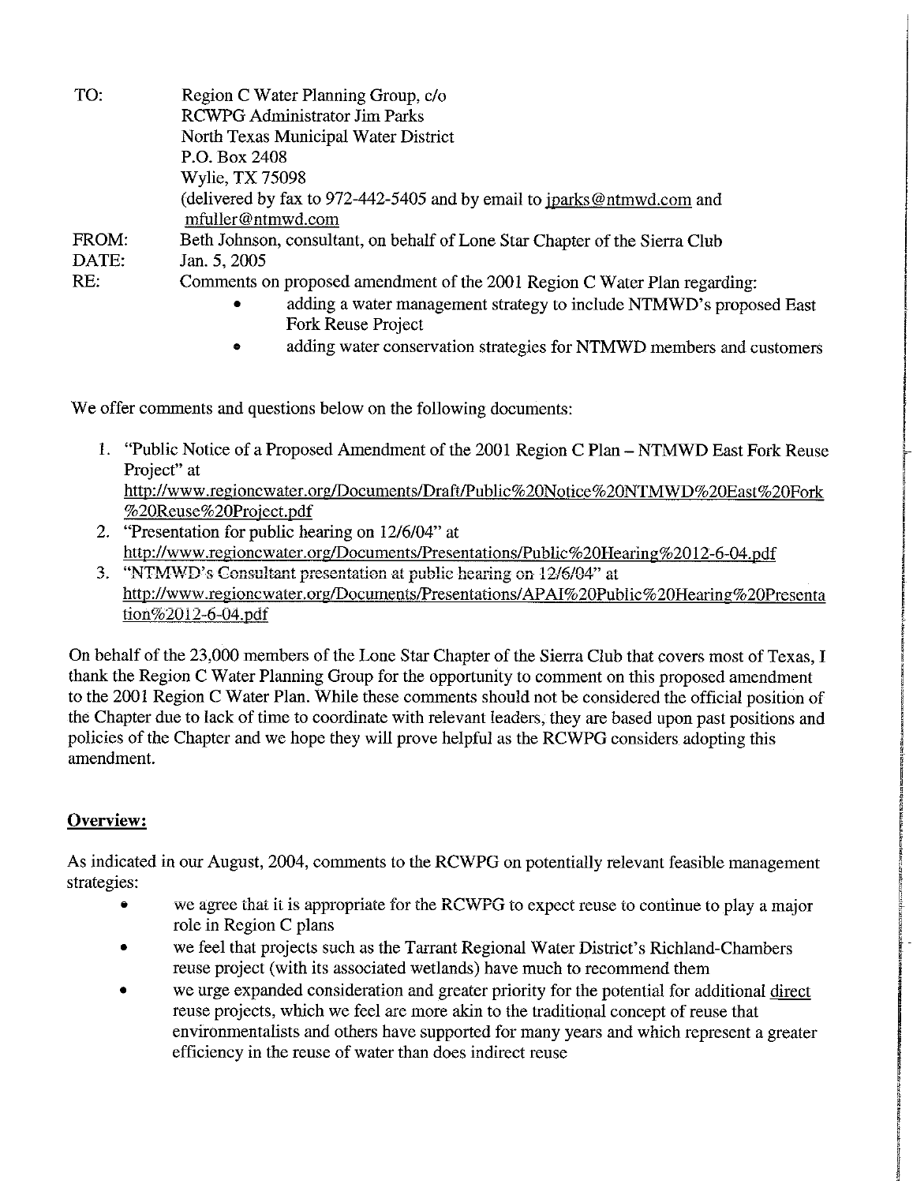TO: Region C Water Planning Group, c/o
RCWPG Administrator Jim Parks
North Texas Municipal Water District
P.O. Box 2408
Wylie, TX 75098
(delivered by fax to 972-442-5405 and by email to jparks@ntmwd.com and mfuller@ntmwd.com

FROM: Beth Johnson, consultant, on behalf of Lone Star Chapter of the Sierra Club

DATE: Jan. 5, 2005

RE: Comments on proposed amendment of the 2001 Region C Water Plan regarding:

- adding a water management strategy to include NTMWD's proposed East Fork Reuse Project
- adding water conservation strategies for NTMWD members and customers

We offer comments and questions below on the following documents:

1. "Public Notice of a Proposed Amendment of the 2001 Region C Plan – NTMWD East Fork Reuse Project" at http://www.regioncwater.org/Documents/Draft/Public%20Notice%20NTMWD%20East%20Fork%20Reuse%20Project.pdf
2. "Presentation for public hearing on 12/6/04" at http://www.regioncwater.org/Documents/Presentations/Public%20Hearing%2012-6-04.pdf
3. "NTMWD's Consultant presentation at public hearing on 12/6/04" at http://www.regioncwater.org/Documents/Presentations/APAI%20Public%20Hearing%20Presentation%2012-6-04.pdf

On behalf of the 23,000 members of the Lone Star Chapter of the Sierra Club that covers most of Texas, I thank the Region C Water Planning Group for the opportunity to comment on this proposed amendment to the 2001 Region C Water Plan. While these comments should not be considered the official position of the Chapter due to lack of time to coordinate with relevant leaders, they are based upon past positions and policies of the Chapter and we hope they will prove helpful as the RCWPG considers adopting this amendment.

**Overview:**

As indicated in our August, 2004, comments to the RCWPG on potentially relevant feasible management strategies:

- we agree that it is appropriate for the RCWPG to expect reuse to continue to play a major role in Region C plans
- we feel that projects such as the Tarrant Regional Water District's Richland-Chambers reuse project (with its associated wetlands) have much to recommend them
- we urge expanded consideration and greater priority for the potential for additional direct reuse projects, which we feel are more akin to the traditional concept of reuse that environmentalists and others have supported for many years and which represent a greater efficiency in the reuse of water than does indirect reuse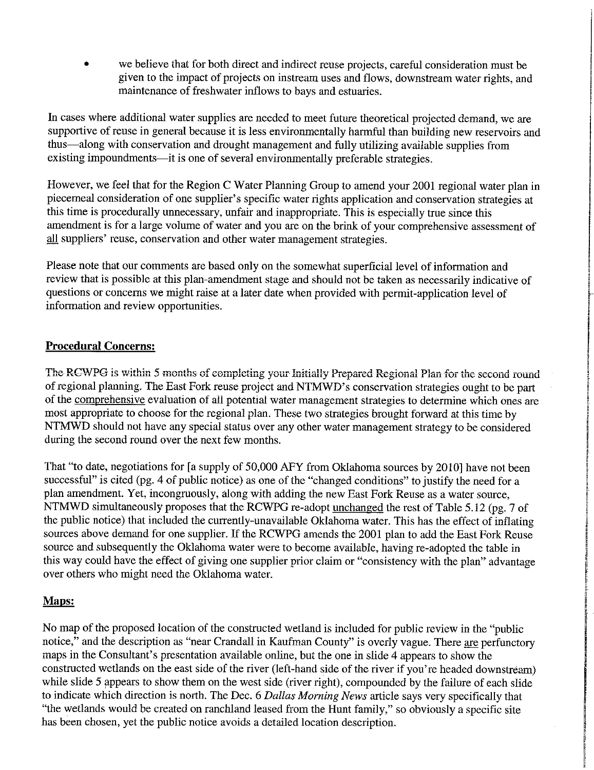- we believe that for both direct and indirect reuse projects, careful consideration must be given to the impact of projects on instream uses and flows, downstream water rights, and maintenance of freshwater inflows to bays and estuaries.

In cases where additional water supplies are needed to meet future theoretical projected demand, we are supportive of reuse in general because it is less environmentally harmful than building new reservoirs and thus—along with conservation and drought management and fully utilizing available supplies from existing impoundments—it is one of several environmentally preferable strategies.

However, we feel that for the Region C Water Planning Group to amend your 2001 regional water plan in piecemeal consideration of one supplier's specific water rights application and conservation strategies at this time is procedurally unnecessary, unfair and inappropriate. This is especially true since this amendment is for a large volume of water and you are on the brink of your comprehensive assessment of all suppliers' reuse, conservation and other water management strategies.

Please note that our comments are based only on the somewhat superficial level of information and review that is possible at this plan-amendment stage and should not be taken as necessarily indicative of questions or concerns we might raise at a later date when provided with permit-application level of information and review opportunities.

**Procedural Concerns:**

The RCWPG is within 5 months of completing your Initially Prepared Regional Plan for the second round of regional planning. The East Fork reuse project and NTMWD's conservation strategies ought to be part of the comprehensive evaluation of all potential water management strategies to determine which ones are most appropriate to choose for the regional plan. These two strategies brought forward at this time by NTMWD should not have any special status over any other water management strategy to be considered during the second round over the next few months.

That "to date, negotiations for [a supply of 50,000 AFY from Oklahoma sources by 2010] have not been successful" is cited (pg. 4 of public notice) as one of the "changed conditions" to justify the need for a plan amendment. Yet, incongruously, along with adding the new East Fork Reuse as a water source, NTMWD simultaneously proposes that the RCWPG re-adopt unchanged the rest of Table 5.12 (pg. 7 of the public notice) that included the currently-unavailable Oklahoma water. This has the effect of inflating sources above demand for one supplier. If the RCWPG amends the 2001 plan to add the East Fork Reuse source and subsequently the Oklahoma water were to become available, having re-adopted the table in this way could have the effect of giving one supplier prior claim or "consistency with the plan" advantage over others who might need the Oklahoma water.

**Maps:**

No map of the proposed location of the constructed wetland is included for public review in the "public notice," and the description as "near Crandall in Kaufman County" is overly vague. There are perfunctory maps in the Consultant's presentation available online, but the one in slide 4 appears to show the constructed wetlands on the east side of the river (left-hand side of the river if you're headed downstream) while slide 5 appears to show them on the west side (river right), compounded by the failure of each slide to indicate which direction is north. The Dec. 6 *Dallas Morning News* article says very specifically that "the wetlands would be created on ranchland leased from the Hunt family," so obviously a specific site has been chosen, yet the public notice avoids a detailed location description.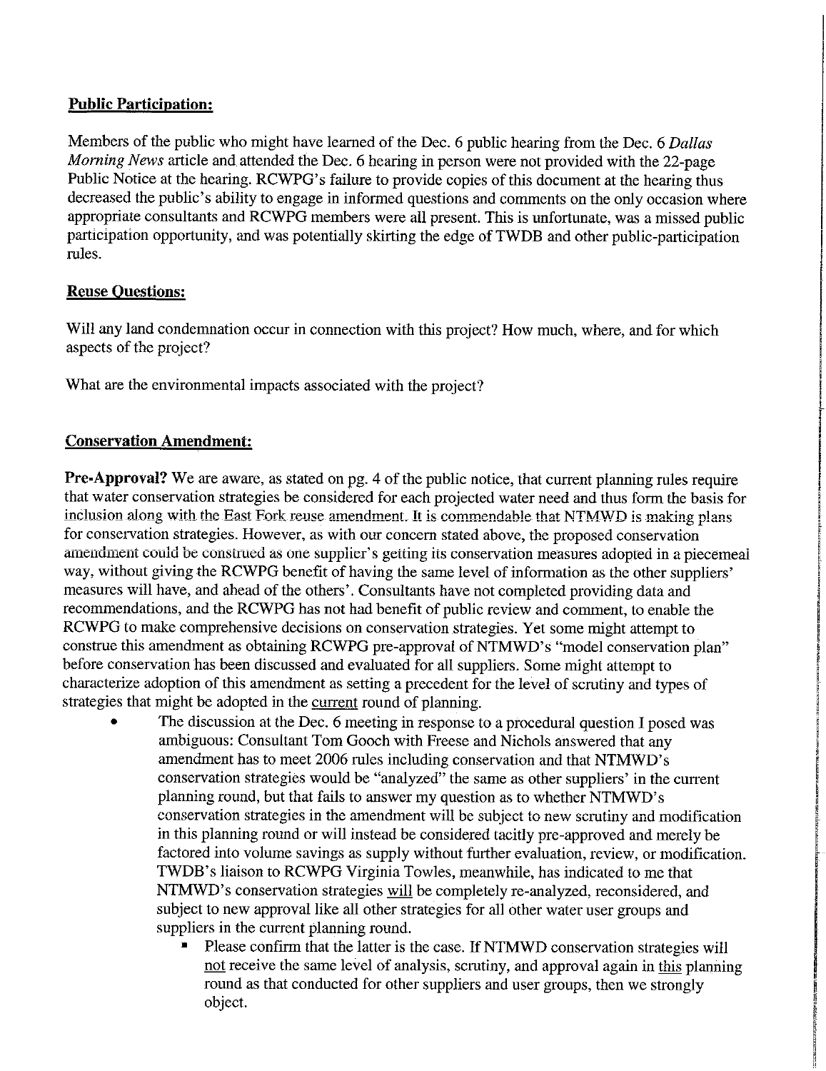**Public Participation:**

Members of the public who might have learned of the Dec. 6 public hearing from the Dec. 6 *Dallas Morning News* article and attended the Dec. 6 hearing in person were not provided with the 22-page Public Notice at the hearing. RCWPG's failure to provide copies of this document at the hearing thus decreased the public's ability to engage in informed questions and comments on the only occasion where appropriate consultants and RCWPG members were all present. This is unfortunate, was a missed public participation opportunity, and was potentially skirting the edge of TWDB and other public-participation rules.

**Reuse Questions:**

Will any land condemnation occur in connection with this project? How much, where, and for which aspects of the project?

What are the environmental impacts associated with the project?

**Conservation Amendment:**

**Pre-Approval?** We are aware, as stated on pg. 4 of the public notice, that current planning rules require that water conservation strategies be considered for each projected water need and thus form the basis for inclusion along with the East Fork reuse amendment. It is commendable that NTMWD is making plans for conservation strategies. However, as with our concern stated above, the proposed conservation amendment could be construed as one supplier's getting its conservation measures adopted in a piecemeal way, without giving the RCWPG benefit of having the same level of information as the other suppliers' measures will have, and ahead of the others'. Consultants have not completed providing data and recommendations, and the RCWPG has not had benefit of public review and comment, to enable the RCWPG to make comprehensive decisions on conservation strategies. Yet some might attempt to construe this amendment as obtaining RCWPG pre-approval of NTMWD's "model conservation plan" before conservation has been discussed and evaluated for all suppliers. Some might attempt to characterize adoption of this amendment as setting a precedent for the level of scrutiny and types of strategies that might be adopted in the current round of planning.

- The discussion at the Dec. 6 meeting in response to a procedural question I posed was ambiguous: Consultant Tom Gooch with Freese and Nichols answered that any amendment has to meet 2006 rules including conservation and that NTMWD's conservation strategies would be "analyzed" the same as other suppliers' in the current planning round, but that fails to answer my question as to whether NTMWD's conservation strategies in the amendment will be subject to new scrutiny and modification in this planning round or will instead be considered tacitly pre-approved and merely be factored into volume savings as supply without further evaluation, review, or modification. TWDB's liaison to RCWPG Virginia Towles, meanwhile, has indicated to me that NTMWD's conservation strategies will be completely re-analyzed, reconsidered, and subject to new approval like all other strategies for all other water user groups and suppliers in the current planning round.
  - Please confirm that the latter is the case. If NTMWD conservation strategies will not receive the same level of analysis, scrutiny, and approval again in this planning round as that conducted for other suppliers and user groups, then we strongly object.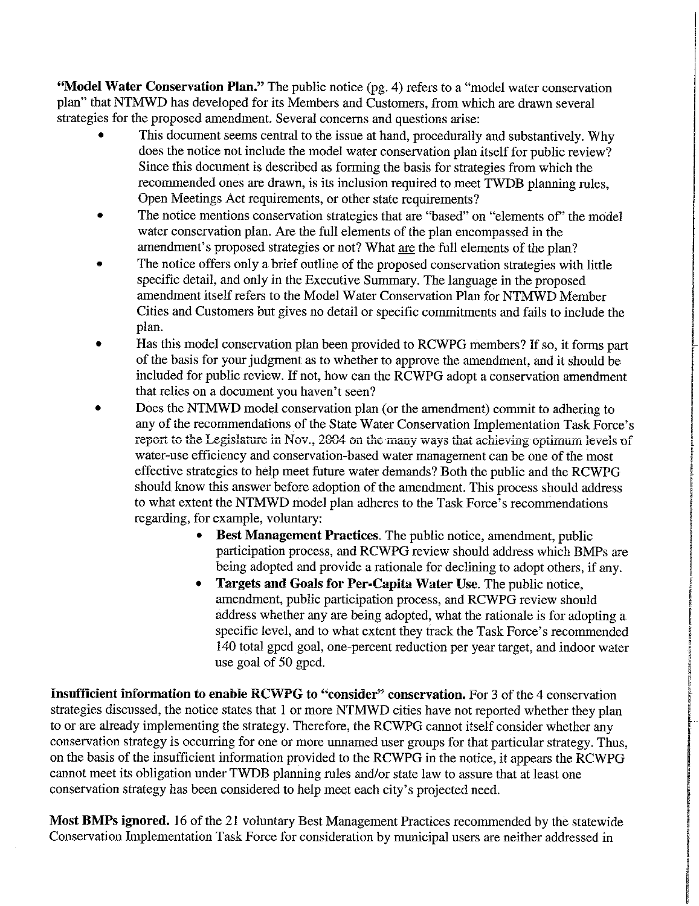**"Model Water Conservation Plan."** The public notice (pg. 4) refers to a "model water conservation plan" that NTMWD has developed for its Members and Customers, from which are drawn several strategies for the proposed amendment. Several concerns and questions arise:

- This document seems central to the issue at hand, procedurally and substantively. Why does the notice not include the model water conservation plan itself for public review? Since this document is described as forming the basis for strategies from which the recommended ones are drawn, is its inclusion required to meet TWDB planning rules, Open Meetings Act requirements, or other state requirements?
- The notice mentions conservation strategies that are "based" on "elements of" the model water conservation plan. Are the full elements of the plan encompassed in the amendment's proposed strategies or not? What <u>are</u> the full elements of the plan?
- The notice offers only a brief outline of the proposed conservation strategies with little specific detail, and only in the Executive Summary. The language in the proposed amendment itself refers to the Model Water Conservation Plan for NTMWD Member Cities and Customers but gives no detail or specific commitments and fails to include the plan.
- Has this model conservation plan been provided to RCWPG members? If so, it forms part of the basis for your judgment as to whether to approve the amendment, and it should be included for public review. If not, how can the RCWPG adopt a conservation amendment that relies on a document you haven't seen?
- Does the NTMWD model conservation plan (or the amendment) commit to adhering to any of the recommendations of the State Water Conservation Implementation Task Force's report to the Legislature in Nov., 2004 on the many ways that achieving optimum levels of water-use efficiency and conservation-based water management can be one of the most effective strategies to help meet future water demands? Both the public and the RCWPG should know this answer before adoption of the amendment. This process should address to what extent the NTMWD model plan adheres to the Task Force's recommendations regarding, for example, voluntary:
    - **Best Management Practices**. The public notice, amendment, public participation process, and RCWPG review should address which BMPs are being adopted and provide a rationale for declining to adopt others, if any.
    - **Targets and Goals for Per-Capita Water Use**. The public notice, amendment, public participation process, and RCWPG review should address whether any are being adopted, what the rationale is for adopting a specific level, and to what extent they track the Task Force's recommended 140 total gpcd goal, one-percent reduction per year target, and indoor water use goal of 50 gpcd.

**Insufficient information to enable RCWPG to "consider" conservation.** For 3 of the 4 conservation strategies discussed, the notice states that 1 or more NTMWD cities have not reported whether they plan to or are already implementing the strategy. Therefore, the RCWPG cannot itself consider whether any conservation strategy is occurring for one or more unnamed user groups for that particular strategy. Thus, on the basis of the insufficient information provided to the RCWPG in the notice, it appears the RCWPG cannot meet its obligation under TWDB planning rules and/or state law to assure that at least one conservation strategy has been considered to help meet each city's projected need.

**Most BMPs ignored.** 16 of the 21 voluntary Best Management Practices recommended by the statewide Conservation Implementation Task Force for consideration by municipal users are neither addressed in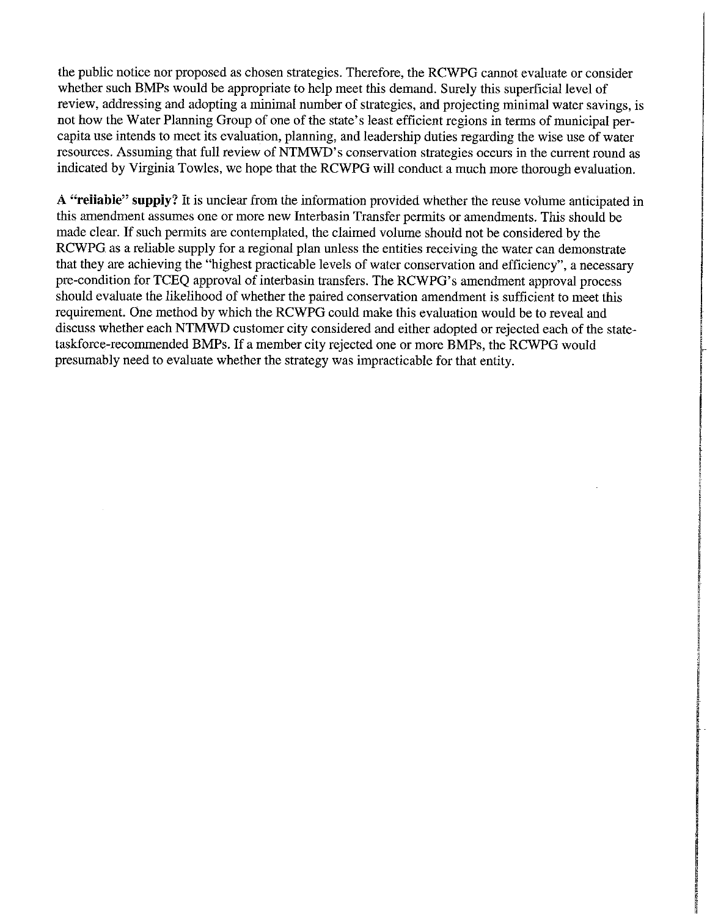the public notice nor proposed as chosen strategies. Therefore, the RCWPG cannot evaluate or consider whether such BMPs would be appropriate to help meet this demand. Surely this superficial level of review, addressing and adopting a minimal number of strategies, and projecting minimal water savings, is not how the Water Planning Group of one of the state's least efficient regions in terms of municipal per-capita use intends to meet its evaluation, planning, and leadership duties regarding the wise use of water resources. Assuming that full review of NTMWD's conservation strategies occurs in the current round as indicated by Virginia Towles, we hope that the RCWPG will conduct a much more thorough evaluation.

**A "reliable" supply?** It is unclear from the information provided whether the reuse volume anticipated in this amendment assumes one or more new Interbasin Transfer permits or amendments. This should be made clear. If such permits are contemplated, the claimed volume should not be considered by the RCWPG as a reliable supply for a regional plan unless the entities receiving the water can demonstrate that they are achieving the "highest practicable levels of water conservation and efficiency", a necessary pre-condition for TCEQ approval of interbasin transfers. The RCWPG's amendment approval process should evaluate the likelihood of whether the paired conservation amendment is sufficient to meet this requirement. One method by which the RCWPG could make this evaluation would be to reveal and discuss whether each NTMWD customer city considered and either adopted or rejected each of the state-taskforce-recommended BMPs. If a member city rejected one or more BMPs, the RCWPG would presumably need to evaluate whether the strategy was impracticable for that entity.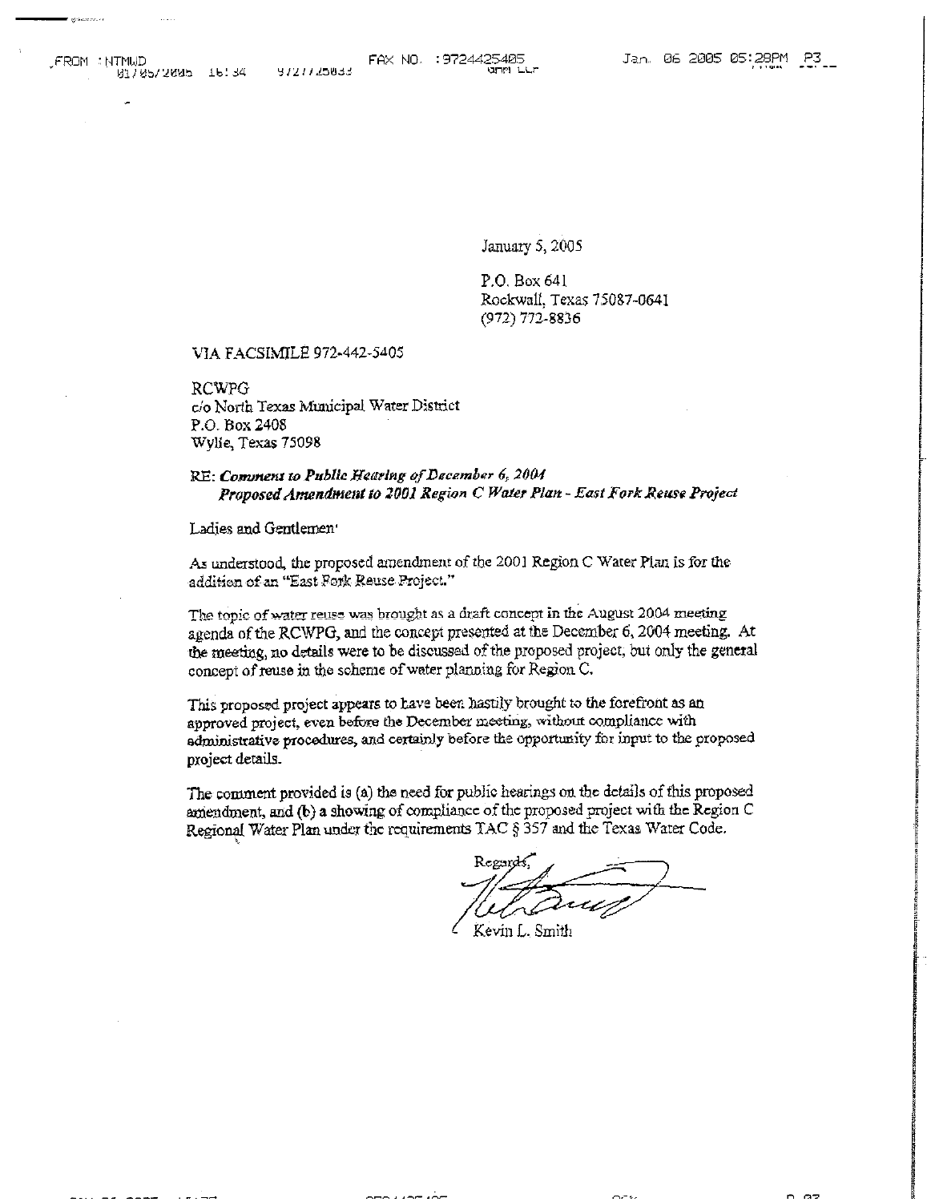January 5, 2005

P.O. Box 641
Rockwall, Texas 75087-0641
(972) 772-8836

VIA FACSIMILE 972-442-5405

RCWPG
c/o North Texas Municipal Water District
P.O. Box 2408
Wylie, Texas 75098

RE: ***Comment to Public Hearing of December 6, 2004***
***Proposed Amendment to 2001 Region C Water Plan - East Fork Reuse Project***

Ladies and Gentlemen:

As understood, the proposed amendment of the 2001 Region C Water Plan is for the addition of an "East Fork Reuse Project."

The topic of water reuse was brought as a draft concept in the August 2004 meeting agenda of the RCWPG, and the concept presented at the December 6, 2004 meeting. At the meeting, no details were to be discussed of the proposed project, but only the general concept of reuse in the scheme of water planning for Region C.

This proposed project appears to have been hastily brought to the forefront as an approved project, even before the December meeting, without compliance with administrative procedures, and certainly before the opportunity for input to the proposed project details.

The comment provided is (a) the need for public hearings on the details of this proposed amendment, and (b) a showing of compliance of the proposed project with the Region C Regional Water Plan under the requirements TAC § 357 and the Texas Water Code.

Regards,

Kevin L. Smith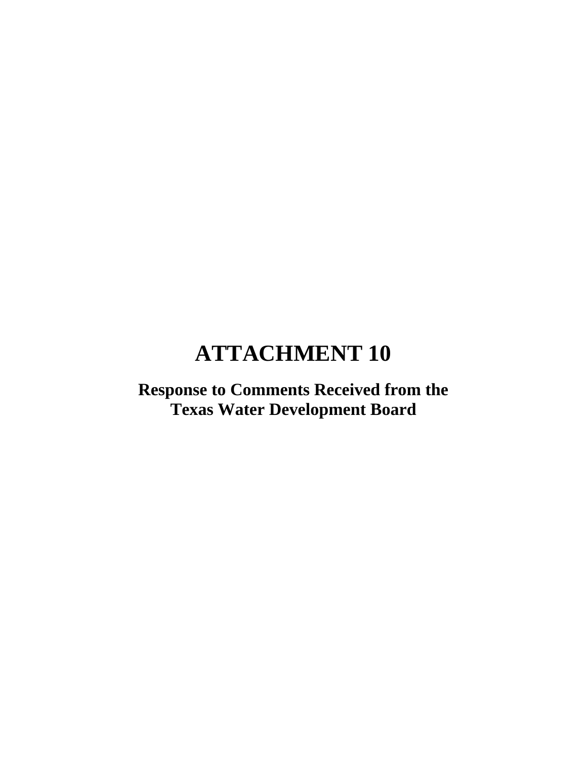# ATTACHMENT 10

## Response to Comments Received from the Texas Water Development Board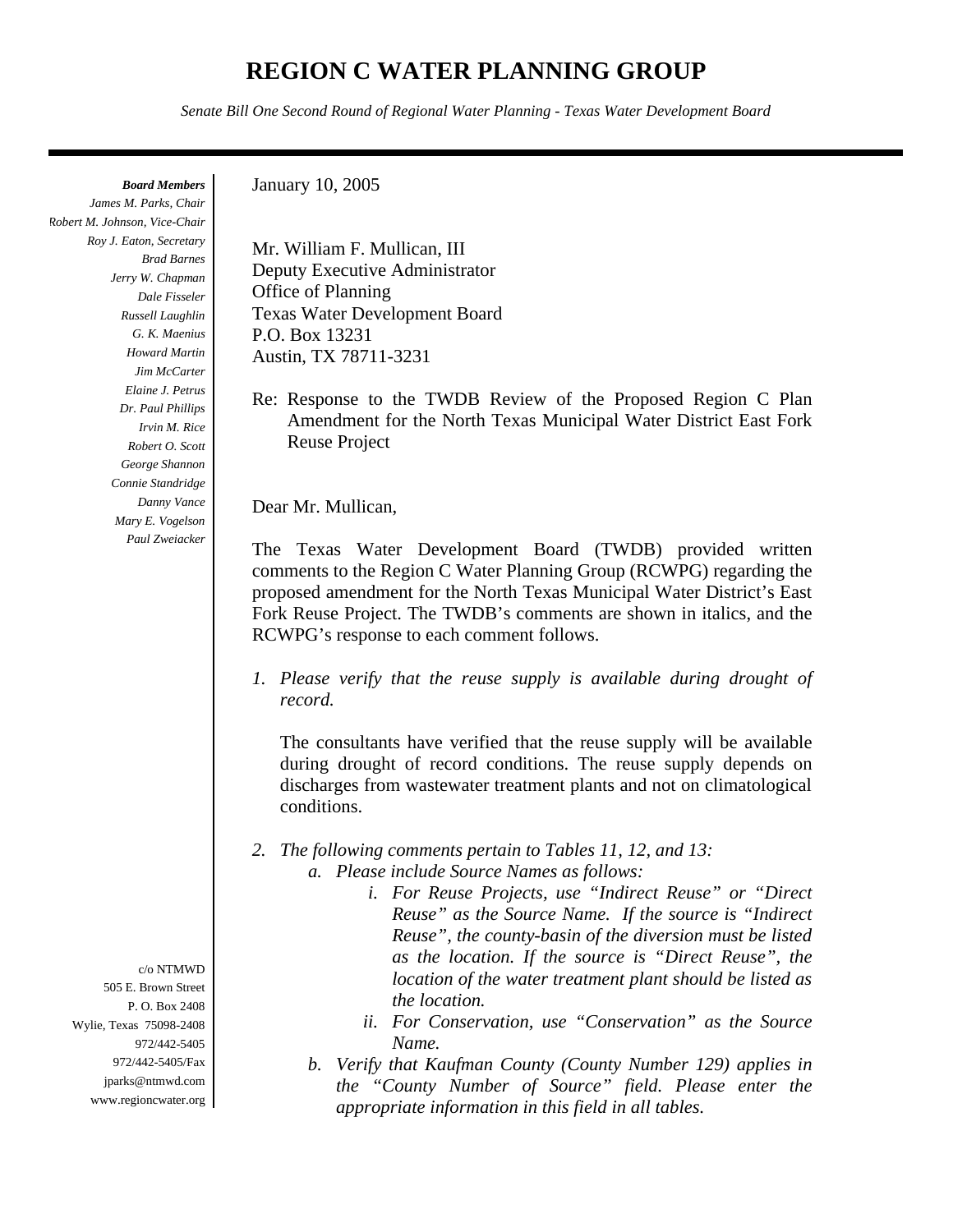# REGION C WATER PLANNING GROUP

*Senate Bill One Second Round of Regional Water Planning - Texas Water Development Board*

***Board Members***
*James M. Parks, Chair*
*Robert M. Johnson, Vice-Chair*
*Roy J. Eaton, Secretary*
*Brad Barnes*
*Jerry W. Chapman*
*Dale Fisseler*
*Russell Laughlin*
*G. K. Maenius*
*Howard Martin*
*Jim McCarter*
*Elaine J. Petrus*
*Dr. Paul Phillips*
*Irvin M. Rice*
*Robert O. Scott*
*George Shannon*
*Connie Standridge*
*Danny Vance*
*Mary E. Vogelson*
*Paul Zweiacker*

c/o NTMWD
505 E. Brown Street
P. O. Box 2408
Wylie, Texas 75098-2408
972/442-5405
972/442-5405/Fax
jparks@ntmwd.com
www.regioncwater.org

January 10, 2005

Mr. William F. Mullican, III
Deputy Executive Administrator
Office of Planning
Texas Water Development Board
P.O. Box 13231
Austin, TX 78711-3231

Re: Response to the TWDB Review of the Proposed Region C Plan Amendment for the North Texas Municipal Water District East Fork Reuse Project

Dear Mr. Mullican,

The Texas Water Development Board (TWDB) provided written comments to the Region C Water Planning Group (RCWPG) regarding the proposed amendment for the North Texas Municipal Water District's East Fork Reuse Project. The TWDB's comments are shown in italics, and the RCWPG's response to each comment follows.

1. *Please verify that the reuse supply is available during drought of record.*

   The consultants have verified that the reuse supply will be available during drought of record conditions. The reuse supply depends on discharges from wastewater treatment plants and not on climatological conditions.

2. *The following comments pertain to Tables 11, 12, and 13:*
   a. *Please include Source Names as follows:*
      i. *For Reuse Projects, use "Indirect Reuse" or "Direct Reuse" as the Source Name. If the source is "Indirect Reuse", the county-basin of the diversion must be listed as the location. If the source is "Direct Reuse", the location of the water treatment plant should be listed as the location.*
      ii. *For Conservation, use "Conservation" as the Source Name.*
   b. *Verify that Kaufman County (County Number 129) applies in the "County Number of Source" field. Please enter the appropriate information in this field in all tables.*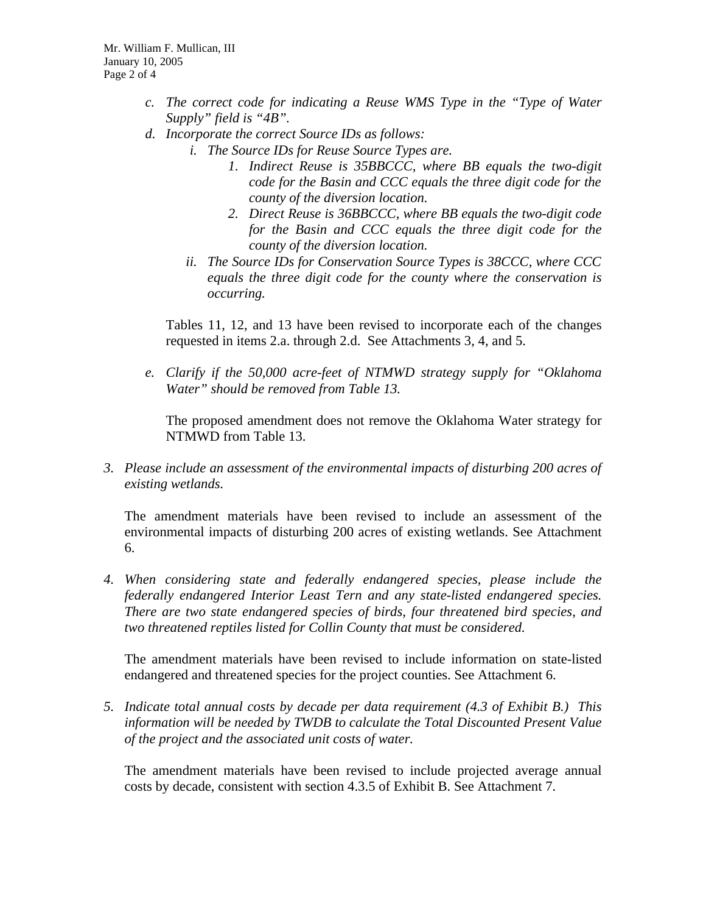*c. The correct code for indicating a Reuse WMS Type in the "Type of Water Supply" field is "4B".*

*d. Incorporate the correct Source IDs as follows:*

   *i. The Source IDs for Reuse Source Types are.*

      *1. Indirect Reuse is 35BBCCC, where BB equals the two-digit code for the Basin and CCC equals the three digit code for the county of the diversion location.*

      *2. Direct Reuse is 36BBCCC, where BB equals the two-digit code for the Basin and CCC equals the three digit code for the county of the diversion location.*

   *ii. The Source IDs for Conservation Source Types is 38CCC, where CCC equals the three digit code for the county where the conservation is occurring.*

   Tables 11, 12, and 13 have been revised to incorporate each of the changes requested in items 2.a. through 2.d. See Attachments 3, 4, and 5.

*e. Clarify if the 50,000 acre-feet of NTMWD strategy supply for "Oklahoma Water" should be removed from Table 13.*

   The proposed amendment does not remove the Oklahoma Water strategy for NTMWD from Table 13.

3. *Please include an assessment of the environmental impacts of disturbing 200 acres of existing wetlands.*

   The amendment materials have been revised to include an assessment of the environmental impacts of disturbing 200 acres of existing wetlands. See Attachment 6.

4. *When considering state and federally endangered species, please include the federally endangered Interior Least Tern and any state-listed endangered species. There are two state endangered species of birds, four threatened bird species, and two threatened reptiles listed for Collin County that must be considered.*

   The amendment materials have been revised to include information on state-listed endangered and threatened species for the project counties. See Attachment 6.

5. *Indicate total annual costs by decade per data requirement (4.3 of Exhibit B.) This information will be needed by TWDB to calculate the Total Discounted Present Value of the project and the associated unit costs of water.*

   The amendment materials have been revised to include projected average annual costs by decade, consistent with section 4.3.5 of Exhibit B. See Attachment 7.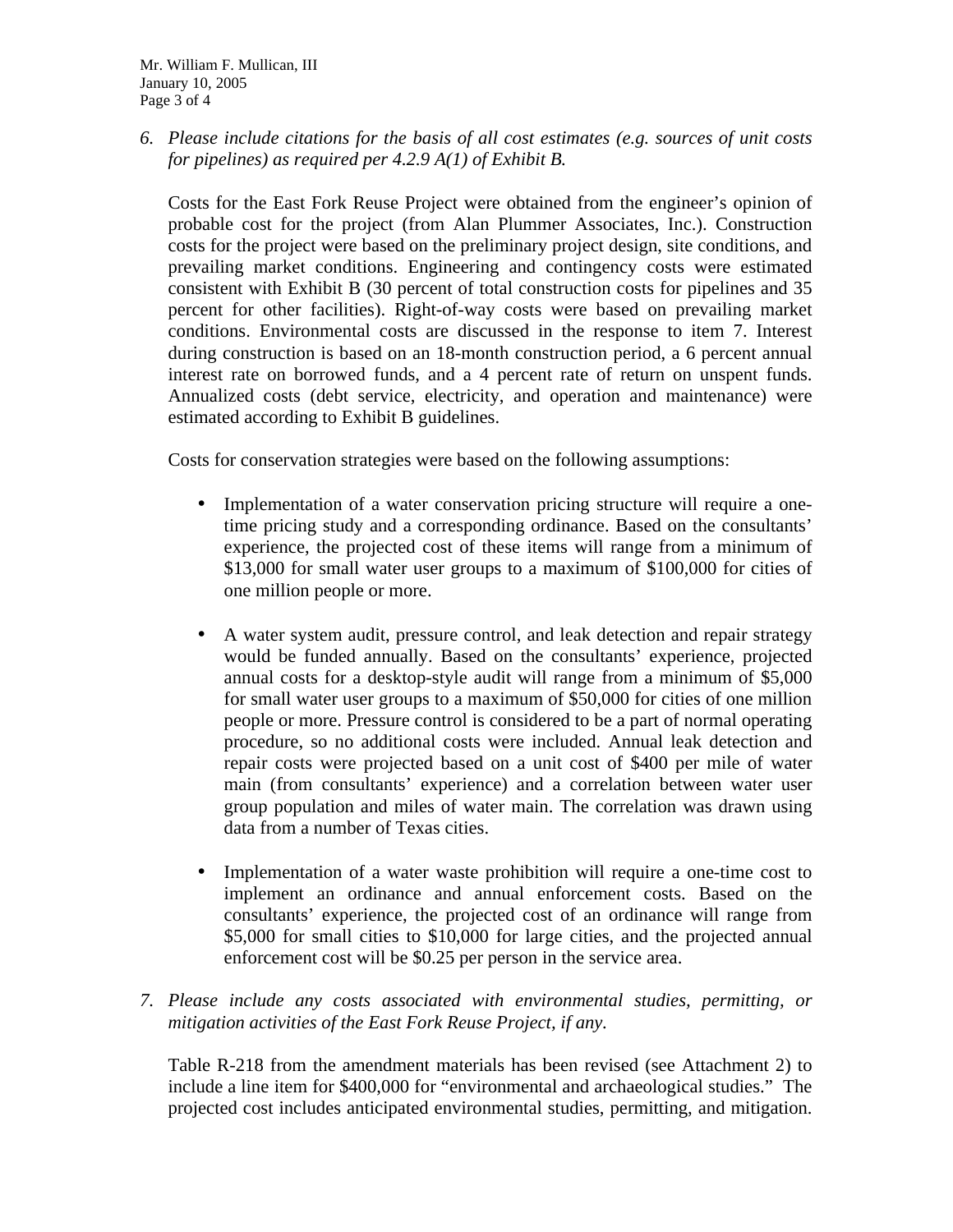6. *Please include citations for the basis of all cost estimates (e.g. sources of unit costs for pipelines) as required per 4.2.9 A(1) of Exhibit B.*

   Costs for the East Fork Reuse Project were obtained from the engineer's opinion of probable cost for the project (from Alan Plummer Associates, Inc.). Construction costs for the project were based on the preliminary project design, site conditions, and prevailing market conditions. Engineering and contingency costs were estimated consistent with Exhibit B (30 percent of total construction costs for pipelines and 35 percent for other facilities). Right-of-way costs were based on prevailing market conditions. Environmental costs are discussed in the response to item 7. Interest during construction is based on an 18-month construction period, a 6 percent annual interest rate on borrowed funds, and a 4 percent rate of return on unspent funds. Annualized costs (debt service, electricity, and operation and maintenance) were estimated according to Exhibit B guidelines.

   Costs for conservation strategies were based on the following assumptions:

   - Implementation of a water conservation pricing structure will require a one-time pricing study and a corresponding ordinance. Based on the consultants' experience, the projected cost of these items will range from a minimum of $13,000 for small water user groups to a maximum of $100,000 for cities of one million people or more.

   - A water system audit, pressure control, and leak detection and repair strategy would be funded annually. Based on the consultants' experience, projected annual costs for a desktop-style audit will range from a minimum of $5,000 for small water user groups to a maximum of $50,000 for cities of one million people or more. Pressure control is considered to be a part of normal operating procedure, so no additional costs were included. Annual leak detection and repair costs were projected based on a unit cost of $400 per mile of water main (from consultants' experience) and a correlation between water user group population and miles of water main. The correlation was drawn using data from a number of Texas cities.

   - Implementation of a water waste prohibition will require a one-time cost to implement an ordinance and annual enforcement costs. Based on the consultants' experience, the projected cost of an ordinance will range from $5,000 for small cities to $10,000 for large cities, and the projected annual enforcement cost will be $0.25 per person in the service area.

7. *Please include any costs associated with environmental studies, permitting, or mitigation activities of the East Fork Reuse Project, if any.*

   Table R-218 from the amendment materials has been revised (see Attachment 2) to include a line item for $400,000 for "environmental and archaeological studies." The projected cost includes anticipated environmental studies, permitting, and mitigation.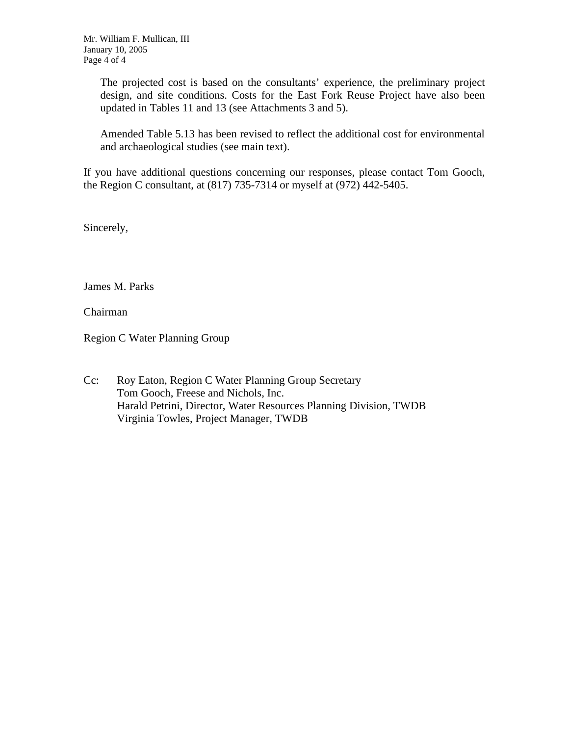The projected cost is based on the consultants' experience, the preliminary project design, and site conditions. Costs for the East Fork Reuse Project have also been updated in Tables 11 and 13 (see Attachments 3 and 5).

Amended Table 5.13 has been revised to reflect the additional cost for environmental and archaeological studies (see main text).

If you have additional questions concerning our responses, please contact Tom Gooch, the Region C consultant, at (817) 735-7314 or myself at (972) 442-5405.

Sincerely,

James M. Parks

Chairman

Region C Water Planning Group

Cc: Roy Eaton, Region C Water Planning Group Secretary
Tom Gooch, Freese and Nichols, Inc.
Harald Petrini, Director, Water Resources Planning Division, TWDB
Virginia Towles, Project Manager, TWDB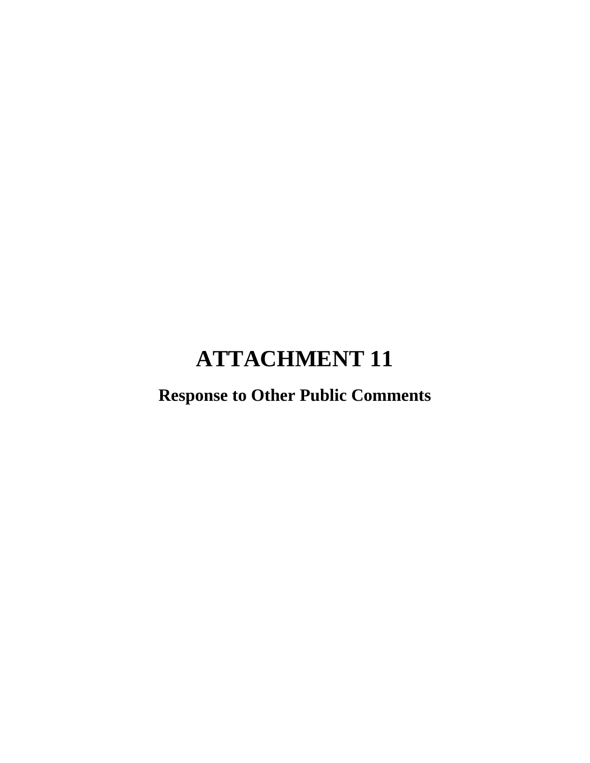# ATTACHMENT 11

## Response to Other Public Comments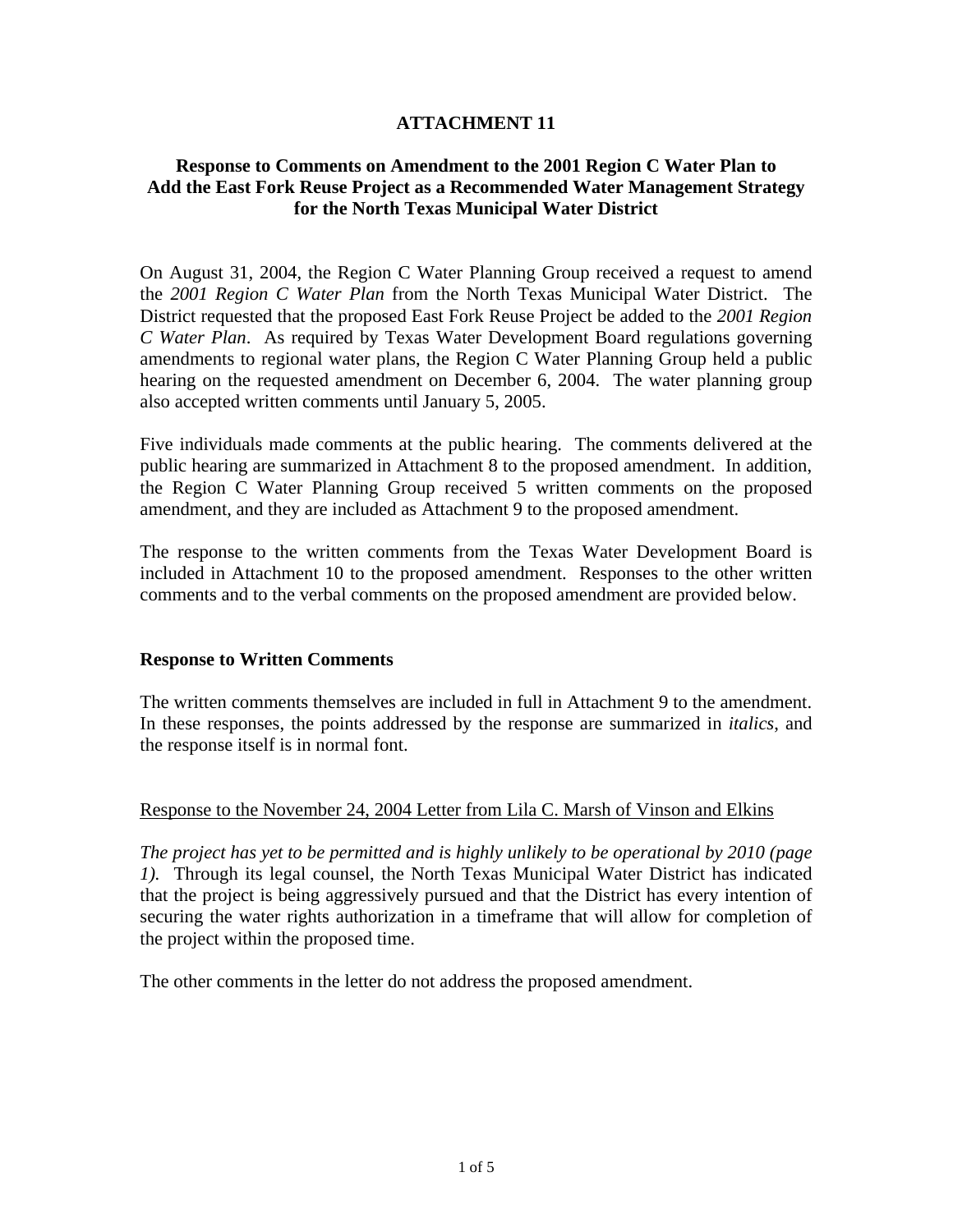# ATTACHMENT 11

## Response to Comments on Amendment to the 2001 Region C Water Plan to Add the East Fork Reuse Project as a Recommended Water Management Strategy for the North Texas Municipal Water District

On August 31, 2004, the Region C Water Planning Group received a request to amend the *2001 Region C Water Plan* from the North Texas Municipal Water District. The District requested that the proposed East Fork Reuse Project be added to the *2001 Region C Water Plan*. As required by Texas Water Development Board regulations governing amendments to regional water plans, the Region C Water Planning Group held a public hearing on the requested amendment on December 6, 2004. The water planning group also accepted written comments until January 5, 2005.

Five individuals made comments at the public hearing. The comments delivered at the public hearing are summarized in Attachment 8 to the proposed amendment. In addition, the Region C Water Planning Group received 5 written comments on the proposed amendment, and they are included as Attachment 9 to the proposed amendment.

The response to the written comments from the Texas Water Development Board is included in Attachment 10 to the proposed amendment. Responses to the other written comments and to the verbal comments on the proposed amendment are provided below.

### Response to Written Comments

The written comments themselves are included in full in Attachment 9 to the amendment. In these responses, the points addressed by the response are summarized in *italics*, and the response itself is in normal font.

<u>Response to the November 24, 2004 Letter from Lila C. Marsh of Vinson and Elkins</u>

*The project has yet to be permitted and is highly unlikely to be operational by 2010 (page 1).* Through its legal counsel, the North Texas Municipal Water District has indicated that the project is being aggressively pursued and that the District has every intention of securing the water rights authorization in a timeframe that will allow for completion of the project within the proposed time.

The other comments in the letter do not address the proposed amendment.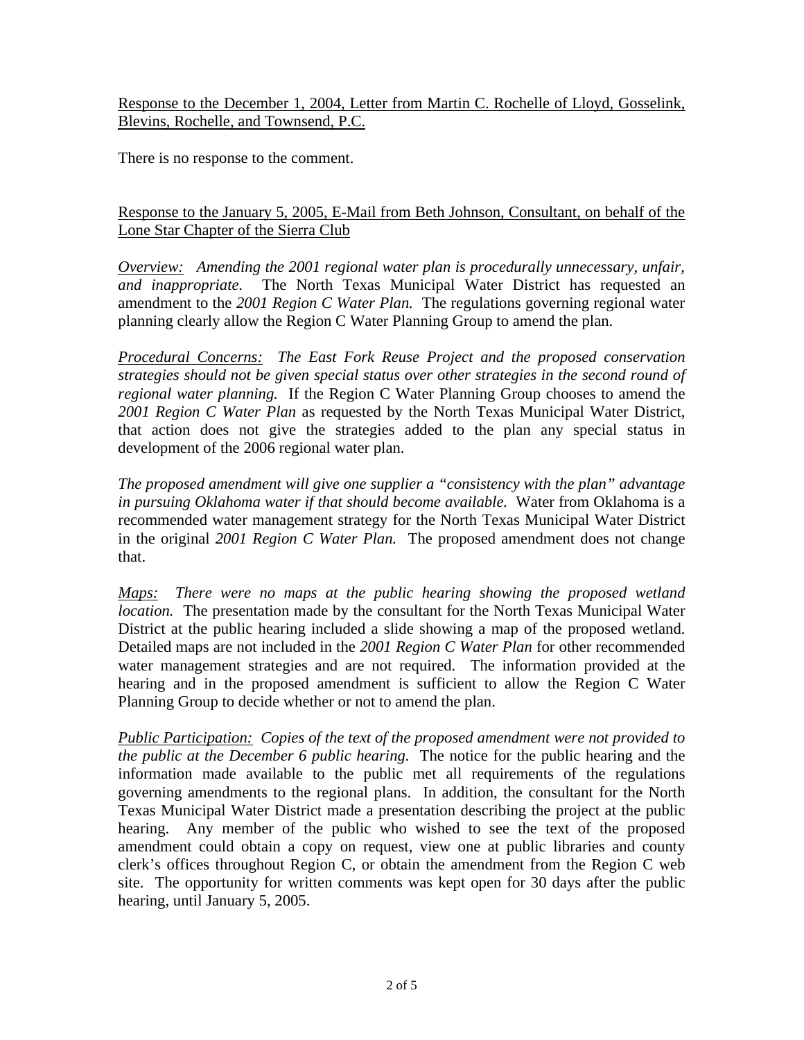<u>Response to the December 1, 2004, Letter from Martin C. Rochelle of Lloyd, Gosselink, Blevins, Rochelle, and Townsend, P.C.</u>

There is no response to the comment.

<u>Response to the January 5, 2005, E-Mail from Beth Johnson, Consultant, on behalf of the Lone Star Chapter of the Sierra Club</u>

*<u>Overview:</u> Amending the 2001 regional water plan is procedurally unnecessary, unfair, and inappropriate.* The North Texas Municipal Water District has requested an amendment to the *2001 Region C Water Plan.* The regulations governing regional water planning clearly allow the Region C Water Planning Group to amend the plan.

*<u>Procedural Concerns:</u> The East Fork Reuse Project and the proposed conservation strategies should not be given special status over other strategies in the second round of regional water planning.* If the Region C Water Planning Group chooses to amend the *2001 Region C Water Plan* as requested by the North Texas Municipal Water District, that action does not give the strategies added to the plan any special status in development of the 2006 regional water plan.

*The proposed amendment will give one supplier a "consistency with the plan" advantage in pursuing Oklahoma water if that should become available.* Water from Oklahoma is a recommended water management strategy for the North Texas Municipal Water District in the original *2001 Region C Water Plan.* The proposed amendment does not change that.

*<u>Maps:</u> There were no maps at the public hearing showing the proposed wetland location.* The presentation made by the consultant for the North Texas Municipal Water District at the public hearing included a slide showing a map of the proposed wetland. Detailed maps are not included in the *2001 Region C Water Plan* for other recommended water management strategies and are not required. The information provided at the hearing and in the proposed amendment is sufficient to allow the Region C Water Planning Group to decide whether or not to amend the plan.

*<u>Public Participation:</u> Copies of the text of the proposed amendment were not provided to the public at the December 6 public hearing.* The notice for the public hearing and the information made available to the public met all requirements of the regulations governing amendments to the regional plans. In addition, the consultant for the North Texas Municipal Water District made a presentation describing the project at the public hearing. Any member of the public who wished to see the text of the proposed amendment could obtain a copy on request, view one at public libraries and county clerk's offices throughout Region C, or obtain the amendment from the Region C web site. The opportunity for written comments was kept open for 30 days after the public hearing, until January 5, 2005.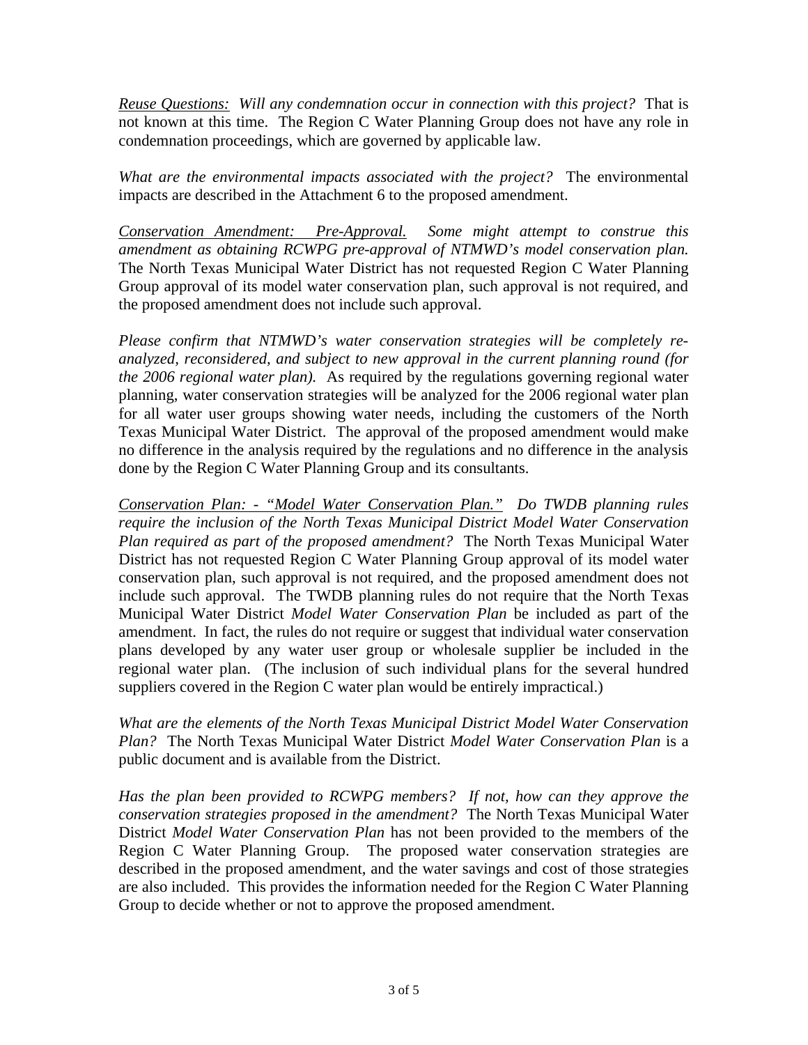<u>*Reuse Questions:*</u> *Will any condemnation occur in connection with this project?* That is not known at this time. The Region C Water Planning Group does not have any role in condemnation proceedings, which are governed by applicable law.

*What are the environmental impacts associated with the project?* The environmental impacts are described in the Attachment 6 to the proposed amendment.

<u>*Conservation Amendment: Pre-Approval.*</u> *Some might attempt to construe this amendment as obtaining RCWPG pre-approval of NTMWD's model conservation plan.* The North Texas Municipal Water District has not requested Region C Water Planning Group approval of its model water conservation plan, such approval is not required, and the proposed amendment does not include such approval.

*Please confirm that NTMWD's water conservation strategies will be completely re-analyzed, reconsidered, and subject to new approval in the current planning round (for the 2006 regional water plan).* As required by the regulations governing regional water planning, water conservation strategies will be analyzed for the 2006 regional water plan for all water user groups showing water needs, including the customers of the North Texas Municipal Water District. The approval of the proposed amendment would make no difference in the analysis required by the regulations and no difference in the analysis done by the Region C Water Planning Group and its consultants.

<u>*Conservation Plan: - "Model Water Conservation Plan."*</u> *Do TWDB planning rules require the inclusion of the North Texas Municipal District Model Water Conservation Plan required as part of the proposed amendment?* The North Texas Municipal Water District has not requested Region C Water Planning Group approval of its model water conservation plan, such approval is not required, and the proposed amendment does not include such approval. The TWDB planning rules do not require that the North Texas Municipal Water District *Model Water Conservation Plan* be included as part of the amendment. In fact, the rules do not require or suggest that individual water conservation plans developed by any water user group or wholesale supplier be included in the regional water plan. (The inclusion of such individual plans for the several hundred suppliers covered in the Region C water plan would be entirely impractical.)

*What are the elements of the North Texas Municipal District Model Water Conservation Plan?* The North Texas Municipal Water District *Model Water Conservation Plan* is a public document and is available from the District.

*Has the plan been provided to RCWPG members? If not, how can they approve the conservation strategies proposed in the amendment?* The North Texas Municipal Water District *Model Water Conservation Plan* has not been provided to the members of the Region C Water Planning Group. The proposed water conservation strategies are described in the proposed amendment, and the water savings and cost of those strategies are also included. This provides the information needed for the Region C Water Planning Group to decide whether or not to approve the proposed amendment.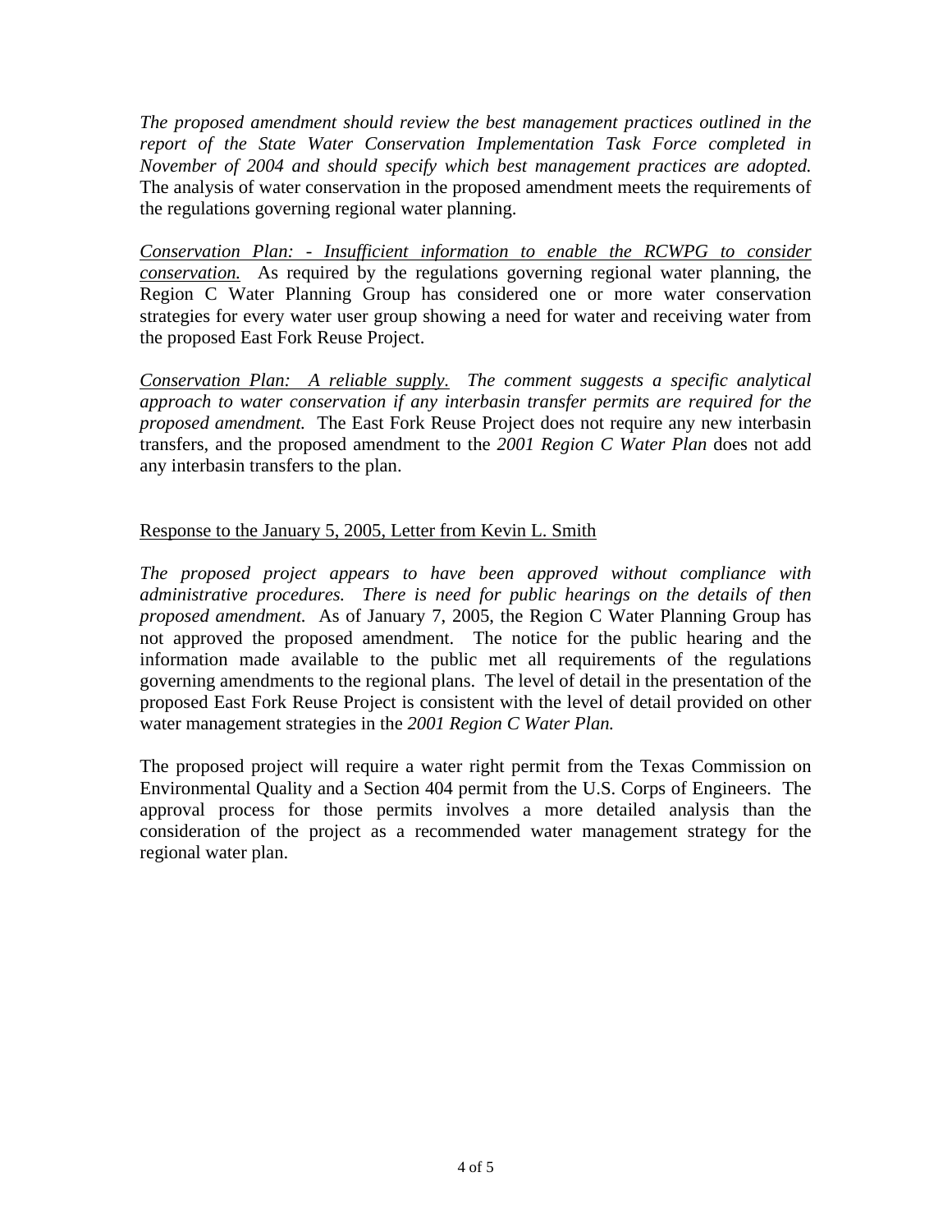*The proposed amendment should review the best management practices outlined in the report of the State Water Conservation Implementation Task Force completed in November of 2004 and should specify which best management practices are adopted.* The analysis of water conservation in the proposed amendment meets the requirements of the regulations governing regional water planning.

*Conservation Plan: - Insufficient information to enable the RCWPG to consider conservation.* As required by the regulations governing regional water planning, the Region C Water Planning Group has considered one or more water conservation strategies for every water user group showing a need for water and receiving water from the proposed East Fork Reuse Project.

*Conservation Plan: A reliable supply. The comment suggests a specific analytical approach to water conservation if any interbasin transfer permits are required for the proposed amendment.* The East Fork Reuse Project does not require any new interbasin transfers, and the proposed amendment to the *2001 Region C Water Plan* does not add any interbasin transfers to the plan.

Response to the January 5, 2005, Letter from Kevin L. Smith

*The proposed project appears to have been approved without compliance with administrative procedures. There is need for public hearings on the details of then proposed amendment.* As of January 7, 2005, the Region C Water Planning Group has not approved the proposed amendment. The notice for the public hearing and the information made available to the public met all requirements of the regulations governing amendments to the regional plans. The level of detail in the presentation of the proposed East Fork Reuse Project is consistent with the level of detail provided on other water management strategies in the *2001 Region C Water Plan.*

The proposed project will require a water right permit from the Texas Commission on Environmental Quality and a Section 404 permit from the U.S. Corps of Engineers. The approval process for those permits involves a more detailed analysis than the consideration of the project as a recommended water management strategy for the regional water plan.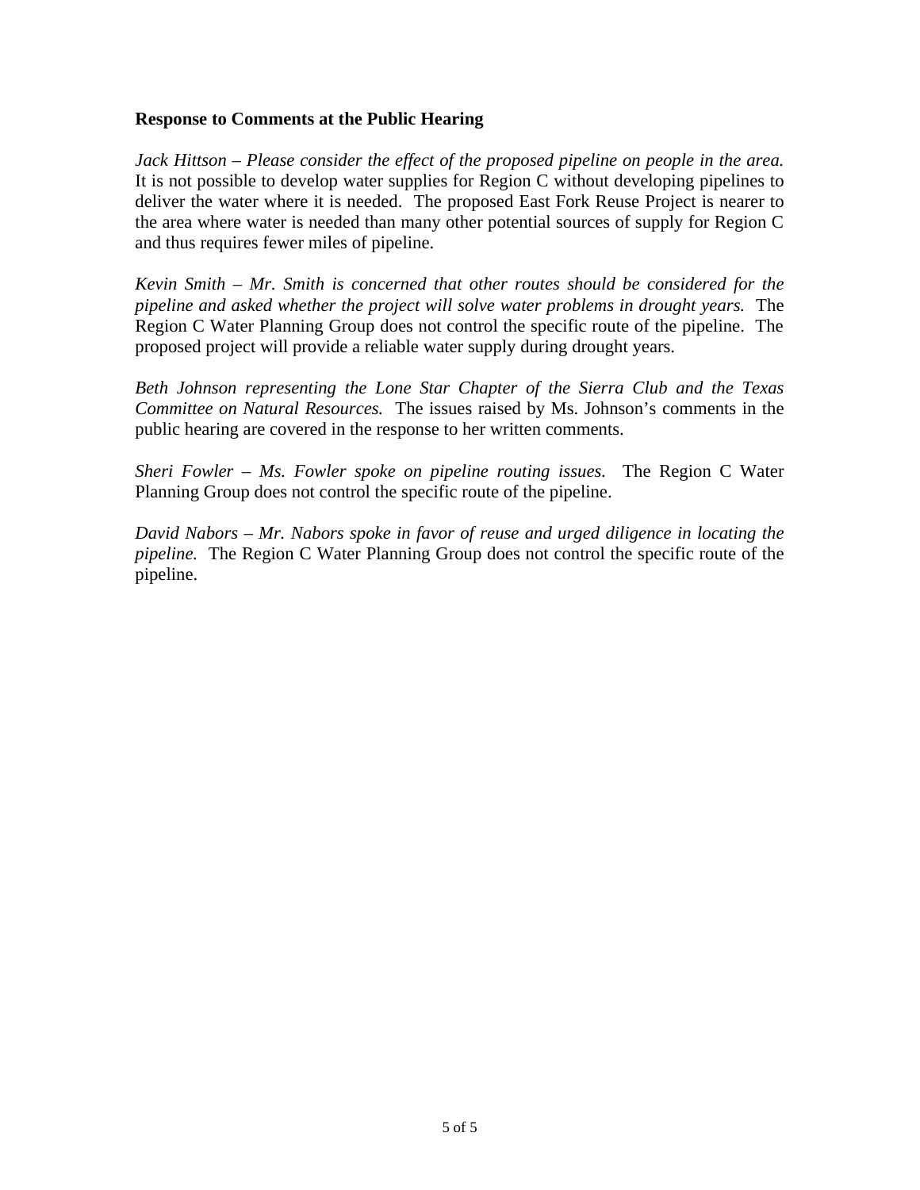**Response to Comments at the Public Hearing**

*Jack Hittson – Please consider the effect of the proposed pipeline on people in the area.* It is not possible to develop water supplies for Region C without developing pipelines to deliver the water where it is needed. The proposed East Fork Reuse Project is nearer to the area where water is needed than many other potential sources of supply for Region C and thus requires fewer miles of pipeline.

*Kevin Smith – Mr. Smith is concerned that other routes should be considered for the pipeline and asked whether the project will solve water problems in drought years.* The Region C Water Planning Group does not control the specific route of the pipeline. The proposed project will provide a reliable water supply during drought years.

*Beth Johnson representing the Lone Star Chapter of the Sierra Club and the Texas Committee on Natural Resources.* The issues raised by Ms. Johnson's comments in the public hearing are covered in the response to her written comments.

*Sheri Fowler – Ms. Fowler spoke on pipeline routing issues.* The Region C Water Planning Group does not control the specific route of the pipeline.

*David Nabors – Mr. Nabors spoke in favor of reuse and urged diligence in locating the pipeline.* The Region C Water Planning Group does not control the specific route of the pipeline.